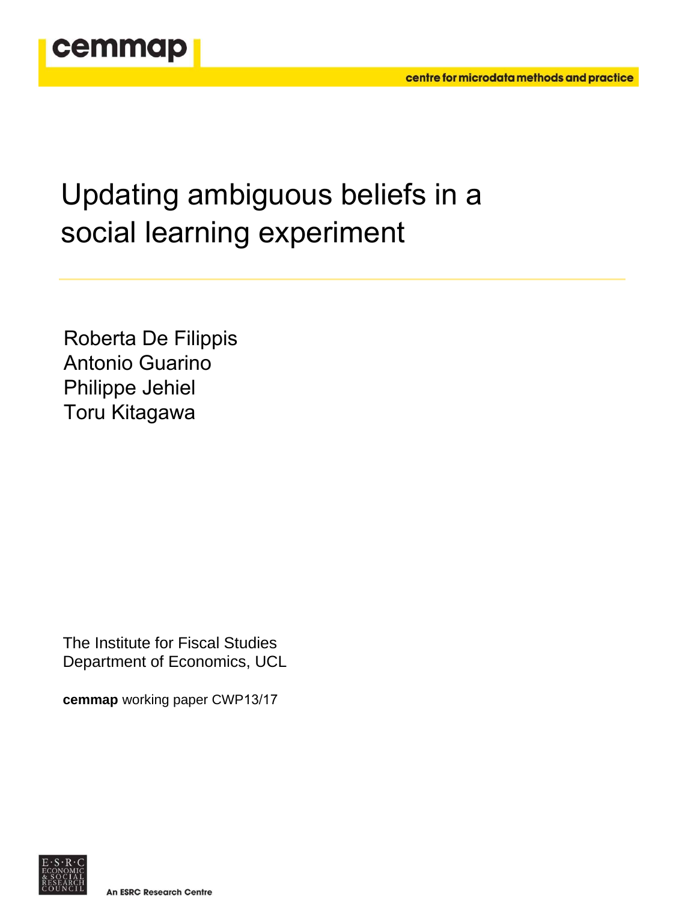cemmap

centre for microdata methods and practice

# Updating ambiguous beliefs in a social learning experiment

Roberta De Filippis
Antonio Guarino
Philippe Jehiel
Toru Kitagawa

The Institute for Fiscal Studies
Department of Economics, UCL

**cemmap** working paper CWP13/17

An ESRC Research Centre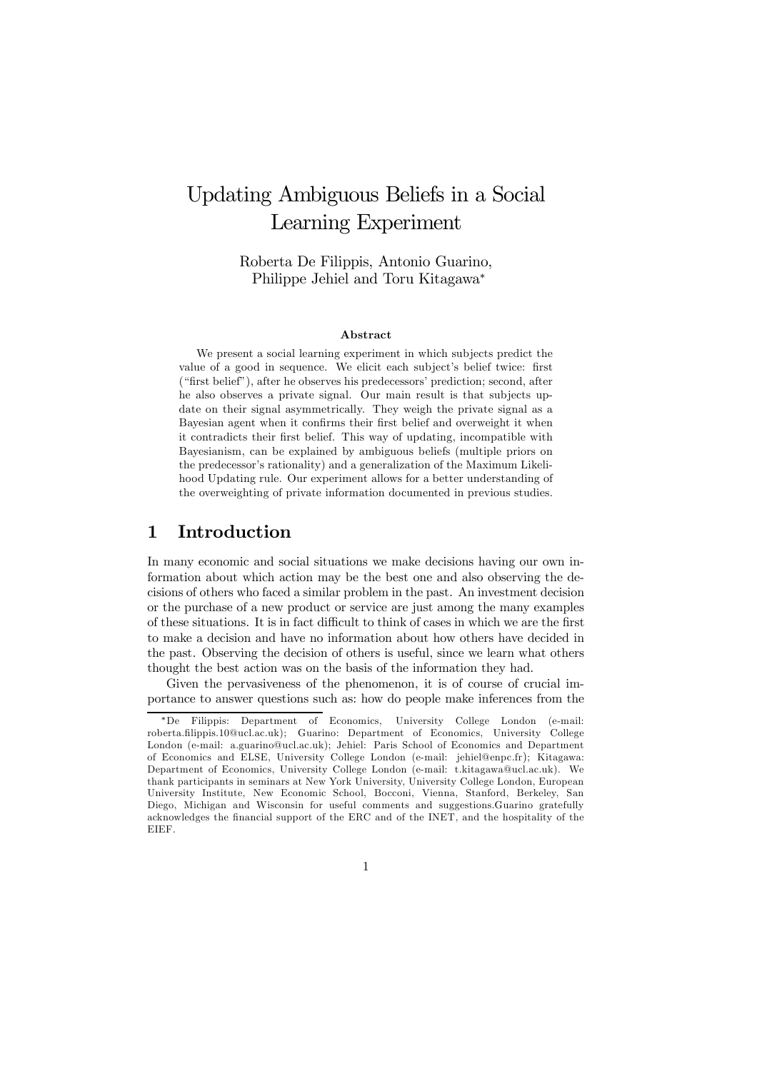# Updating Ambiguous Beliefs in a Social Learning Experiment

Roberta De Filippis, Antonio Guarino, Philippe Jehiel and Toru Kitagawa*

### Abstract

We present a social learning experiment in which subjects predict the value of a good in sequence. We elicit each subject's belief twice: first ("first belief"), after he observes his predecessors' prediction; second, after he also observes a private signal. Our main result is that subjects update on their signal asymmetrically. They weigh the private signal as a Bayesian agent when it confirms their first belief and overweight it when it contradicts their first belief. This way of updating, incompatible with Bayesianism, can be explained by ambiguous beliefs (multiple priors on the predecessor's rationality) and a generalization of the Maximum Likelihood Updating rule. Our experiment allows for a better understanding of the overweighting of private information documented in previous studies.

## 1 Introduction

In many economic and social situations we make decisions having our own information about which action may be the best one and also observing the decisions of others who faced a similar problem in the past. An investment decision or the purchase of a new product or service are just among the many examples of these situations. It is in fact difficult to think of cases in which we are the first to make a decision and have no information about how others have decided in the past. Observing the decision of others is useful, since we learn what others thought the best action was on the basis of the information they had.

Given the pervasiveness of the phenomenon, it is of course of crucial importance to answer questions such as: how do people make inferences from the

---

*De Filippis: Department of Economics, University College London (e-mail: roberta.filippis.10@ucl.ac.uk); Guarino: Department of Economics, University College London (e-mail: a.guarino@ucl.ac.uk); Jehiel: Paris School of Economics and Department of Economics and ELSE, University College London (e-mail: jehiel@enpc.fr); Kitagawa: Department of Economics, University College London (e-mail: t.kitagawa@ucl.ac.uk). We thank participants in seminars at New York University, University College London, European University Institute, New Economic School, Bocconi, Vienna, Stanford, Berkeley, San Diego, Michigan and Wisconsin for useful comments and suggestions.Guarino gratefully acknowledges the financial support of the ERC and of the INET, and the hospitality of the EIEF.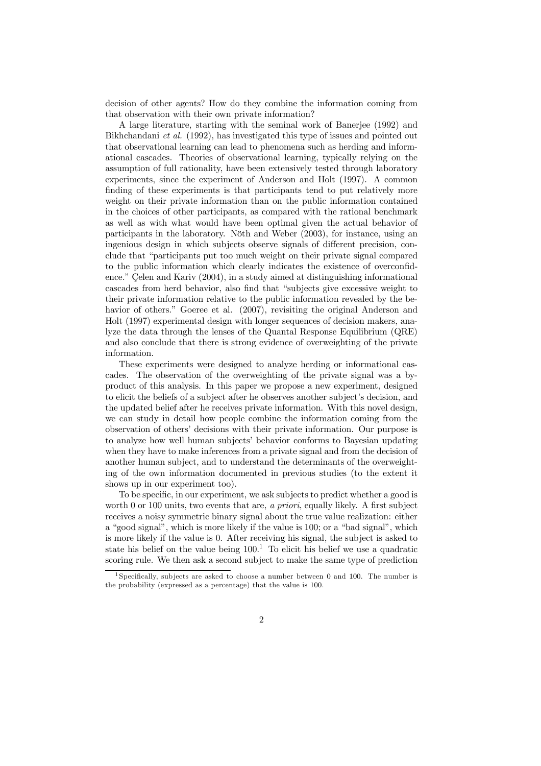decision of other agents? How do they combine the information coming from that observation with their own private information?

A large literature, starting with the seminal work of Banerjee (1992) and Bikhchandani *et al.* (1992), has investigated this type of issues and pointed out that observational learning can lead to phenomena such as herding and informational cascades. Theories of observational learning, typically relying on the assumption of full rationality, have been extensively tested through laboratory experiments, since the experiment of Anderson and Holt (1997). A common finding of these experiments is that participants tend to put relatively more weight on their private information than on the public information contained in the choices of other participants, as compared with the rational benchmark as well as with what would have been optimal given the actual behavior of participants in the laboratory. Nöth and Weber (2003), for instance, using an ingenious design in which subjects observe signals of different precision, conclude that "participants put too much weight on their private signal compared to the public information which clearly indicates the existence of overconfidence." Çelen and Kariv (2004), in a study aimed at distinguishing informational cascades from herd behavior, also find that "subjects give excessive weight to their private information relative to the public information revealed by the behavior of others." Goeree et al. (2007), revisiting the original Anderson and Holt (1997) experimental design with longer sequences of decision makers, analyze the data through the lenses of the Quantal Response Equilibrium (QRE) and also conclude that there is strong evidence of overweighting of the private information.

These experiments were designed to analyze herding or informational cascades. The observation of the overweighting of the private signal was a by-product of this analysis. In this paper we propose a new experiment, designed to elicit the beliefs of a subject after he observes another subject's decision, and the updated belief after he receives private information. With this novel design, we can study in detail how people combine the information coming from the observation of others' decisions with their private information. Our purpose is to analyze how well human subjects' behavior conforms to Bayesian updating when they have to make inferences from a private signal and from the decision of another human subject, and to understand the determinants of the overweighting of the own information documented in previous studies (to the extent it shows up in our experiment too).

To be specific, in our experiment, we ask subjects to predict whether a good is worth 0 or 100 units, two events that are, *a priori*, equally likely. A first subject receives a noisy symmetric binary signal about the true value realization: either a "good signal", which is more likely if the value is 100; or a "bad signal", which is more likely if the value is 0. After receiving his signal, the subject is asked to state his belief on the value being 100.[1] To elicit his belief we use a quadratic scoring rule. We then ask a second subject to make the same type of prediction

[1] Specifically, subjects are asked to choose a number between 0 and 100. The number is the probability (expressed as a percentage) that the value is 100.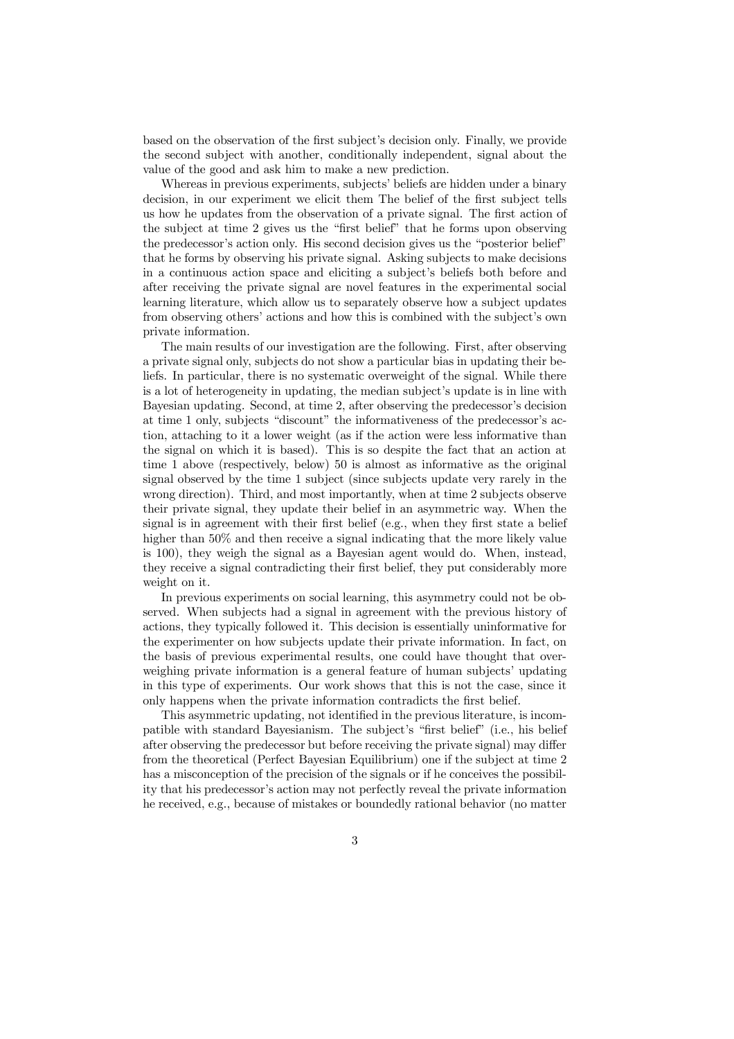based on the observation of the first subject's decision only. Finally, we provide the second subject with another, conditionally independent, signal about the value of the good and ask him to make a new prediction.

Whereas in previous experiments, subjects' beliefs are hidden under a binary decision, in our experiment we elicit them The belief of the first subject tells us how he updates from the observation of a private signal. The first action of the subject at time 2 gives us the "first belief" that he forms upon observing the predecessor's action only. His second decision gives us the "posterior belief" that he forms by observing his private signal. Asking subjects to make decisions in a continuous action space and eliciting a subject's beliefs both before and after receiving the private signal are novel features in the experimental social learning literature, which allow us to separately observe how a subject updates from observing others' actions and how this is combined with the subject's own private information.

The main results of our investigation are the following. First, after observing a private signal only, subjects do not show a particular bias in updating their beliefs. In particular, there is no systematic overweight of the signal. While there is a lot of heterogeneity in updating, the median subject's update is in line with Bayesian updating. Second, at time 2, after observing the predecessor's decision at time 1 only, subjects "discount" the informativeness of the predecessor's action, attaching to it a lower weight (as if the action were less informative than the signal on which it is based). This is so despite the fact that an action at time 1 above (respectively, below) 50 is almost as informative as the original signal observed by the time 1 subject (since subjects update very rarely in the wrong direction). Third, and most importantly, when at time 2 subjects observe their private signal, they update their belief in an asymmetric way. When the signal is in agreement with their first belief (e.g., when they first state a belief higher than 50% and then receive a signal indicating that the more likely value is 100), they weigh the signal as a Bayesian agent would do. When, instead, they receive a signal contradicting their first belief, they put considerably more weight on it.

In previous experiments on social learning, this asymmetry could not be observed. When subjects had a signal in agreement with the previous history of actions, they typically followed it. This decision is essentially uninformative for the experimenter on how subjects update their private information. In fact, on the basis of previous experimental results, one could have thought that overweighing private information is a general feature of human subjects' updating in this type of experiments. Our work shows that this is not the case, since it only happens when the private information contradicts the first belief.

This asymmetric updating, not identified in the previous literature, is incompatible with standard Bayesianism. The subject's "first belief" (i.e., his belief after observing the predecessor but before receiving the private signal) may differ from the theoretical (Perfect Bayesian Equilibrium) one if the subject at time 2 has a misconception of the precision of the signals or if he conceives the possibility that his predecessor's action may not perfectly reveal the private information he received, e.g., because of mistakes or boundedly rational behavior (no matter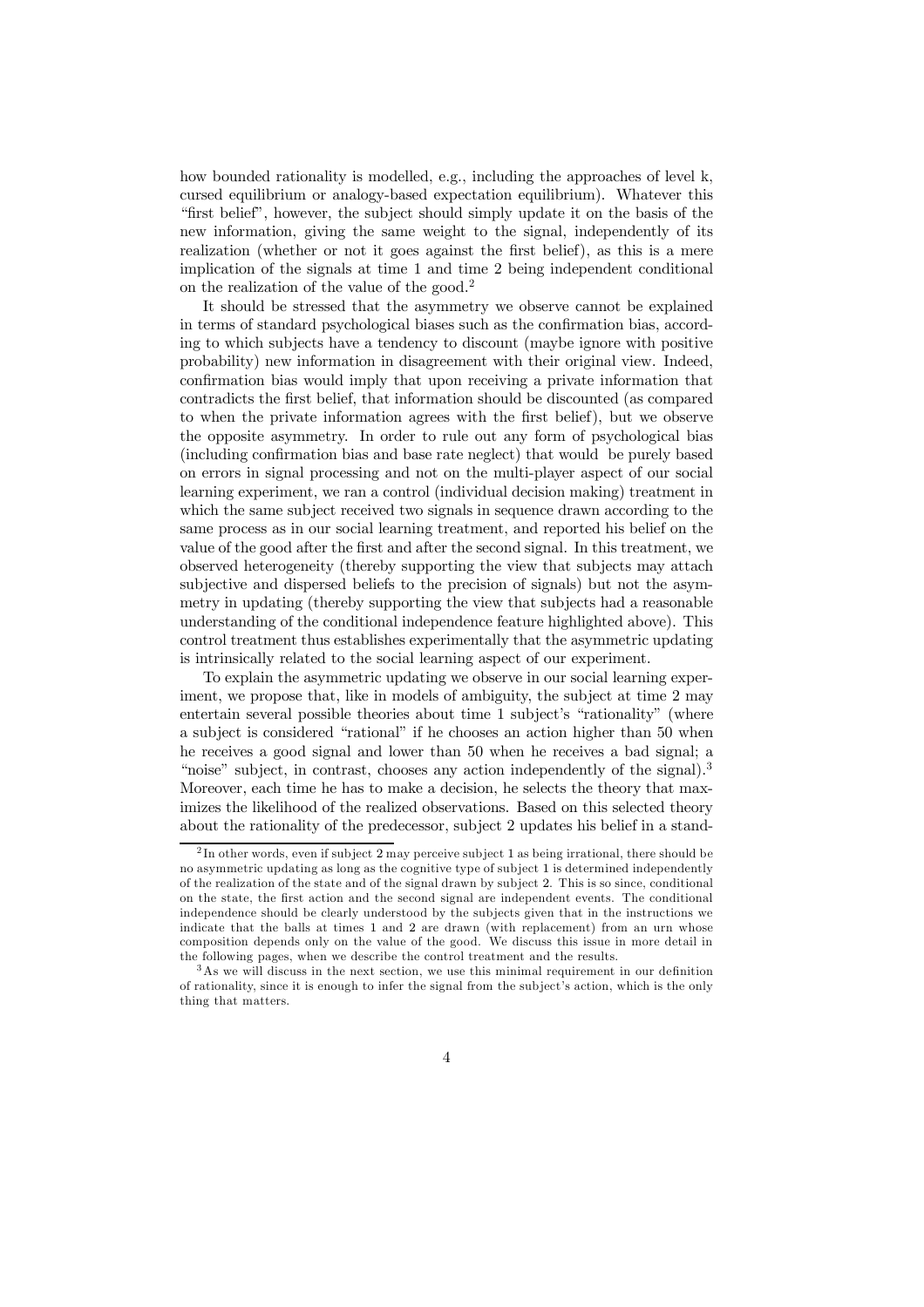how bounded rationality is modelled, e.g., including the approaches of level k, cursed equilibrium or analogy-based expectation equilibrium). Whatever this "first belief", however, the subject should simply update it on the basis of the new information, giving the same weight to the signal, independently of its realization (whether or not it goes against the first belief), as this is a mere implication of the signals at time 1 and time 2 being independent conditional on the realization of the value of the good.[2]

It should be stressed that the asymmetry we observe cannot be explained in terms of standard psychological biases such as the confirmation bias, according to which subjects have a tendency to discount (maybe ignore with positive probability) new information in disagreement with their original view. Indeed, confirmation bias would imply that upon receiving a private information that contradicts the first belief, that information should be discounted (as compared to when the private information agrees with the first belief), but we observe the opposite asymmetry. In order to rule out any form of psychological bias (including confirmation bias and base rate neglect) that would be purely based on errors in signal processing and not on the multi-player aspect of our social learning experiment, we ran a control (individual decision making) treatment in which the same subject received two signals in sequence drawn according to the same process as in our social learning treatment, and reported his belief on the value of the good after the first and after the second signal. In this treatment, we observed heterogeneity (thereby supporting the view that subjects may attach subjective and dispersed beliefs to the precision of signals) but not the asymmetry in updating (thereby supporting the view that subjects had a reasonable understanding of the conditional independence feature highlighted above). This control treatment thus establishes experimentally that the asymmetric updating is intrinsically related to the social learning aspect of our experiment.

To explain the asymmetric updating we observe in our social learning experiment, we propose that, like in models of ambiguity, the subject at time 2 may entertain several possible theories about time 1 subject's "rationality" (where a subject is considered "rational" if he chooses an action higher than 50 when he receives a good signal and lower than 50 when he receives a bad signal; a "noise" subject, in contrast, chooses any action independently of the signal).[3] Moreover, each time he has to make a decision, he selects the theory that maximizes the likelihood of the realized observations. Based on this selected theory about the rationality of the predecessor, subject 2 updates his belief in a stand-

[2] In other words, even if subject 2 may perceive subject 1 as being irrational, there should be no asymmetric updating as long as the cognitive type of subject 1 is determined independently of the realization of the state and of the signal drawn by subject 2. This is so since, conditional on the state, the first action and the second signal are independent events. The conditional independence should be clearly understood by the subjects given that in the instructions we indicate that the balls at times 1 and 2 are drawn (with replacement) from an urn whose composition depends only on the value of the good. We discuss this issue in more detail in the following pages, when we describe the control treatment and the results.

[3] As we will discuss in the next section, we use this minimal requirement in our definition of rationality, since it is enough to infer the signal from the subject's action, which is the only thing that matters.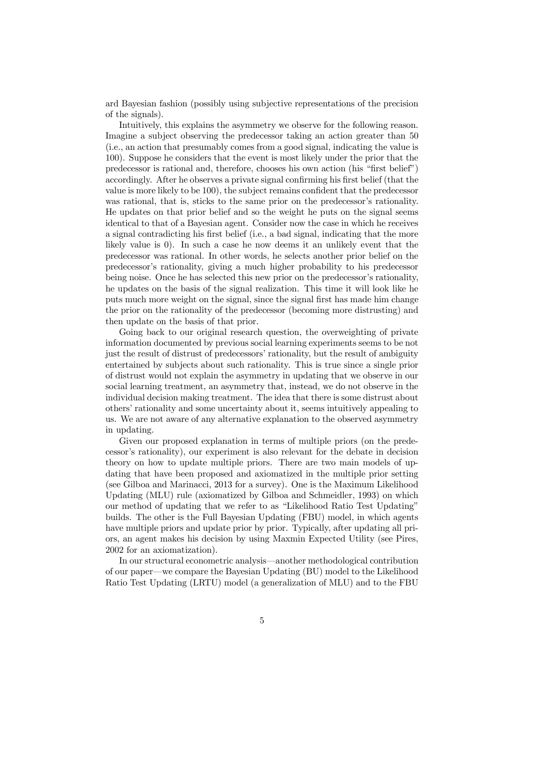ard Bayesian fashion (possibly using subjective representations of the precision of the signals).

Intuitively, this explains the asymmetry we observe for the following reason. Imagine a subject observing the predecessor taking an action greater than 50 (i.e., an action that presumably comes from a good signal, indicating the value is 100). Suppose he considers that the event is most likely under the prior that the predecessor is rational and, therefore, chooses his own action (his "first belief") accordingly. After he observes a private signal confirming his first belief (that the value is more likely to be 100), the subject remains confident that the predecessor was rational, that is, sticks to the same prior on the predecessor's rationality. He updates on that prior belief and so the weight he puts on the signal seems identical to that of a Bayesian agent. Consider now the case in which he receives a signal contradicting his first belief (i.e., a bad signal, indicating that the more likely value is 0). In such a case he now deems it an unlikely event that the predecessor was rational. In other words, he selects another prior belief on the predecessor's rationality, giving a much higher probability to his predecessor being noise. Once he has selected this new prior on the predecessor's rationality, he updates on the basis of the signal realization. This time it will look like he puts much more weight on the signal, since the signal first has made him change the prior on the rationality of the predecessor (becoming more distrusting) and then update on the basis of that prior.

Going back to our original research question, the overweighting of private information documented by previous social learning experiments seems to be not just the result of distrust of predecessors' rationality, but the result of ambiguity entertained by subjects about such rationality. This is true since a single prior of distrust would not explain the asymmetry in updating that we observe in our social learning treatment, an asymmetry that, instead, we do not observe in the individual decision making treatment. The idea that there is some distrust about others' rationality and some uncertainty about it, seems intuitively appealing to us. We are not aware of any alternative explanation to the observed asymmetry in updating.

Given our proposed explanation in terms of multiple priors (on the predecessor's rationality), our experiment is also relevant for the debate in decision theory on how to update multiple priors. There are two main models of updating that have been proposed and axiomatized in the multiple prior setting (see Gilboa and Marinacci, 2013 for a survey). One is the Maximum Likelihood Updating (MLU) rule (axiomatized by Gilboa and Schmeidler, 1993) on which our method of updating that we refer to as "Likelihood Ratio Test Updating" builds. The other is the Full Bayesian Updating (FBU) model, in which agents have multiple priors and update prior by prior. Typically, after updating all priors, an agent makes his decision by using Maxmin Expected Utility (see Pires, 2002 for an axiomatization).

In our structural econometric analysis—another methodological contribution of our paper—we compare the Bayesian Updating (BU) model to the Likelihood Ratio Test Updating (LRTU) model (a generalization of MLU) and to the FBU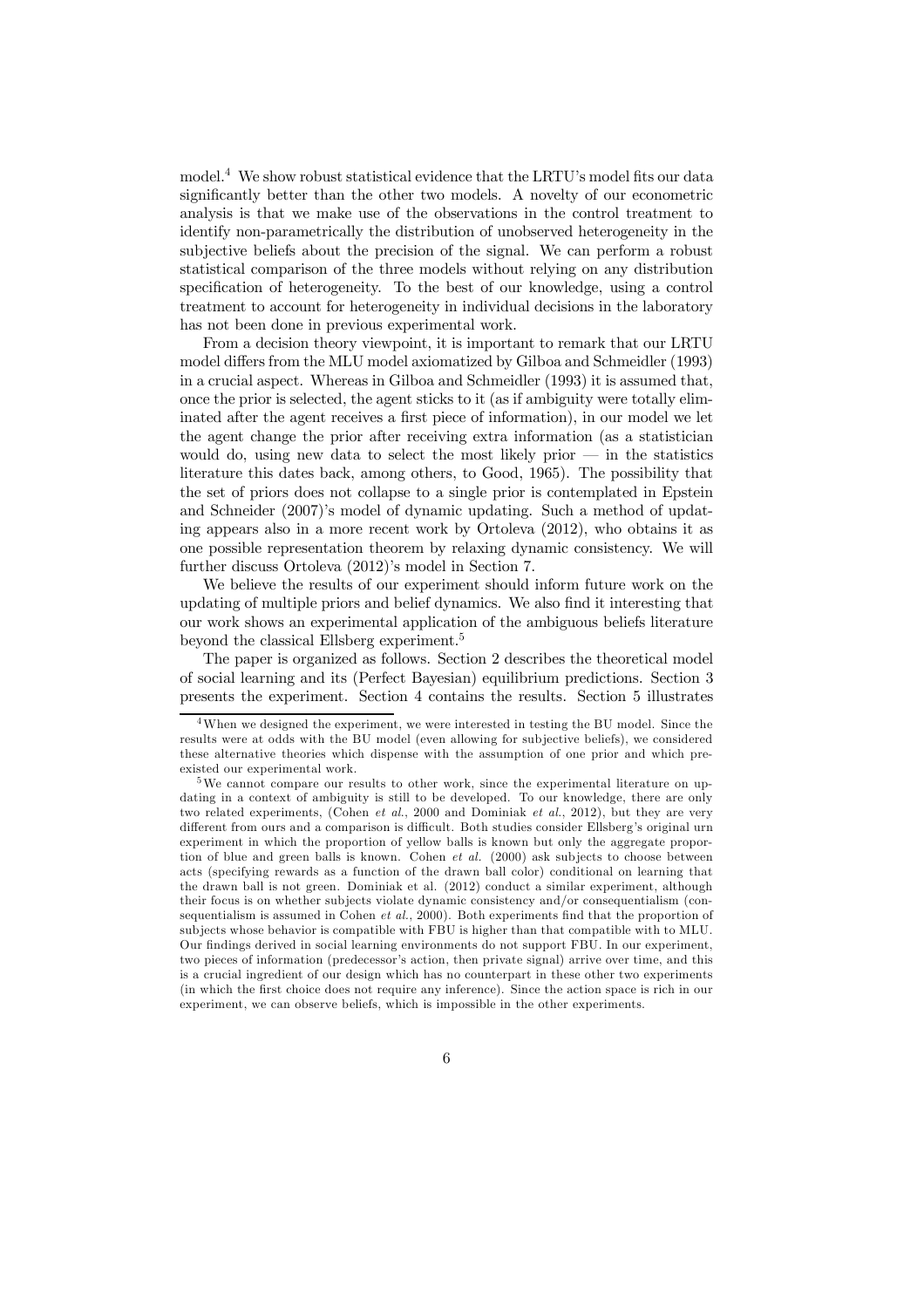model.[4] We show robust statistical evidence that the LRTU's model fits our data significantly better than the other two models. A novelty of our econometric analysis is that we make use of the observations in the control treatment to identify non-parametrically the distribution of unobserved heterogeneity in the subjective beliefs about the precision of the signal. We can perform a robust statistical comparison of the three models without relying on any distribution specification of heterogeneity. To the best of our knowledge, using a control treatment to account for heterogeneity in individual decisions in the laboratory has not been done in previous experimental work.

From a decision theory viewpoint, it is important to remark that our LRTU model differs from the MLU model axiomatized by Gilboa and Schmeidler (1993) in a crucial aspect. Whereas in Gilboa and Schmeidler (1993) it is assumed that, once the prior is selected, the agent sticks to it (as if ambiguity were totally eliminated after the agent receives a first piece of information), in our model we let the agent change the prior after receiving extra information (as a statistician would do, using new data to select the most likely prior — in the statistics literature this dates back, among others, to Good, 1965). The possibility that the set of priors does not collapse to a single prior is contemplated in Epstein and Schneider (2007)'s model of dynamic updating. Such a method of updating appears also in a more recent work by Ortoleva (2012), who obtains it as one possible representation theorem by relaxing dynamic consistency. We will further discuss Ortoleva (2012)'s model in Section 7.

We believe the results of our experiment should inform future work on the updating of multiple priors and belief dynamics. We also find it interesting that our work shows an experimental application of the ambiguous beliefs literature beyond the classical Ellsberg experiment.[5]

The paper is organized as follows. Section 2 describes the theoretical model of social learning and its (Perfect Bayesian) equilibrium predictions. Section 3 presents the experiment. Section 4 contains the results. Section 5 illustrates

[4] When we designed the experiment, we were interested in testing the BU model. Since the results were at odds with the BU model (even allowing for subjective beliefs), we considered these alternative theories which dispense with the assumption of one prior and which pre-existed our experimental work.

[5] We cannot compare our results to other work, since the experimental literature on updating in a context of ambiguity is still to be developed. To our knowledge, there are only two related experiments, (Cohen *et al.*, 2000 and Dominiak *et al.*, 2012), but they are very different from ours and a comparison is difficult. Both studies consider Ellsberg's original urn experiment in which the proportion of yellow balls is known but only the aggregate proportion of blue and green balls is known. Cohen *et al.* (2000) ask subjects to choose between acts (specifying rewards as a function of the drawn ball color) conditional on learning that the drawn ball is not green. Dominiak et al. (2012) conduct a similar experiment, although their focus is on whether subjects violate dynamic consistency and/or consequentialism (consequentialism is assumed in Cohen *et al.*, 2000). Both experiments find that the proportion of subjects whose behavior is compatible with FBU is higher than that compatible with to MLU. Our findings derived in social learning environments do not support FBU. In our experiment, two pieces of information (predecessor's action, then private signal) arrive over time, and this is a crucial ingredient of our design which has no counterpart in these other two experiments (in which the first choice does not require any inference). Since the action space is rich in our experiment, we can observe beliefs, which is impossible in the other experiments.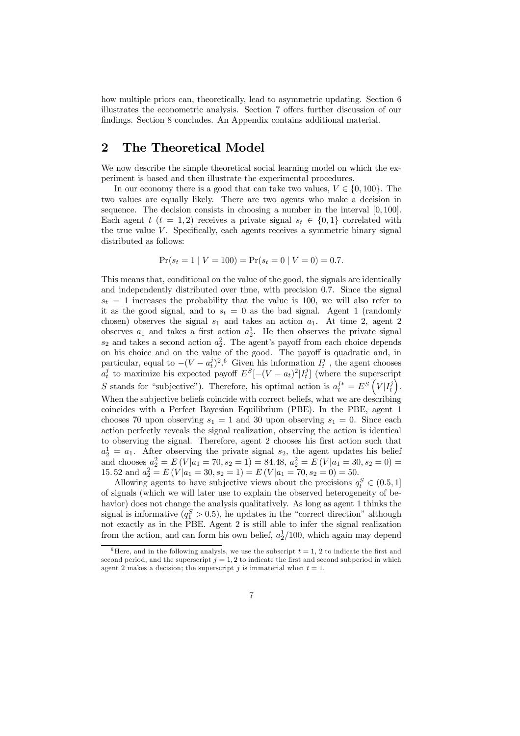how multiple priors can, theoretically, lead to asymmetric updating. Section 6 illustrates the econometric analysis. Section 7 offers further discussion of our findings. Section 8 concludes. An Appendix contains additional material.

## 2 The Theoretical Model

We now describe the simple theoretical social learning model on which the experiment is based and then illustrate the experimental procedures.

In our economy there is a good that can take two values, $V \in \{0, 100\}$. The two values are equally likely. There are two agents who make a decision in sequence. The decision consists in choosing a number in the interval $[0, 100]$. Each agent $t$ $(t = 1, 2)$ receives a private signal $s_t \in \{0, 1\}$ correlated with the true value $V$. Specifically, each agents receives a symmetric binary signal distributed as follows:

$$\Pr(s_t = 1 \mid V = 100) = \Pr(s_t = 0 \mid V = 0) = 0.7.$$

This means that, conditional on the value of the good, the signals are identically and independently distributed over time, with precision 0.7. Since the signal $s_t = 1$ increases the probability that the value is 100, we will also refer to it as the good signal, and to $s_t = 0$ as the bad signal. Agent 1 (randomly chosen) observes the signal $s_1$ and takes an action $a_1$. At time 2, agent 2 observes $a_1$ and takes a first action $a_2^1$. He then observes the private signal $s_2$ and takes a second action $a_2^2$. The agent's payoff from each choice depends on his choice and on the value of the good. The payoff is quadratic and, in particular, equal to $-(V - a_t^j)^2$.[6] Given his information $I_t^j$ , the agent chooses $a_t^j$ to maximize his expected payoff $E^S[-(V - a_t)^2|I_t^j]$ (where the superscript $S$ stands for "subjective"). Therefore, his optimal action is $a_t^{j*} = E^S\left(V|I_t^j\right)$. When the subjective beliefs coincide with correct beliefs, what we are describing coincides with a Perfect Bayesian Equilibrium (PBE). In the PBE, agent 1 chooses 70 upon observing $s_1 = 1$ and 30 upon observing $s_1 = 0$. Since each action perfectly reveals the signal realization, observing the action is identical to observing the signal. Therefore, agent 2 chooses his first action such that $a_2^1 = a_1$. After observing the private signal $s_2$, the agent updates his belief and chooses $a_2^2 = E\left(V|a_1 = 70, s_2 = 1\right) = 84.48$, $a_2^2 = E\left(V|a_1 = 30, s_2 = 0\right) = 15.52$ and $a_2^2 = E\left(V|a_1 = 30, s_2 = 1\right) = E\left(V|a_1 = 70, s_2 = 0\right) = 50$.

Allowing agents to have subjective views about the precisions $q_t^S \in (0.5, 1]$ of signals (which we will later use to explain the observed heterogeneity of behavior) does not change the analysis qualitatively. As long as agent 1 thinks the signal is informative ($q_1^S > 0.5$), he updates in the "correct direction" although not exactly as in the PBE. Agent 2 is still able to infer the signal realization from the action, and can form his own belief, $a_2^1/100$, which again may depend

[6] Here, and in the following analysis, we use the subscript $t = 1, 2$ to indicate the first and second period, and the superscript $j = 1, 2$ to indicate the first and second subperiod in which agent 2 makes a decision; the superscript $j$ is immaterial when $t = 1$.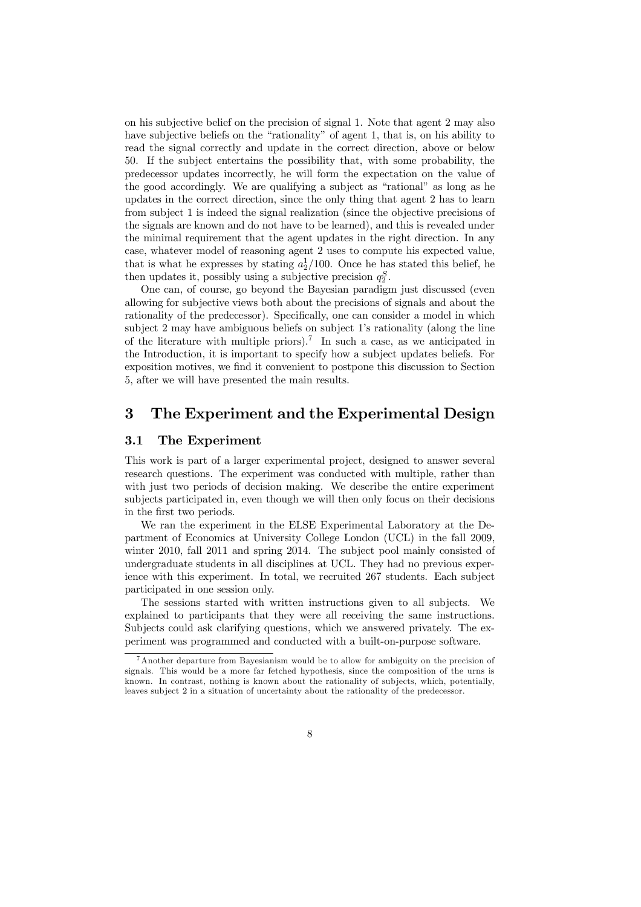on his subjective belief on the precision of signal 1. Note that agent 2 may also have subjective beliefs on the "rationality" of agent 1, that is, on his ability to read the signal correctly and update in the correct direction, above or below 50. If the subject entertains the possibility that, with some probability, the predecessor updates incorrectly, he will form the expectation on the value of the good accordingly. We are qualifying a subject as "rational" as long as he updates in the correct direction, since the only thing that agent 2 has to learn from subject 1 is indeed the signal realization (since the objective precisions of the signals are known and do not have to be learned), and this is revealed under the minimal requirement that the agent updates in the right direction. In any case, whatever model of reasoning agent 2 uses to compute his expected value, that is what he expresses by stating $a_2^1/100$. Once he has stated this belief, he then updates it, possibly using a subjective precision $q_2^S$.

One can, of course, go beyond the Bayesian paradigm just discussed (even allowing for subjective views both about the precisions of signals and about the rationality of the predecessor). Specifically, one can consider a model in which subject 2 may have ambiguous beliefs on subject 1's rationality (along the line of the literature with multiple priors).[7] In such a case, as we anticipated in the Introduction, it is important to specify how a subject updates beliefs. For exposition motives, we find it convenient to postpone this discussion to Section 5, after we will have presented the main results.

# 3 The Experiment and the Experimental Design

## 3.1 The Experiment

This work is part of a larger experimental project, designed to answer several research questions. The experiment was conducted with multiple, rather than with just two periods of decision making. We describe the entire experiment subjects participated in, even though we will then only focus on their decisions in the first two periods.

We ran the experiment in the ELSE Experimental Laboratory at the Department of Economics at University College London (UCL) in the fall 2009, winter 2010, fall 2011 and spring 2014. The subject pool mainly consisted of undergraduate students in all disciplines at UCL. They had no previous experience with this experiment. In total, we recruited 267 students. Each subject participated in one session only.

The sessions started with written instructions given to all subjects. We explained to participants that they were all receiving the same instructions. Subjects could ask clarifying questions, which we answered privately. The experiment was programmed and conducted with a built-on-purpose software.

[7] Another departure from Bayesianism would be to allow for ambiguity on the precision of signals. This would be a more far fetched hypothesis, since the composition of the urns is known. In contrast, nothing is known about the rationality of subjects, which, potentially, leaves subject 2 in a situation of uncertainty about the rationality of the predecessor.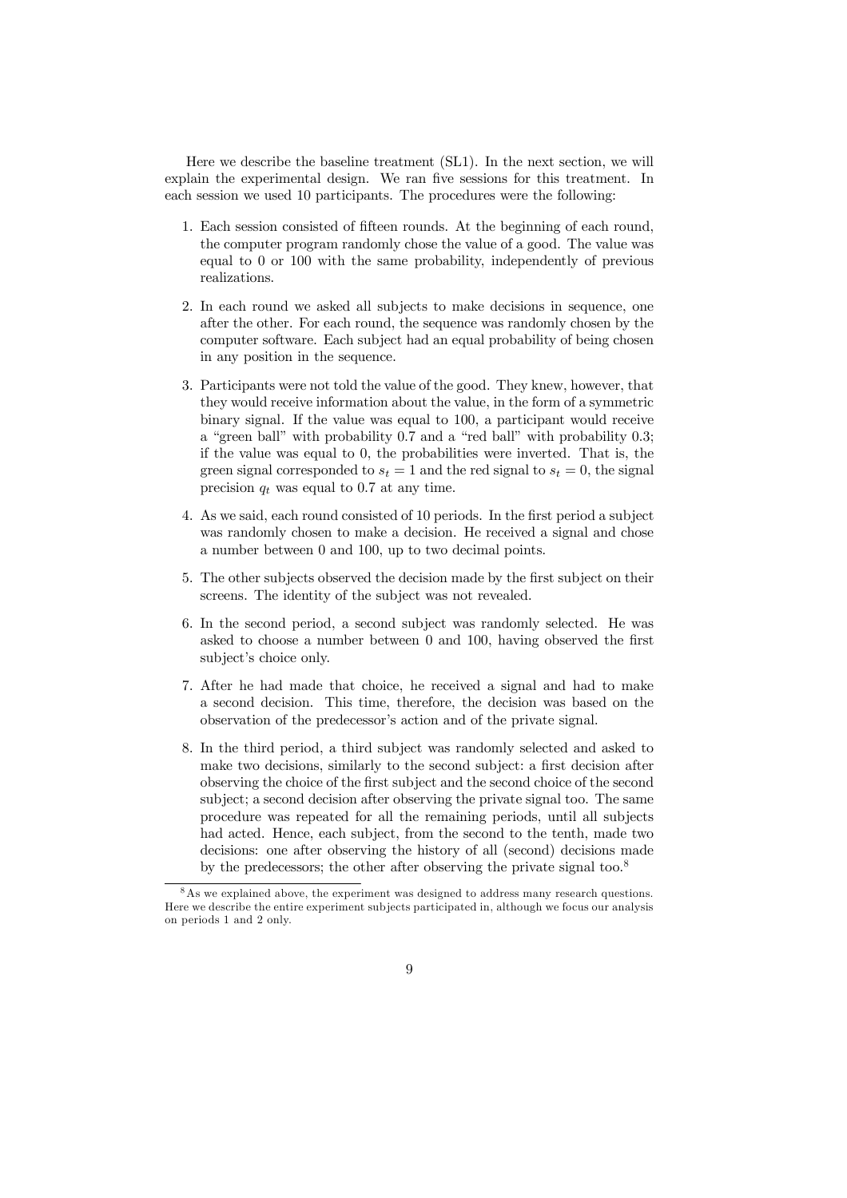Here we describe the baseline treatment (SL1). In the next section, we will explain the experimental design. We ran five sessions for this treatment. In each session we used 10 participants. The procedures were the following:

1. Each session consisted of fifteen rounds. At the beginning of each round, the computer program randomly chose the value of a good. The value was equal to 0 or 100 with the same probability, independently of previous realizations.

2. In each round we asked all subjects to make decisions in sequence, one after the other. For each round, the sequence was randomly chosen by the computer software. Each subject had an equal probability of being chosen in any position in the sequence.

3. Participants were not told the value of the good. They knew, however, that they would receive information about the value, in the form of a symmetric binary signal. If the value was equal to 100, a participant would receive a "green ball" with probability 0.7 and a "red ball" with probability 0.3; if the value was equal to 0, the probabilities were inverted. That is, the green signal corresponded to $s_t = 1$ and the red signal to $s_t = 0$, the signal precision $q_t$ was equal to 0.7 at any time.

4. As we said, each round consisted of 10 periods. In the first period a subject was randomly chosen to make a decision. He received a signal and chose a number between 0 and 100, up to two decimal points.

5. The other subjects observed the decision made by the first subject on their screens. The identity of the subject was not revealed.

6. In the second period, a second subject was randomly selected. He was asked to choose a number between 0 and 100, having observed the first subject's choice only.

7. After he had made that choice, he received a signal and had to make a second decision. This time, therefore, the decision was based on the observation of the predecessor's action and of the private signal.

8. In the third period, a third subject was randomly selected and asked to make two decisions, similarly to the second subject: a first decision after observing the choice of the first subject and the second choice of the second subject; a second decision after observing the private signal too. The same procedure was repeated for all the remaining periods, until all subjects had acted. Hence, each subject, from the second to the tenth, made two decisions: one after observing the history of all (second) decisions made by the predecessors; the other after observing the private signal too.[8]

[8] As we explained above, the experiment was designed to address many research questions. Here we describe the entire experiment subjects participated in, although we focus our analysis on periods 1 and 2 only.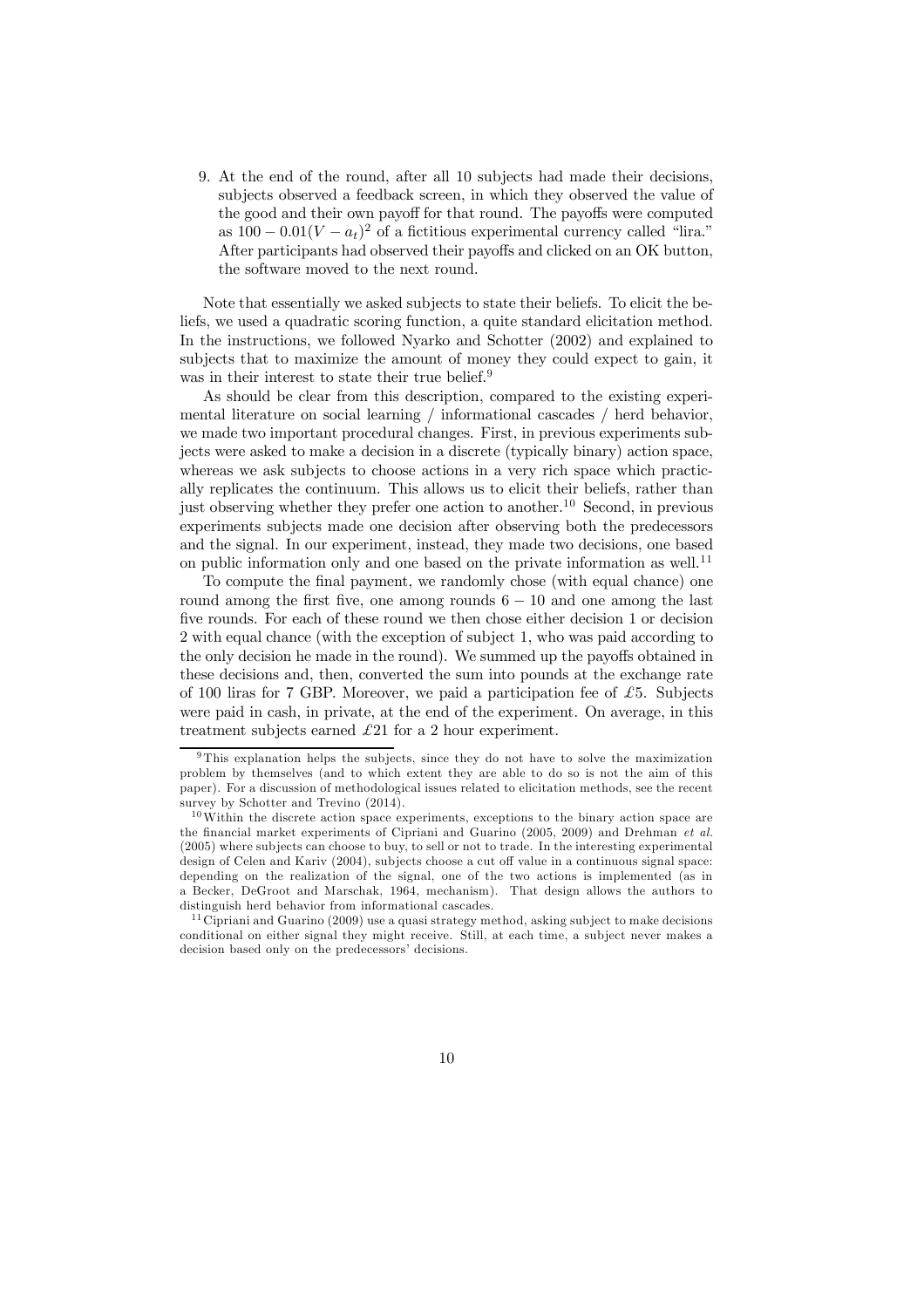9. At the end of the round, after all 10 subjects had made their decisions, subjects observed a feedback screen, in which they observed the value of the good and their own payoff for that round. The payoffs were computed as $100 - 0.01(V - a_t)^2$ of a fictitious experimental currency called "lira." After participants had observed their payoffs and clicked on an OK button, the software moved to the next round.

Note that essentially we asked subjects to state their beliefs. To elicit the beliefs, we used a quadratic scoring function, a quite standard elicitation method. In the instructions, we followed Nyarko and Schotter (2002) and explained to subjects that to maximize the amount of money they could expect to gain, it was in their interest to state their true belief.[9]

As should be clear from this description, compared to the existing experimental literature on social learning / informational cascades / herd behavior, we made two important procedural changes. First, in previous experiments subjects were asked to make a decision in a discrete (typically binary) action space, whereas we ask subjects to choose actions in a very rich space which practically replicates the continuum. This allows us to elicit their beliefs, rather than just observing whether they prefer one action to another.[10] Second, in previous experiments subjects made one decision after observing both the predecessors and the signal. In our experiment, instead, they made two decisions, one based on public information only and one based on the private information as well.[11]

To compute the final payment, we randomly chose (with equal chance) one round among the first five, one among rounds $6-10$ and one among the last five rounds. For each of these round we then chose either decision 1 or decision 2 with equal chance (with the exception of subject 1, who was paid according to the only decision he made in the round). We summed up the payoffs obtained in these decisions and, then, converted the sum into pounds at the exchange rate of 100 liras for 7 GBP. Moreover, we paid a participation fee of £5. Subjects were paid in cash, in private, at the end of the experiment. On average, in this treatment subjects earned £21 for a 2 hour experiment.

[9] This explanation helps the subjects, since they do not have to solve the maximization problem by themselves (and to which extent they are able to do so is not the aim of this paper). For a discussion of methodological issues related to elicitation methods, see the recent survey by Schotter and Trevino (2014).

[10] Within the discrete action space experiments, exceptions to the binary action space are the financial market experiments of Cipriani and Guarino (2005, 2009) and Drehman *et al.* (2005) where subjects can choose to buy, to sell or not to trade. In the interesting experimental design of Celen and Kariv (2004), subjects choose a cut off value in a continuous signal space: depending on the realization of the signal, one of the two actions is implemented (as in a Becker, DeGroot and Marschak, 1964, mechanism). That design allows the authors to distinguish herd behavior from informational cascades.

[11] Cipriani and Guarino (2009) use a quasi strategy method, asking subject to make decisions conditional on either signal they might receive. Still, at each time, a subject never makes a decision based only on the predecessors' decisions.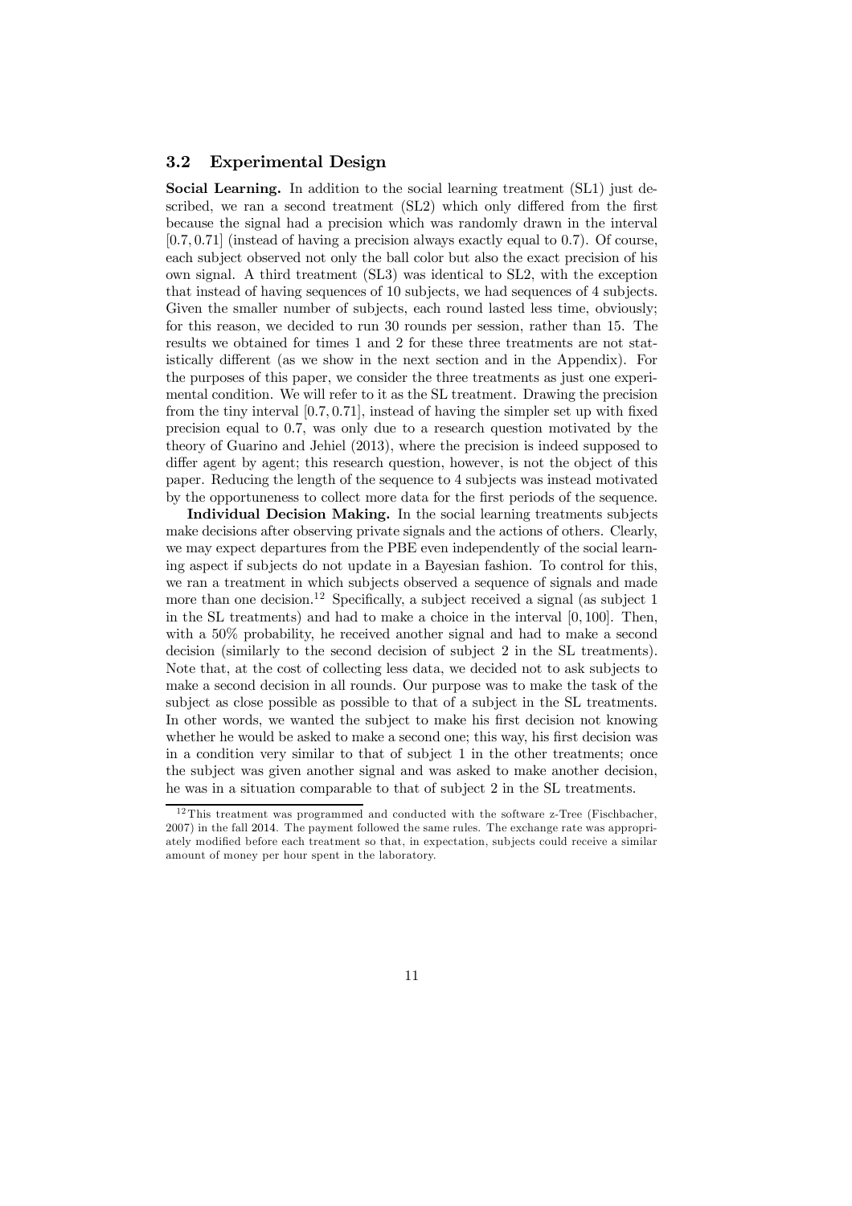### 3.2 Experimental Design

**Social Learning.** In addition to the social learning treatment (SL1) just described, we ran a second treatment (SL2) which only differed from the first because the signal had a precision which was randomly drawn in the interval $[0.7, 0.71]$ (instead of having a precision always exactly equal to 0.7). Of course, each subject observed not only the ball color but also the exact precision of his own signal. A third treatment (SL3) was identical to SL2, with the exception that instead of having sequences of 10 subjects, we had sequences of 4 subjects. Given the smaller number of subjects, each round lasted less time, obviously; for this reason, we decided to run 30 rounds per session, rather than 15. The results we obtained for times 1 and 2 for these three treatments are not statistically different (as we show in the next section and in the Appendix). For the purposes of this paper, we consider the three treatments as just one experimental condition. We will refer to it as the SL treatment. Drawing the precision from the tiny interval $[0.7, 0.71]$, instead of having the simpler set up with fixed precision equal to 0.7, was only due to a research question motivated by the theory of Guarino and Jehiel (2013), where the precision is indeed supposed to differ agent by agent; this research question, however, is not the object of this paper. Reducing the length of the sequence to 4 subjects was instead motivated by the opportuneness to collect more data for the first periods of the sequence.

**Individual Decision Making.** In the social learning treatments subjects make decisions after observing private signals and the actions of others. Clearly, we may expect departures from the PBE even independently of the social learning aspect if subjects do not update in a Bayesian fashion. To control for this, we ran a treatment in which subjects observed a sequence of signals and made more than one decision.[12] Specifically, a subject received a signal (as subject 1 in the SL treatments) and had to make a choice in the interval $[0, 100]$. Then, with a 50% probability, he received another signal and had to make a second decision (similarly to the second decision of subject 2 in the SL treatments). Note that, at the cost of collecting less data, we decided not to ask subjects to make a second decision in all rounds. Our purpose was to make the task of the subject as close possible as possible to that of a subject in the SL treatments. In other words, we wanted the subject to make his first decision not knowing whether he would be asked to make a second one; this way, his first decision was in a condition very similar to that of subject 1 in the other treatments; once the subject was given another signal and was asked to make another decision, he was in a situation comparable to that of subject 2 in the SL treatments.

[12] This treatment was programmed and conducted with the software z-Tree (Fischbacher, 2007) in the fall 2014. The payment followed the same rules. The exchange rate was appropriately modified before each treatment so that, in expectation, subjects could receive a similar amount of money per hour spent in the laboratory.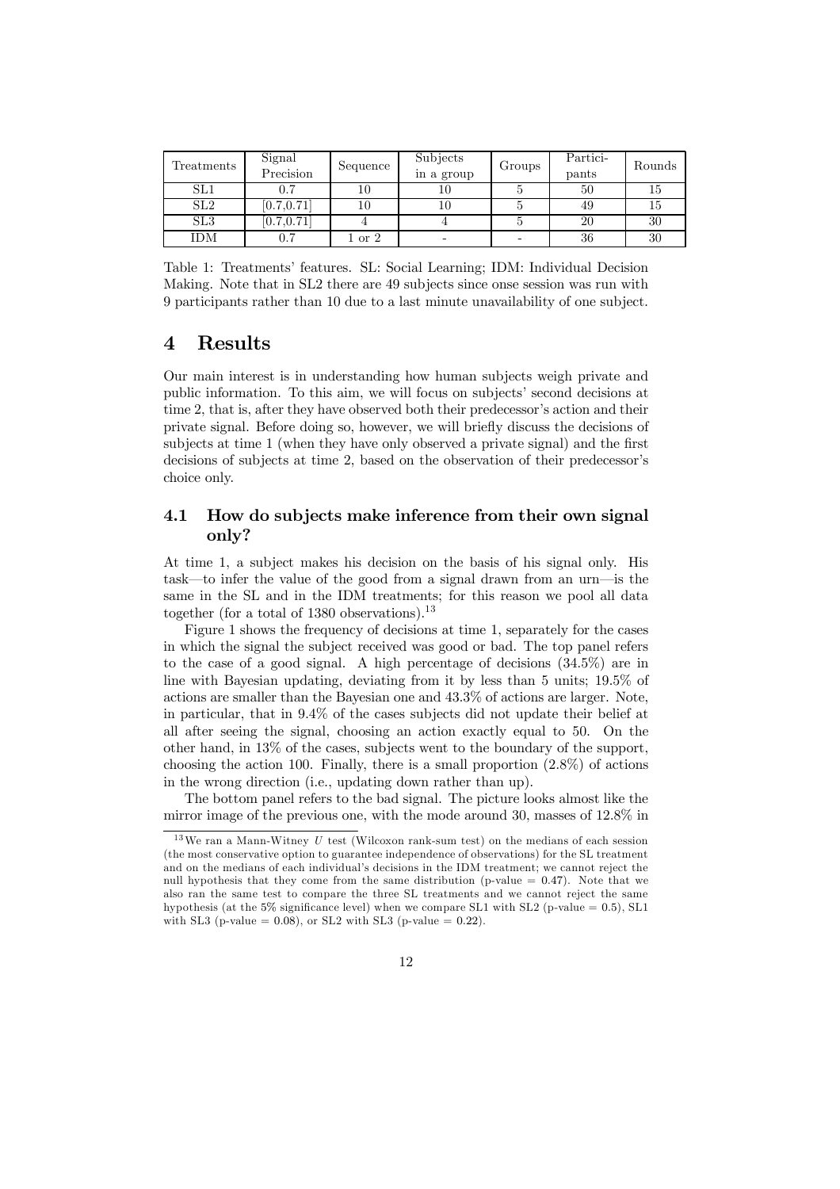| Treatments | Signal Precision | Sequence | Subjects in a group | Groups | Participants | Rounds |
|---|---|---|---|---|---|---|
| SL1 | 0.7 | 10 | 10 | 5 | 50 | 15 |
| SL2 | [0.7,0.71] | 10 | 10 | 5 | 49 | 15 |
| SL3 | [0.7,0.71] | 4 | 4 | 5 | 20 | 30 |
| IDM | 0.7 | 1 or 2 | - | - | 36 | 30 |

Table 1: Treatments' features. SL: Social Learning; IDM: Individual Decision Making. Note that in SL2 there are 49 subjects since onse session was run with 9 participants rather than 10 due to a last minute unavailability of one subject.

# 4 Results

Our main interest is in understanding how human subjects weigh private and public information. To this aim, we will focus on subjects' second decisions at time 2, that is, after they have observed both their predecessor's action and their private signal. Before doing so, however, we will briefly discuss the decisions of subjects at time 1 (when they have only observed a private signal) and the first decisions of subjects at time 2, based on the observation of their predecessor's choice only.

## 4.1 How do subjects make inference from their own signal only?

At time 1, a subject makes his decision on the basis of his signal only. His task—to infer the value of the good from a signal drawn from an urn—is the same in the SL and in the IDM treatments; for this reason we pool all data together (for a total of 1380 observations).[13]

Figure 1 shows the frequency of decisions at time 1, separately for the cases in which the signal the subject received was good or bad. The top panel refers to the case of a good signal. A high percentage of decisions (34.5%) are in line with Bayesian updating, deviating from it by less than 5 units; 19.5% of actions are smaller than the Bayesian one and 43.3% of actions are larger. Note, in particular, that in 9.4% of the cases subjects did not update their belief at all after seeing the signal, choosing an action exactly equal to 50. On the other hand, in 13% of the cases, subjects went to the boundary of the support, choosing the action 100. Finally, there is a small proportion (2.8%) of actions in the wrong direction (i.e., updating down rather than up).

The bottom panel refers to the bad signal. The picture looks almost like the mirror image of the previous one, with the mode around 30, masses of 12.8% in

[13] We ran a Mann-Witney $U$ test (Wilcoxon rank-sum test) on the medians of each session (the most conservative option to guarantee independence of observations) for the SL treatment and on the medians of each individual's decisions in the IDM treatment; we cannot reject the null hypothesis that they come from the same distribution (p-value = 0.47). Note that we also ran the same test to compare the three SL treatments and we cannot reject the same hypothesis (at the 5% significance level) when we compare SL1 with SL2 (p-value = 0.5), SL1 with SL3 (p-value = 0.08), or SL2 with SL3 (p-value = 0.22).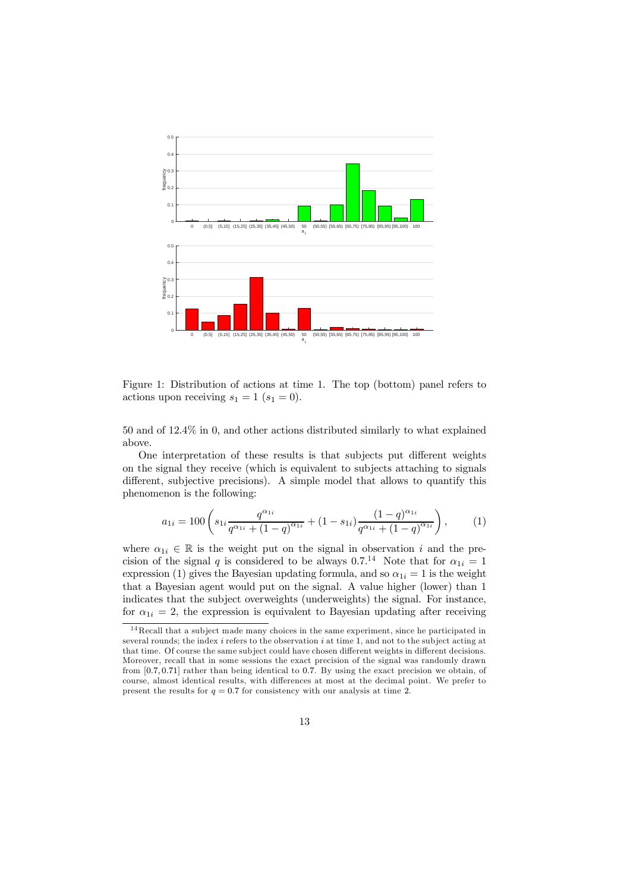Figure 1: Distribution of actions at time 1. The top (bottom) panel refers to actions upon receiving $s_1 = 1$ ($s_1 = 0$).

50 and of 12.4% in 0, and other actions distributed similarly to what explained above.

One interpretation of these results is that subjects put different weights on the signal they receive (which is equivalent to subjects attaching to signals different, subjective precisions). A simple model that allows to quantify this phenomenon is the following:

$$a_{1i} = 100\left(s_{1i}\frac{q^{\alpha_{1i}}}{q^{\alpha_{1i}} + (1-q)^{\alpha_{1i}}} + (1 - s_{1i})\frac{(1-q)^{\alpha_{1i}}}{q^{\alpha_{1i}} + (1-q)^{\alpha_{1i}}}\right), \tag{1}$$

where $\alpha_{1i} \in \mathbb{R}$ is the weight put on the signal in observation $i$ and the precision of the signal $q$ is considered to be always 0.7.[14] Note that for $\alpha_{1i} = 1$ expression (1) gives the Bayesian updating formula, and so $\alpha_{1i} = 1$ is the weight that a Bayesian agent would put on the signal. A value higher (lower) than 1 indicates that the subject overweights (underweights) the signal. For instance, for $\alpha_{1i} = 2$, the expression is equivalent to Bayesian updating after receiving

[14] Recall that a subject made many choices in the same experiment, since he participated in several rounds; the index $i$ refers to the observation $i$ at time 1, and not to the subject acting at that time. Of course the same subject could have chosen different weights in different decisions. Moreover, recall that in some sessions the exact precision of the signal was randomly drawn from $[0.7, 0.71]$ rather than being identical to 0.7. By using the exact precision we obtain, of course, almost identical results, with differences at most at the decimal point. We prefer to present the results for $q = 0.7$ for consistency with our analysis at time 2.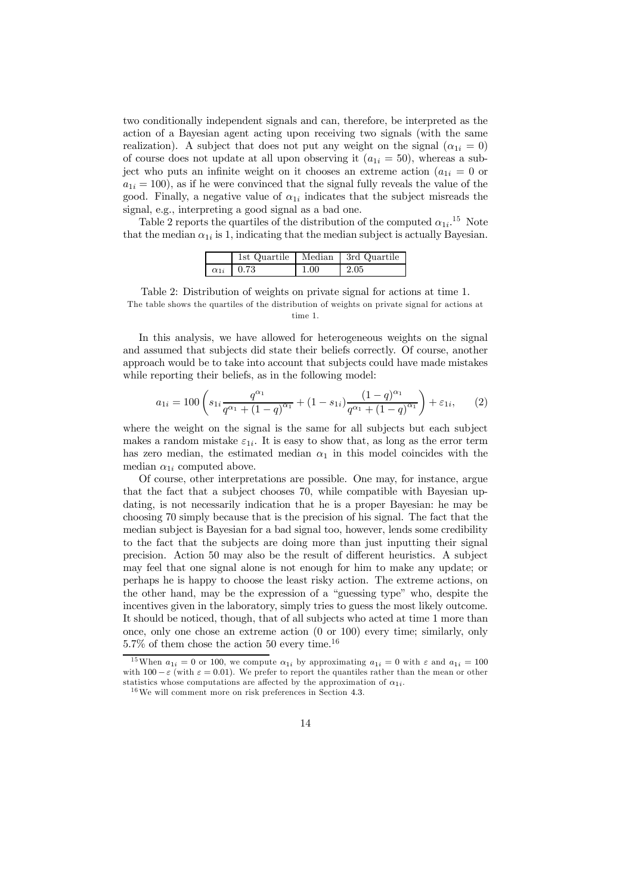two conditionally independent signals and can, therefore, be interpreted as the action of a Bayesian agent acting upon receiving two signals (with the same realization). A subject that does not put any weight on the signal ($\alpha_{1i} = 0$) of course does not update at all upon observing it ($a_{1i} = 50$), whereas a subject who puts an infinite weight on it chooses an extreme action ($a_{1i} = 0$ or $a_{1i} = 100$), as if he were convinced that the signal fully reveals the value of the good. Finally, a negative value of $\alpha_{1i}$ indicates that the subject misreads the signal, e.g., interpreting a good signal as a bad one.

Table 2 reports the quartiles of the distribution of the computed $\alpha_{1i}$.[15] Note that the median $\alpha_{1i}$ is 1, indicating that the median subject is actually Bayesian.

| | 1st Quartile | Median | 3rd Quartile |
|---|---|---|---|
| $\alpha_{1i}$ | 0.73 | 1.00 | 2.05 |

Table 2: Distribution of weights on private signal for actions at time 1.
The table shows the quartiles of the distribution of weights on private signal for actions at time 1.

In this analysis, we have allowed for heterogeneous weights on the signal and assumed that subjects did state their beliefs correctly. Of course, another approach would be to take into account that subjects could have made mistakes while reporting their beliefs, as in the following model:

$$a_{1i} = 100 \left( s_{1i} \frac{q^{\alpha_1}}{q^{\alpha_1} + (1-q)^{\alpha_1}} + (1 - s_{1i}) \frac{(1-q)^{\alpha_1}}{q^{\alpha_1} + (1-q)^{\alpha_1}} \right) + \varepsilon_{1i}, \qquad (2)$$

where the weight on the signal is the same for all subjects but each subject makes a random mistake $\varepsilon_{1i}$. It is easy to show that, as long as the error term has zero median, the estimated median $\alpha_1$ in this model coincides with the median $\alpha_{1i}$ computed above.

Of course, other interpretations are possible. One may, for instance, argue that the fact that a subject chooses 70, while compatible with Bayesian updating, is not necessarily indication that he is a proper Bayesian: he may be choosing 70 simply because that is the precision of his signal. The fact that the median subject is Bayesian for a bad signal too, however, lends some credibility to the fact that the subjects are doing more than just inputting their signal precision. Action 50 may also be the result of different heuristics. A subject may feel that one signal alone is not enough for him to make any update; or perhaps he is happy to choose the least risky action. The extreme actions, on the other hand, may be the expression of a "guessing type" who, despite the incentives given in the laboratory, simply tries to guess the most likely outcome. It should be noticed, though, that of all subjects who acted at time 1 more than once, only one chose an extreme action (0 or 100) every time; similarly, only 5.7% of them chose the action 50 every time.[16]

[15] When $a_{1i} = 0$ or 100, we compute $\alpha_{1i}$ by approximating $a_{1i} = 0$ with $\varepsilon$ and $a_{1i} = 100$ with $100 - \varepsilon$ (with $\varepsilon = 0.01$). We prefer to report the quantiles rather than the mean or other statistics whose computations are affected by the approximation of $\alpha_{1i}$.

[16] We will comment more on risk preferences in Section 4.3.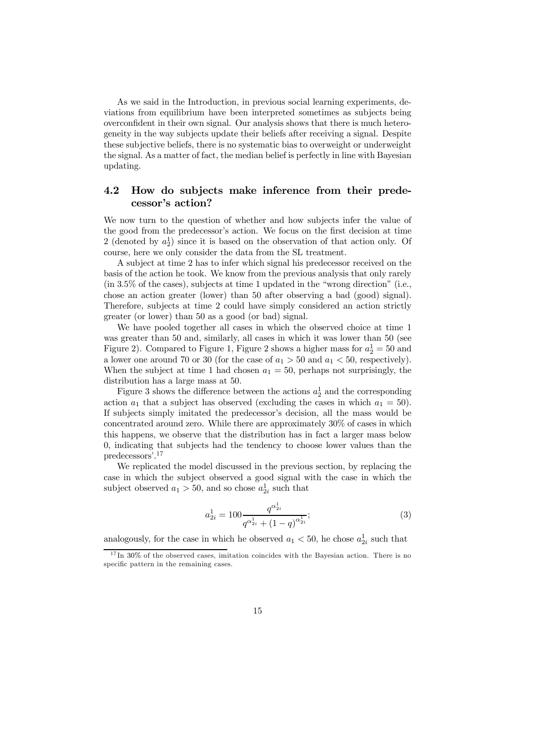As we said in the Introduction, in previous social learning experiments, deviations from equilibrium have been interpreted sometimes as subjects being overconfident in their own signal. Our analysis shows that there is much heterogeneity in the way subjects update their beliefs after receiving a signal. Despite these subjective beliefs, there is no systematic bias to overweight or underweight the signal. As a matter of fact, the median belief is perfectly in line with Bayesian updating.

## 4.2 How do subjects make inference from their predecessor's action?

We now turn to the question of whether and how subjects infer the value of the good from the predecessor's action. We focus on the first decision at time 2 (denoted by $a_2^1$) since it is based on the observation of that action only. Of course, here we only consider the data from the SL treatment.

A subject at time 2 has to infer which signal his predecessor received on the basis of the action he took. We know from the previous analysis that only rarely (in 3.5% of the cases), subjects at time 1 updated in the "wrong direction" (i.e., chose an action greater (lower) than 50 after observing a bad (good) signal). Therefore, subjects at time 2 could have simply considered an action strictly greater (or lower) than 50 as a good (or bad) signal.

We have pooled together all cases in which the observed choice at time 1 was greater than 50 and, similarly, all cases in which it was lower than 50 (see Figure 2). Compared to Figure 1, Figure 2 shows a higher mass for $a_2^1 = 50$ and a lower one around 70 or 30 (for the case of $a_1 > 50$ and $a_1 < 50$, respectively). When the subject at time 1 had chosen $a_1 = 50$, perhaps not surprisingly, the distribution has a large mass at 50.

Figure 3 shows the difference between the actions $a_2^1$ and the corresponding action $a_1$ that a subject has observed (excluding the cases in which $a_1 = 50$). If subjects simply imitated the predecessor's decision, all the mass would be concentrated around zero. While there are approximately 30% of cases in which this happens, we observe that the distribution has in fact a larger mass below 0, indicating that subjects had the tendency to choose lower values than the predecessors'.[17]

We replicated the model discussed in the previous section, by replacing the case in which the subject observed a good signal with the case in which the subject observed $a_1 > 50$, and so chose $a_{2i}^1$ such that

$$a_{2i}^1 = 100 \frac{q^{\alpha_{2i}^1}}{q^{\alpha_{2i}^1} + (1-q)^{\alpha_{2i}^1}}; \tag{3}$$

analogously, for the case in which he observed $a_1 < 50$, he chose $a_{2i}^1$ such that

[17] In 30% of the observed cases, imitation coincides with the Bayesian action. There is no specific pattern in the remaining cases.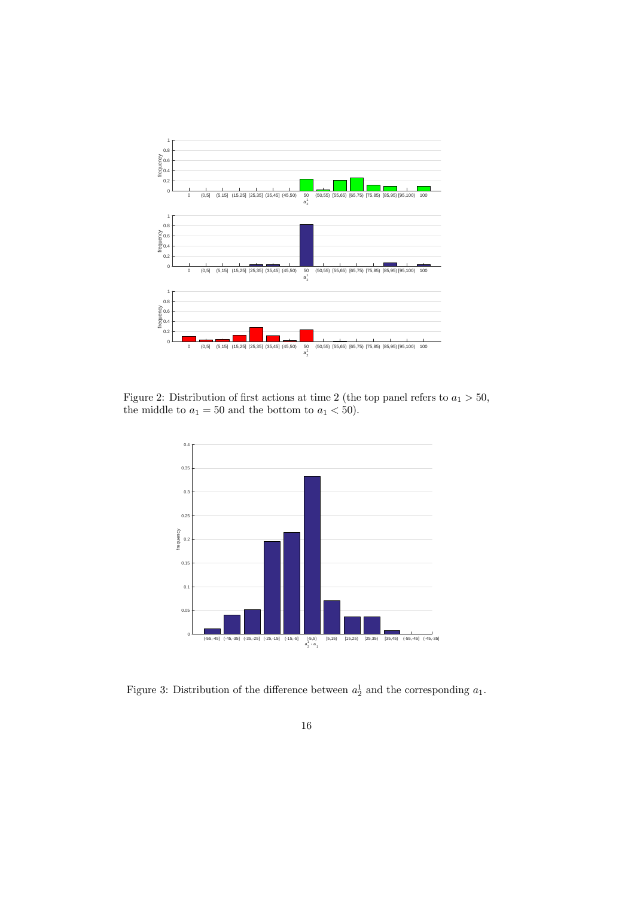Figure 2: Distribution of first actions at time 2 (the top panel refers to $a_1 > 50$, the middle to $a_1 = 50$ and the bottom to $a_1 < 50$).

Figure 3: Distribution of the difference between $a_2^1$ and the corresponding $a_1$.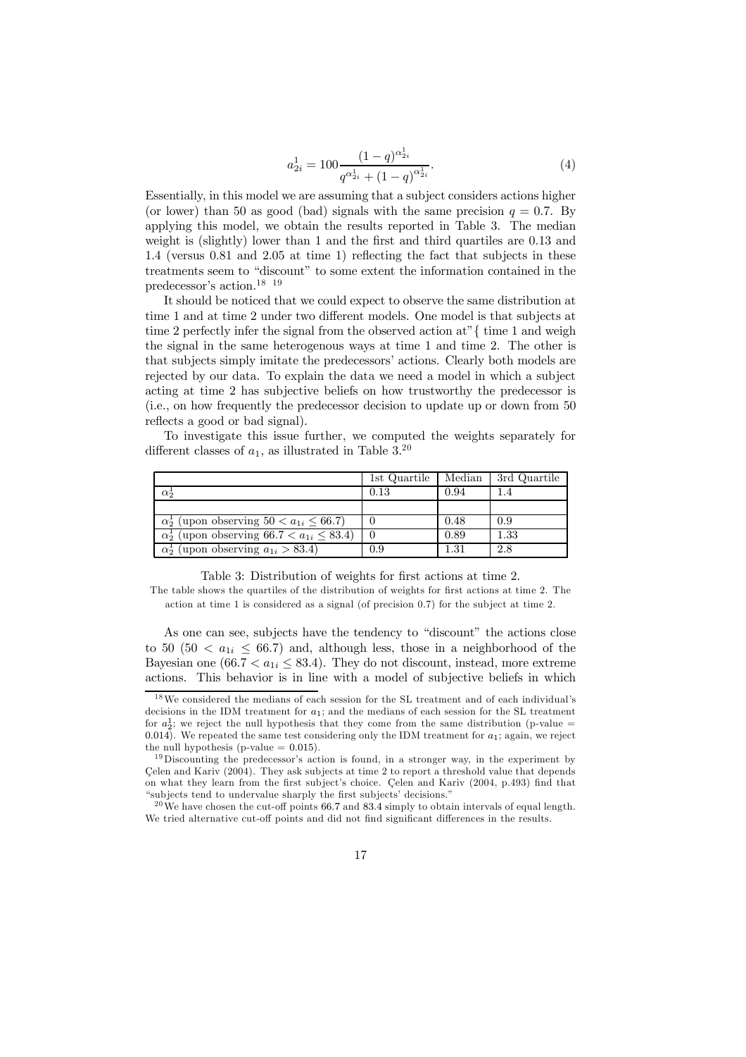$$a_{2i}^1 = 100 \frac{(1-q)^{\alpha_{2i}^1}}{q^{\alpha_{2i}^1} + (1-q)^{\alpha_{2i}^1}}. \tag{4}$$

Essentially, in this model we are assuming that a subject considers actions higher (or lower) than 50 as good (bad) signals with the same precision $q = 0.7$. By applying this model, we obtain the results reported in Table 3. The median weight is (slightly) lower than 1 and the first and third quartiles are 0.13 and 1.4 (versus 0.81 and 2.05 at time 1) reflecting the fact that subjects in these treatments seem to "discount" to some extent the information contained in the predecessor's action.[18] [19]

It should be noticed that we could expect to observe the same distribution at time 1 and at time 2 under two different models. One model is that subjects at time 2 perfectly infer the signal from the observed action at"{ time 1 and weigh the signal in the same heterogenous ways at time 1 and time 2. The other is that subjects simply imitate the predecessors' actions. Clearly both models are rejected by our data. To explain the data we need a model in which a subject acting at time 2 has subjective beliefs on how trustworthy the predecessor is (i.e., on how frequently the predecessor decision to update up or down from 50 reflects a good or bad signal).

To investigate this issue further, we computed the weights separately for different classes of $a_1$, as illustrated in Table 3.[20]

| | 1st Quartile | Median | 3rd Quartile |
|---|---|---|---|
| $\alpha_2^1$ | 0.13 | 0.94 | 1.4 |
| | | | |
| $\alpha_2^1$ (upon observing $50 < a_{1i} \leq 66.7$) | 0 | 0.48 | 0.9 |
| $\alpha_2^1$ (upon observing $66.7 < a_{1i} \leq 83.4$) | 0 | 0.89 | 1.33 |
| $\alpha_2^1$ (upon observing $a_{1i} > 83.4$) | 0.9 | 1.31 | 2.8 |

Table 3: Distribution of weights for first actions at time 2.

The table shows the quartiles of the distribution of weights for first actions at time 2. The action at time 1 is considered as a signal (of precision 0.7) for the subject at time 2.

As one can see, subjects have the tendency to "discount" the actions close to 50 ($50 < a_{1i} \leq 66.7$) and, although less, those in a neighborhood of the Bayesian one ($66.7 < a_{1i} \leq 83.4$). They do not discount, instead, more extreme actions. This behavior is in line with a model of subjective beliefs in which

[18] We considered the medians of each session for the SL treatment and of each individual's decisions in the IDM treatment for $a_1$; and the medians of each session for the SL treatment for $a_2^1$; we reject the null hypothesis that they come from the same distribution (p-value = 0.014). We repeated the same test considering only the IDM treatment for $a_1$; again, we reject the null hypothesis (p-value = 0.015).

[19] Discounting the predecessor's action is found, in a stronger way, in the experiment by Çelen and Kariv (2004). They ask subjects at time 2 to report a threshold value that depends on what they learn from the first subject's choice. Çelen and Kariv (2004, p.493) find that "subjects tend to undervalue sharply the first subjects' decisions."

[20] We have chosen the cut-off points 66.7 and 83.4 simply to obtain intervals of equal length. We tried alternative cut-off points and did not find significant differences in the results.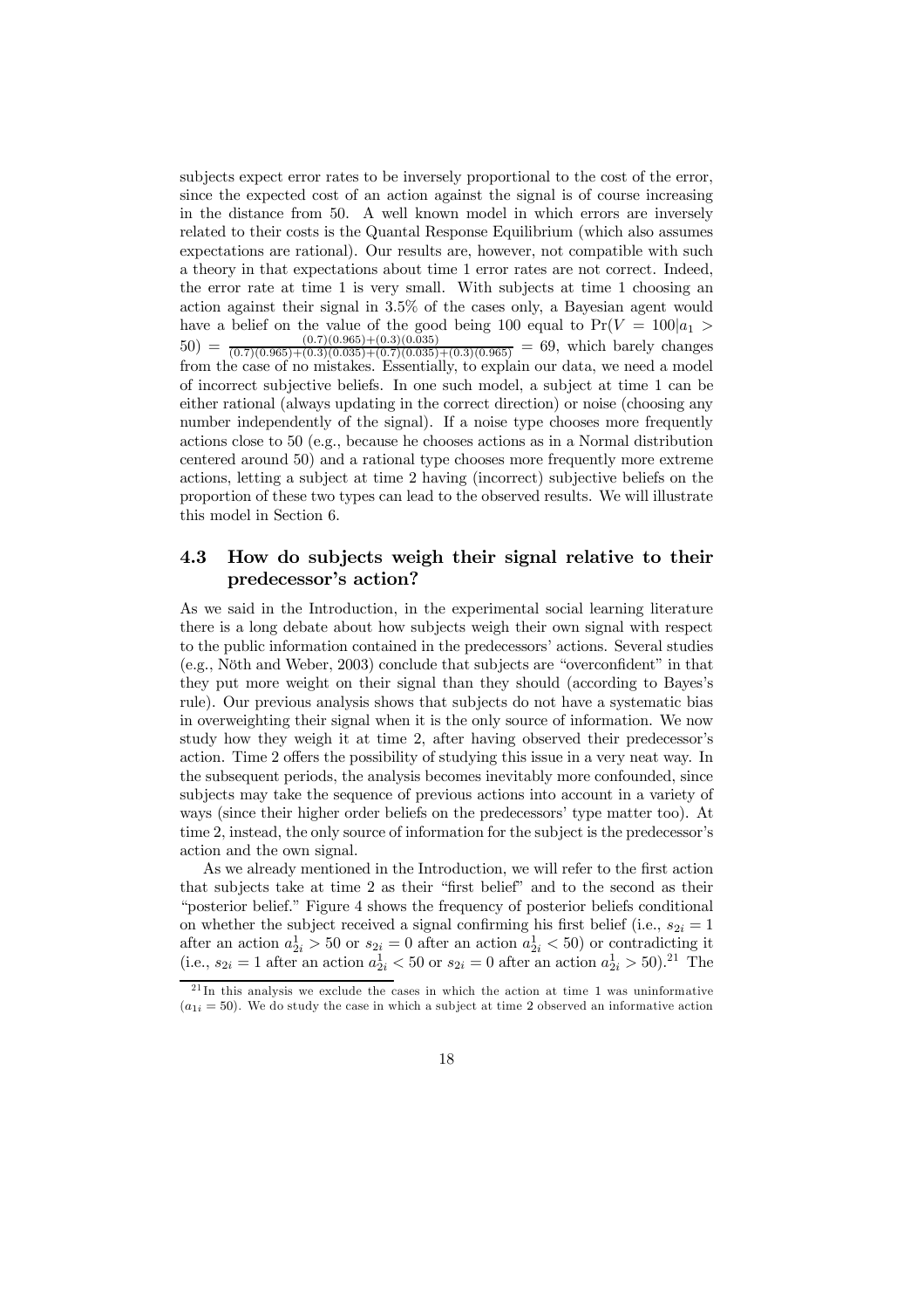subjects expect error rates to be inversely proportional to the cost of the error, since the expected cost of an action against the signal is of course increasing in the distance from 50. A well known model in which errors are inversely related to their costs is the Quantal Response Equilibrium (which also assumes expectations are rational). Our results are, however, not compatible with such a theory in that expectations about time 1 error rates are not correct. Indeed, the error rate at time 1 is very small. With subjects at time 1 choosing an action against their signal in 3.5% of the cases only, a Bayesian agent would have a belief on the value of the good being 100 equal to $\Pr(V = 100|a_1 > 50) = \frac{(0.7)(0.965)+(0.3)(0.035)}{(0.7)(0.965)+(0.3)(0.035)+(0.7)(0.035)+(0.3)(0.965)} = 69$, which barely changes from the case of no mistakes. Essentially, to explain our data, we need a model of incorrect subjective beliefs. In one such model, a subject at time 1 can be either rational (always updating in the correct direction) or noise (choosing any number independently of the signal). If a noise type chooses more frequently actions close to 50 (e.g., because he chooses actions as in a Normal distribution centered around 50) and a rational type chooses more frequently more extreme actions, letting a subject at time 2 having (incorrect) subjective beliefs on the proportion of these two types can lead to the observed results. We will illustrate this model in Section 6.

### 4.3 How do subjects weigh their signal relative to their predecessor's action?

As we said in the Introduction, in the experimental social learning literature there is a long debate about how subjects weigh their own signal with respect to the public information contained in the predecessors' actions. Several studies (e.g., Nöth and Weber, 2003) conclude that subjects are "overconfident" in that they put more weight on their signal than they should (according to Bayes's rule). Our previous analysis shows that subjects do not have a systematic bias in overweighting their signal when it is the only source of information. We now study how they weigh it at time 2, after having observed their predecessor's action. Time 2 offers the possibility of studying this issue in a very neat way. In the subsequent periods, the analysis becomes inevitably more confounded, since subjects may take the sequence of previous actions into account in a variety of ways (since their higher order beliefs on the predecessors' type matter too). At time 2, instead, the only source of information for the subject is the predecessor's action and the own signal.

As we already mentioned in the Introduction, we will refer to the first action that subjects take at time 2 as their "first belief" and to the second as their "posterior belief." Figure 4 shows the frequency of posterior beliefs conditional on whether the subject received a signal confirming his first belief (i.e., $s_{2i} = 1$ after an action $a^1_{2i} > 50$ or $s_{2i} = 0$ after an action $a^1_{2i} < 50$) or contradicting it (i.e., $s_{2i} = 1$ after an action $a^1_{2i} < 50$ or $s_{2i} = 0$ after an action $a^1_{2i} > 50$).[21] The

[21] In this analysis we exclude the cases in which the action at time 1 was uninformative ($a_{1i} = 50$). We do study the case in which a subject at time 2 observed an informative action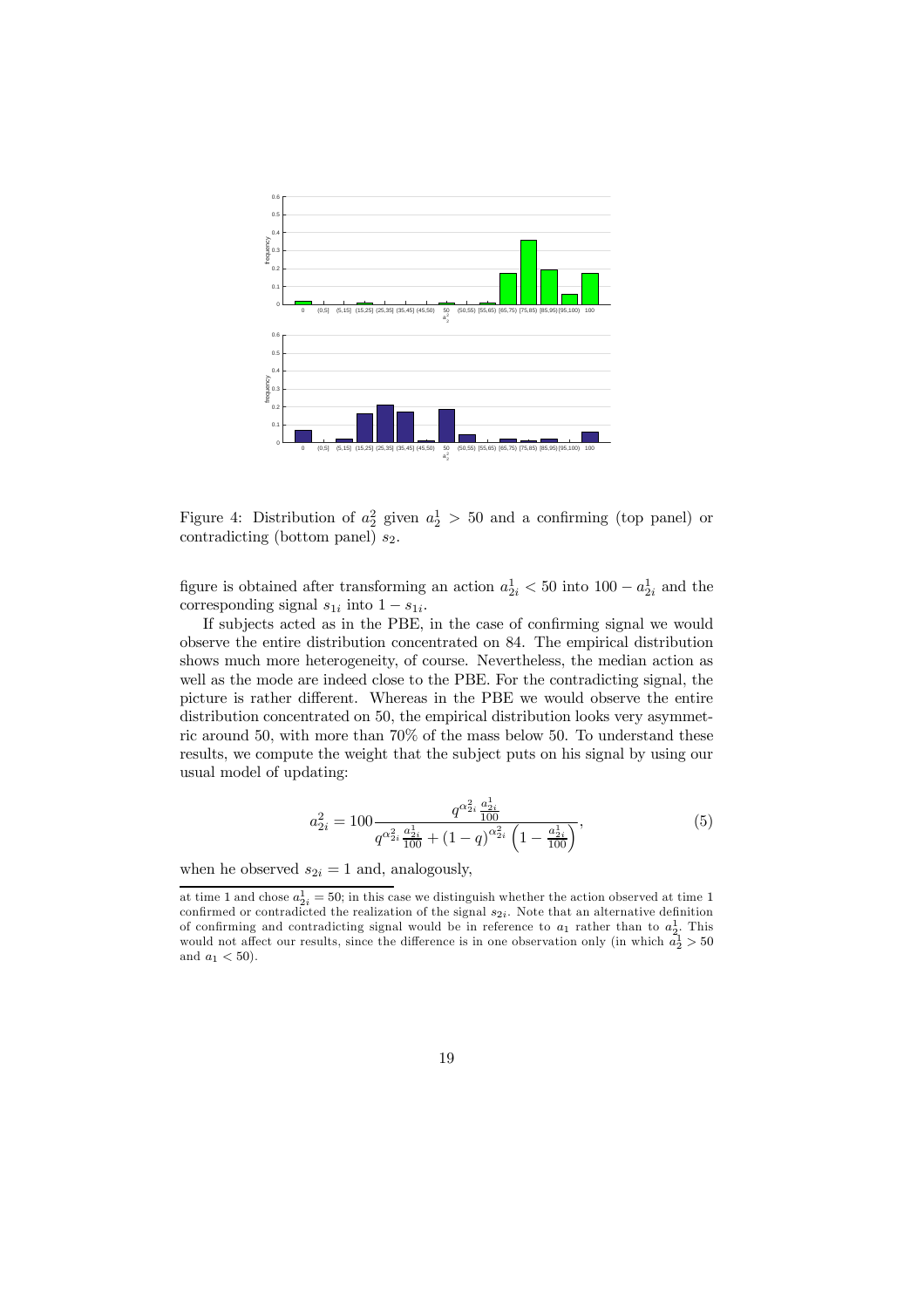Figure 4: Distribution of $a_2^2$ given $a_2^1 > 50$ and a confirming (top panel) or contradicting (bottom panel) $s_2$.

figure is obtained after transforming an action $a_{2i}^1 < 50$ into $100 - a_{2i}^1$ and the corresponding signal $s_{1i}$ into $1 - s_{1i}$.

If subjects acted as in the PBE, in the case of confirming signal we would observe the entire distribution concentrated on 84. The empirical distribution shows much more heterogeneity, of course. Nevertheless, the median action as well as the mode are indeed close to the PBE. For the contradicting signal, the picture is rather different. Whereas in the PBE we would observe the entire distribution concentrated on 50, the empirical distribution looks very asymmetric around 50, with more than 70% of the mass below 50. To understand these results, we compute the weight that the subject puts on his signal by using our usual model of updating:

$$a_{2i}^2 = 100 \frac{q^{\alpha_{2i}^2} \frac{a_{2i}^1}{100}}{q^{\alpha_{2i}^2} \frac{a_{2i}^1}{100} + (1-q)^{\alpha_{2i}^2} \left(1 - \frac{a_{2i}^1}{100}\right)}, \tag{5}$$

when he observed $s_{2i} = 1$ and, analogously,

at time 1 and chose $a_{2i}^1 = 50$; in this case we distinguish whether the action observed at time 1 confirmed or contradicted the realization of the signal $s_{2i}$. Note that an alternative definition of confirming and contradicting signal would be in reference to $a_1$ rather than to $a_2^1$. This would not affect our results, since the difference is in one observation only (in which $a_2^1 > 50$ and $a_1 < 50$).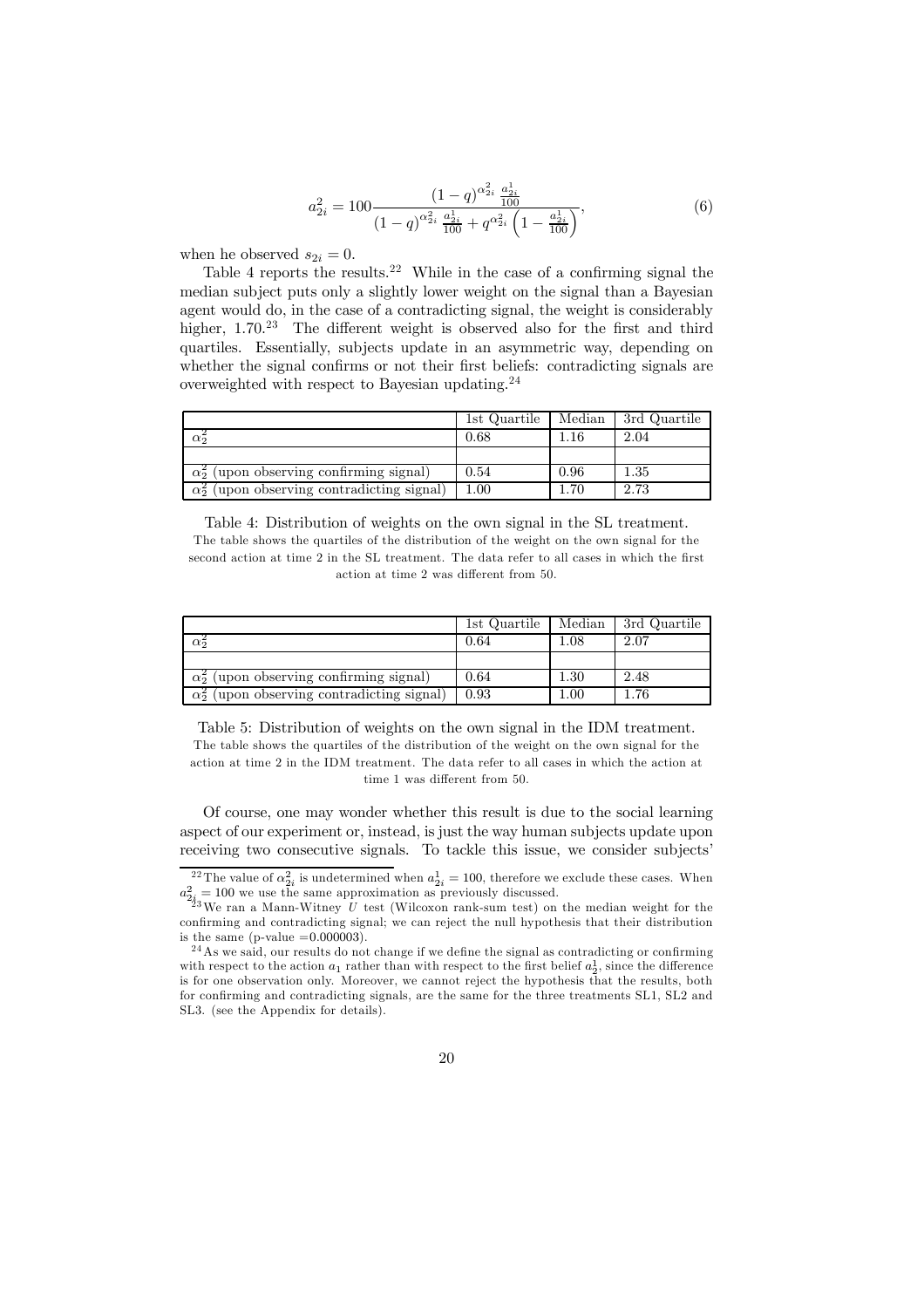$$a_{2i}^2 = 100 \frac{(1-q)^{\alpha_{2i}^2} \frac{a_{2i}^1}{100}}{(1-q)^{\alpha_{2i}^2} \frac{a_{2i}^1}{100} + q^{\alpha_{2i}^2} \left(1 - \frac{a_{2i}^1}{100}\right)}, \tag{6}$$

when he observed $s_{2i} = 0$.

Table 4 reports the results.[22] While in the case of a confirming signal the median subject puts only a slightly lower weight on the signal than a Bayesian agent would do, in the case of a contradicting signal, the weight is considerably higher, 1.70.[23] The different weight is observed also for the first and third quartiles. Essentially, subjects update in an asymmetric way, depending on whether the signal confirms or not their first beliefs: contradicting signals are overweighted with respect to Bayesian updating.[24]

| | 1st Quartile | Median | 3rd Quartile |
|---|---|---|---|
| $\alpha_2^2$ | 0.68 | 1.16 | 2.04 |
| | | | |
| $\alpha_2^2$ (upon observing confirming signal) | 0.54 | 0.96 | 1.35 |
| $\alpha_2^2$ (upon observing contradicting signal) | 1.00 | 1.70 | 2.73 |

Table 4: Distribution of weights on the own signal in the SL treatment.
The table shows the quartiles of the distribution of the weight on the own signal for the second action at time 2 in the SL treatment. The data refer to all cases in which the first action at time 2 was different from 50.

| | 1st Quartile | Median | 3rd Quartile |
|---|---|---|---|
| $\alpha_2^2$ | 0.64 | 1.08 | 2.07 |
| | | | |
| $\alpha_2^2$ (upon observing confirming signal) | 0.64 | 1.30 | 2.48 |
| $\alpha_2^2$ (upon observing contradicting signal) | 0.93 | 1.00 | 1.76 |

Table 5: Distribution of weights on the own signal in the IDM treatment.
The table shows the quartiles of the distribution of the weight on the own signal for the action at time 2 in the IDM treatment. The data refer to all cases in which the action at time 1 was different from 50.

Of course, one may wonder whether this result is due to the social learning aspect of our experiment or, instead, is just the way human subjects update upon receiving two consecutive signals. To tackle this issue, we consider subjects'

[22] The value of $\alpha_{2i}^2$ is undetermined when $a_{2i}^1 = 100$, therefore we exclude these cases. When $a_{2i}^2 = 100$ we use the same approximation as previously discussed.

[23] We ran a Mann-Witney $U$ test (Wilcoxon rank-sum test) on the median weight for the confirming and contradicting signal; we can reject the null hypothesis that their distribution is the same (p-value =0.000003).

[24] As we said, our results do not change if we define the signal as contradicting or confirming with respect to the action $a_1$ rather than with respect to the first belief $a_2^1$, since the difference is for one observation only. Moreover, we cannot reject the hypothesis that the results, both for confirming and contradicting signals, are the same for the three treatments SL1, SL2 and SL3. (see the Appendix for details).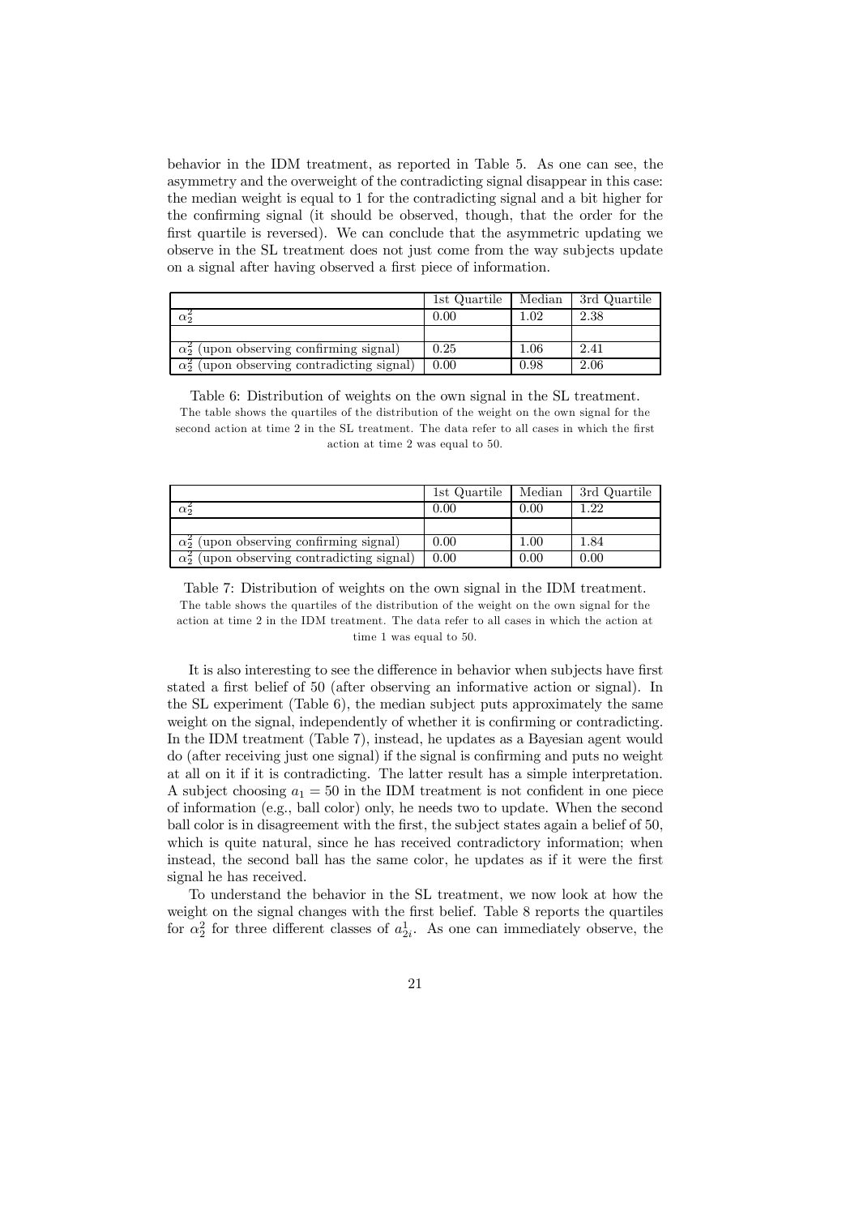behavior in the IDM treatment, as reported in Table 5. As one can see, the asymmetry and the overweight of the contradicting signal disappear in this case: the median weight is equal to 1 for the contradicting signal and a bit higher for the confirming signal (it should be observed, though, that the order for the first quartile is reversed). We can conclude that the asymmetric updating we observe in the SL treatment does not just come from the way subjects update on a signal after having observed a first piece of information.

| | 1st Quartile | Median | 3rd Quartile |
|---|---|---|---|
| $\alpha_2^2$ | 0.00 | 1.02 | 2.38 |
| | | | |
| $\alpha_2^2$ (upon observing confirming signal) | 0.25 | 1.06 | 2.41 |
| $\alpha_2^2$ (upon observing contradicting signal) | 0.00 | 0.98 | 2.06 |

Table 6: Distribution of weights on the own signal in the SL treatment.
The table shows the quartiles of the distribution of the weight on the own signal for the second action at time 2 in the SL treatment. The data refer to all cases in which the first action at time 2 was equal to 50.

| | 1st Quartile | Median | 3rd Quartile |
|---|---|---|---|
| $\alpha_2^2$ | 0.00 | 0.00 | 1.22 |
| | | | |
| $\alpha_2^2$ (upon observing confirming signal) | 0.00 | 1.00 | 1.84 |
| $\alpha_2^2$ (upon observing contradicting signal) | 0.00 | 0.00 | 0.00 |

Table 7: Distribution of weights on the own signal in the IDM treatment.
The table shows the quartiles of the distribution of the weight on the own signal for the action at time 2 in the IDM treatment. The data refer to all cases in which the action at time 1 was equal to 50.

It is also interesting to see the difference in behavior when subjects have first stated a first belief of 50 (after observing an informative action or signal). In the SL experiment (Table 6), the median subject puts approximately the same weight on the signal, independently of whether it is confirming or contradicting. In the IDM treatment (Table 7), instead, he updates as a Bayesian agent would do (after receiving just one signal) if the signal is confirming and puts no weight at all on it if it is contradicting. The latter result has a simple interpretation. A subject choosing $a_1 = 50$ in the IDM treatment is not confident in one piece of information (e.g., ball color) only, he needs two to update. When the second ball color is in disagreement with the first, the subject states again a belief of 50, which is quite natural, since he has received contradictory information; when instead, the second ball has the same color, he updates as if it were the first signal he has received.

To understand the behavior in the SL treatment, we now look at how the weight on the signal changes with the first belief. Table 8 reports the quartiles for $\alpha_2^2$ for three different classes of $a_{2i}^1$. As one can immediately observe, the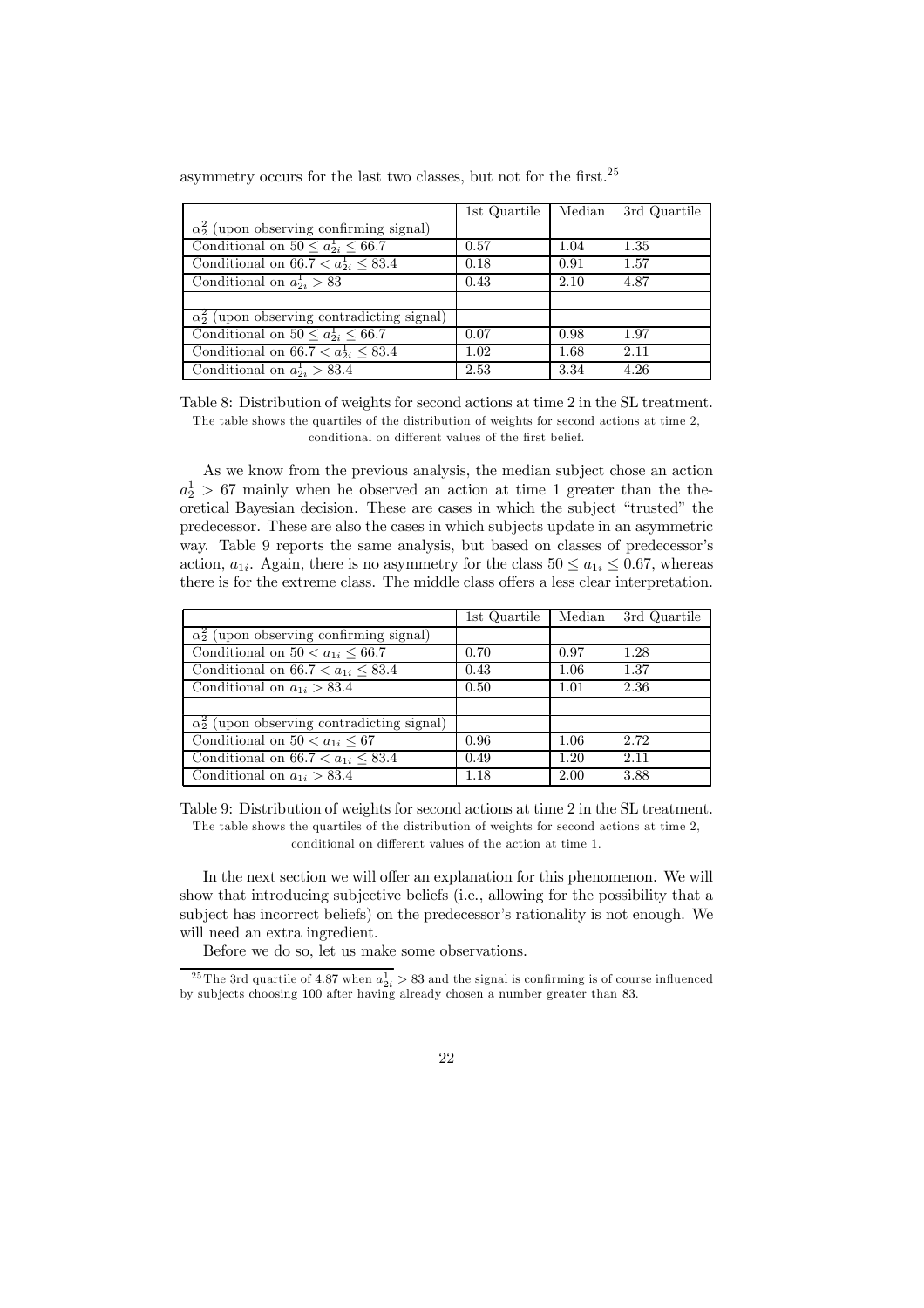asymmetry occurs for the last two classes, but not for the first.[25]

| | 1st Quartile | Median | 3rd Quartile |
|---|---|---|---|
| $\alpha_2^2$ (upon observing confirming signal) | | | |
| Conditional on $50 \leq a_{2i}^1 \leq 66.7$ | 0.57 | 1.04 | 1.35 |
| Conditional on $66.7 < a_{2i}^1 \leq 83.4$ | 0.18 | 0.91 | 1.57 |
| Conditional on $a_{2i}^1 > 83$ | 0.43 | 2.10 | 4.87 |
| | | | |
| $\alpha_2^2$ (upon observing contradicting signal) | | | |
| Conditional on $50 \leq a_{2i}^1 \leq 66.7$ | 0.07 | 0.98 | 1.97 |
| Conditional on $66.7 < a_{2i}^1 \leq 83.4$ | 1.02 | 1.68 | 2.11 |
| Conditional on $a_{2i}^1 > 83.4$ | 2.53 | 3.34 | 4.26 |

Table 8: Distribution of weights for second actions at time 2 in the SL treatment. The table shows the quartiles of the distribution of weights for second actions at time 2, conditional on different values of the first belief.

As we know from the previous analysis, the median subject chose an action $a_2^1 > 67$ mainly when he observed an action at time 1 greater than the theoretical Bayesian decision. These are cases in which the subject "trusted" the predecessor. These are also the cases in which subjects update in an asymmetric way. Table 9 reports the same analysis, but based on classes of predecessor's action, $a_{1i}$. Again, there is no asymmetry for the class $50 \leq a_{1i} \leq 0.67$, whereas there is for the extreme class. The middle class offers a less clear interpretation.

| | 1st Quartile | Median | 3rd Quartile |
|---|---|---|---|
| $\alpha_2^2$ (upon observing confirming signal) | | | |
| Conditional on $50 < a_{1i} \leq 66.7$ | 0.70 | 0.97 | 1.28 |
| Conditional on $66.7 < a_{1i} \leq 83.4$ | 0.43 | 1.06 | 1.37 |
| Conditional on $a_{1i} > 83.4$ | 0.50 | 1.01 | 2.36 |
| | | | |
| $\alpha_2^2$ (upon observing contradicting signal) | | | |
| Conditional on $50 < a_{1i} \leq 67$ | 0.96 | 1.06 | 2.72 |
| Conditional on $66.7 < a_{1i} \leq 83.4$ | 0.49 | 1.20 | 2.11 |
| Conditional on $a_{1i} > 83.4$ | 1.18 | 2.00 | 3.88 |

Table 9: Distribution of weights for second actions at time 2 in the SL treatment. The table shows the quartiles of the distribution of weights for second actions at time 2, conditional on different values of the action at time 1.

In the next section we will offer an explanation for this phenomenon. We will show that introducing subjective beliefs (i.e., allowing for the possibility that a subject has incorrect beliefs) on the predecessor's rationality is not enough. We will need an extra ingredient.

Before we do so, let us make some observations.

[25] The 3rd quartile of 4.87 when $a_{2i}^1 > 83$ and the signal is confirming is of course influenced by subjects choosing 100 after having already chosen a number greater than 83.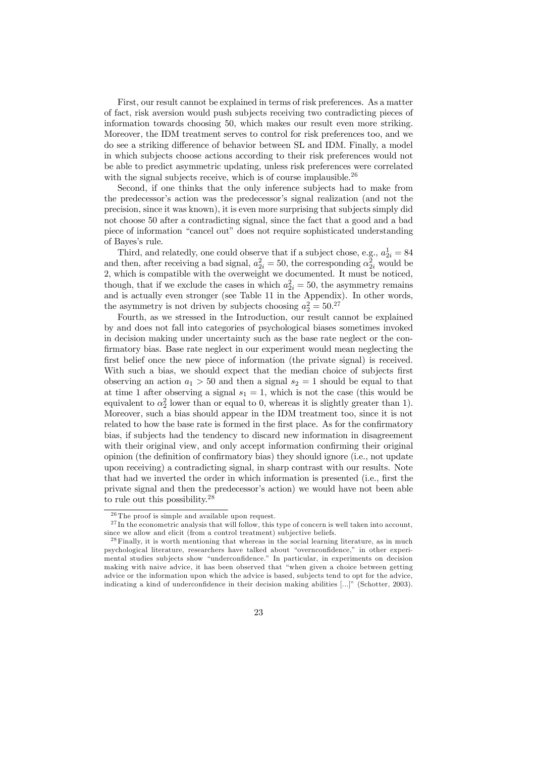First, our result cannot be explained in terms of risk preferences. As a matter of fact, risk aversion would push subjects receiving two contradicting pieces of information towards choosing 50, which makes our result even more striking. Moreover, the IDM treatment serves to control for risk preferences too, and we do see a striking difference of behavior between SL and IDM. Finally, a model in which subjects choose actions according to their risk preferences would not be able to predict asymmetric updating, unless risk preferences were correlated with the signal subjects receive, which is of course implausible.[26]

Second, if one thinks that the only inference subjects had to make from the predecessor's action was the predecessor's signal realization (and not the precision, since it was known), it is even more surprising that subjects simply did not choose 50 after a contradicting signal, since the fact that a good and a bad piece of information "cancel out" does not require sophisticated understanding of Bayes's rule.

Third, and relatedly, one could observe that if a subject chose, e.g., $a_{2i}^1 = 84$ and then, after receiving a bad signal, $a_{2i}^2 = 50$, the corresponding $\alpha_{2i}^2$ would be 2, which is compatible with the overweight we documented. It must be noticed, though, that if we exclude the cases in which $a_{2i}^2 = 50$, the asymmetry remains and is actually even stronger (see Table 11 in the Appendix). In other words, the asymmetry is not driven by subjects choosing $a_2^2 = 50$.[27]

Fourth, as we stressed in the Introduction, our result cannot be explained by and does not fall into categories of psychological biases sometimes invoked in decision making under uncertainty such as the base rate neglect or the confirmatory bias. Base rate neglect in our experiment would mean neglecting the first belief once the new piece of information (the private signal) is received. With such a bias, we should expect that the median choice of subjects first observing an action $a_1 > 50$ and then a signal $s_2 = 1$ should be equal to that at time 1 after observing a signal $s_1 = 1$, which is not the case (this would be equivalent to $\alpha_2^2$ lower than or equal to 0, whereas it is slightly greater than 1). Moreover, such a bias should appear in the IDM treatment too, since it is not related to how the base rate is formed in the first place. As for the confirmatory bias, if subjects had the tendency to discard new information in disagreement with their original view, and only accept information confirming their original opinion (the definition of confirmatory bias) they should ignore (i.e., not update upon receiving) a contradicting signal, in sharp contrast with our results. Note that had we inverted the order in which information is presented (i.e., first the private signal and then the predecessor's action) we would have not been able to rule out this possibility.[28]

---

[26] The proof is simple and available upon request.

[27] In the econometric analysis that will follow, this type of concern is well taken into account, since we allow and elicit (from a control treatment) subjective beliefs.

[28] Finally, it is worth mentioning that whereas in the social learning literature, as in much psychological literature, researchers have talked about "overnconfidence," in other experimental studies subjects show "underconfidence." In particular, in experiments on decision making with naive advice, it has been observed that "when given a choice between getting advice or the information upon which the advice is based, subjects tend to opt for the advice, indicating a kind of underconfidence in their decision making abilities [...]" (Schotter, 2003).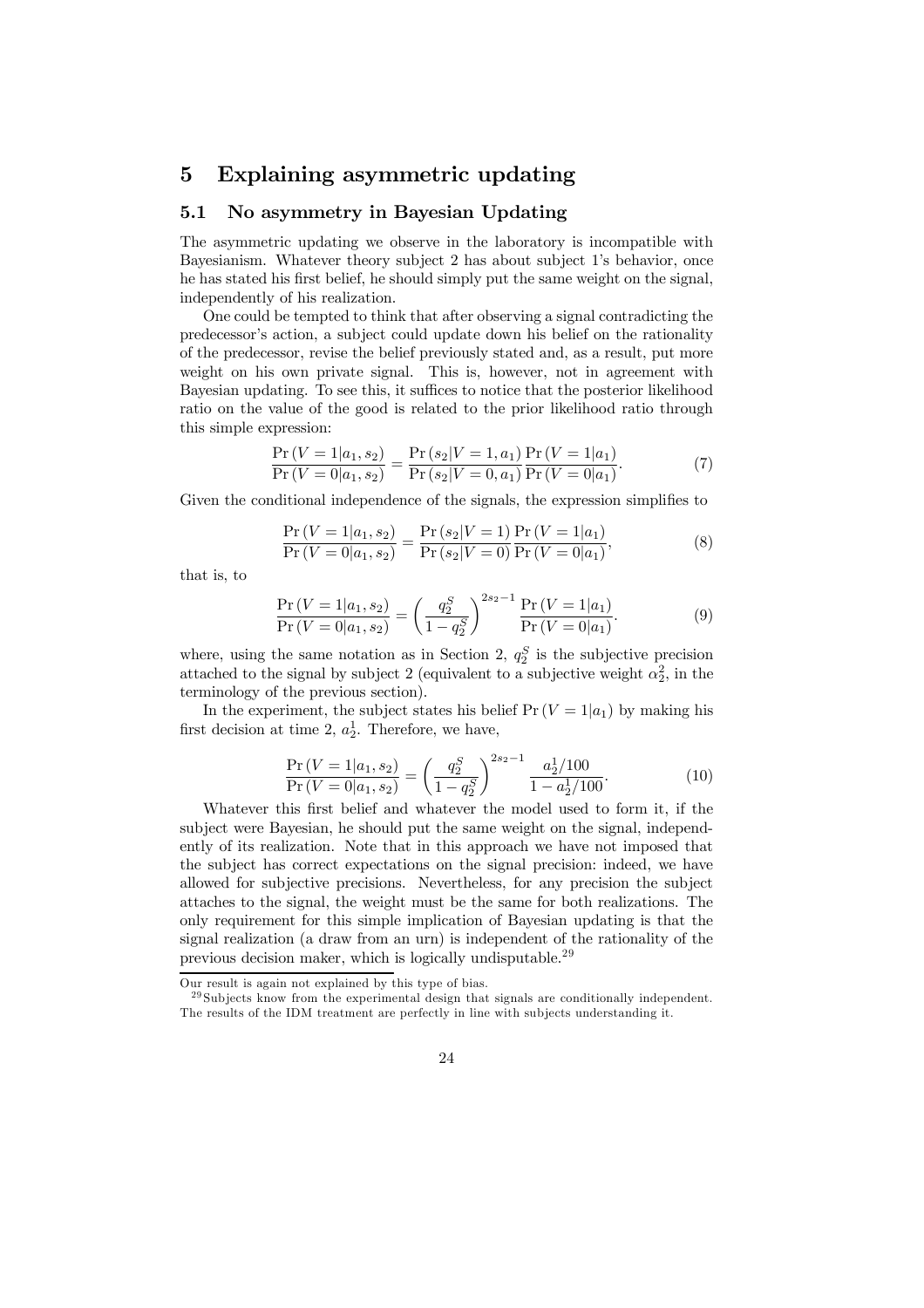# 5 Explaining asymmetric updating

## 5.1 No asymmetry in Bayesian Updating

The asymmetric updating we observe in the laboratory is incompatible with Bayesianism. Whatever theory subject 2 has about subject 1's behavior, once he has stated his first belief, he should simply put the same weight on the signal, independently of his realization.

One could be tempted to think that after observing a signal contradicting the predecessor's action, a subject could update down his belief on the rationality of the predecessor, revise the belief previously stated and, as a result, put more weight on his own private signal. This is, however, not in agreement with Bayesian updating. To see this, it suffices to notice that the posterior likelihood ratio on the value of the good is related to the prior likelihood ratio through this simple expression:

$$\frac{\Pr(V=1|a_1,s_2)}{\Pr(V=0|a_1,s_2)} = \frac{\Pr(s_2|V=1,a_1)}{\Pr(s_2|V=0,a_1)} \frac{\Pr(V=1|a_1)}{\Pr(V=0|a_1)}. \tag{7}$$

Given the conditional independence of the signals, the expression simplifies to

$$\frac{\Pr(V=1|a_1,s_2)}{\Pr(V=0|a_1,s_2)} = \frac{\Pr(s_2|V=1)}{\Pr(s_2|V=0)} \frac{\Pr(V=1|a_1)}{\Pr(V=0|a_1)}, \tag{8}$$

that is, to

$$\frac{\Pr(V=1|a_1,s_2)}{\Pr(V=0|a_1,s_2)} = \left(\frac{q_2^S}{1-q_2^S}\right)^{2s_2-1} \frac{\Pr(V=1|a_1)}{\Pr(V=0|a_1)}. \tag{9}$$

where, using the same notation as in Section 2, $q_2^S$ is the subjective precision attached to the signal by subject 2 (equivalent to a subjective weight $\alpha_2^2$, in the terminology of the previous section).

In the experiment, the subject states his belief $\Pr(V=1|a_1)$ by making his first decision at time 2, $a_2^1$. Therefore, we have,

$$\frac{\Pr(V=1|a_1,s_2)}{\Pr(V=0|a_1,s_2)} = \left(\frac{q_2^S}{1-q_2^S}\right)^{2s_2-1} \frac{a_2^1/100}{1-a_2^1/100}. \tag{10}$$

Whatever this first belief and whatever the model used to form it, if the subject were Bayesian, he should put the same weight on the signal, independently of its realization. Note that in this approach we have not imposed that the subject has correct expectations on the signal precision: indeed, we have allowed for subjective precisions. Nevertheless, for any precision the subject attaches to the signal, the weight must be the same for both realizations. The only requirement for this simple implication of Bayesian updating is that the signal realization (a draw from an urn) is independent of the rationality of the previous decision maker, which is logically undisputable.[29]

---

Our result is again not explained by this type of bias.

[29] Subjects know from the experimental design that signals are conditionally independent. The results of the IDM treatment are perfectly in line with subjects understanding it.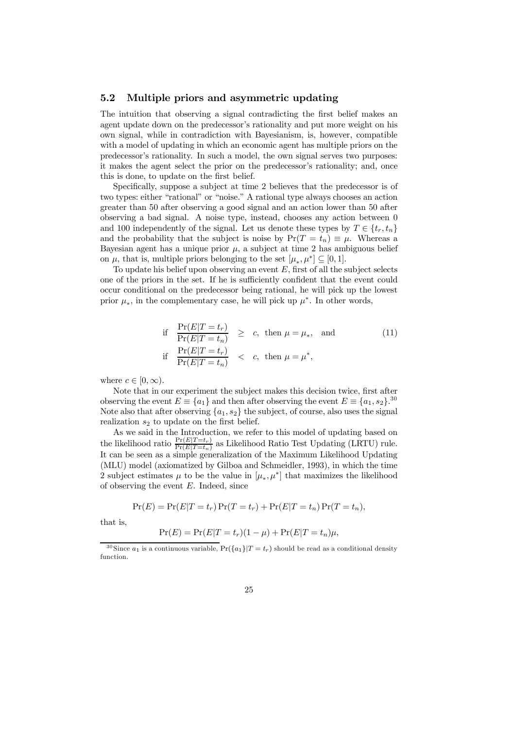### 5.2 Multiple priors and asymmetric updating

The intuition that observing a signal contradicting the first belief makes an agent update down on the predecessor's rationality and put more weight on his own signal, while in contradiction with Bayesianism, is, however, compatible with a model of updating in which an economic agent has multiple priors on the predecessor's rationality. In such a model, the own signal serves two purposes: it makes the agent select the prior on the predecessor's rationality; and, once this is done, to update on the first belief.

Specifically, suppose a subject at time 2 believes that the predecessor is of two types: either "rational" or "noise." A rational type always chooses an action greater than 50 after observing a good signal and an action lower than 50 after observing a bad signal. A noise type, instead, chooses any action between 0 and 100 independently of the signal. Let us denote these types by $T \in \{t_r, t_n\}$ and the probability that the subject is noise by $\Pr(T = t_n) \equiv \mu$. Whereas a Bayesian agent has a unique prior $\mu$, a subject at time 2 has ambiguous belief on $\mu$, that is, multiple priors belonging to the set $[\mu_*, \mu^*] \subseteq [0, 1]$.

To update his belief upon observing an event $E$, first of all the subject selects one of the priors in the set. If he is sufficiently confident that the event could occur conditional on the predecessor being rational, he will pick up the lowest prior $\mu_*$, in the complementary case, he will pick up $\mu^*$. In other words,

$$
\begin{aligned}
\text{if} \quad \frac{\Pr(E|T = t_r)}{\Pr(E|T = t_n)} &\geq c, \text{ then } \mu = \mu_*, \quad \text{and} \\
\text{if} \quad \frac{\Pr(E|T = t_r)}{\Pr(E|T = t_n)} &< c, \text{ then } \mu = \mu^*,
\end{aligned}
\tag{11}
$$

where $c \in [0, \infty)$.

Note that in our experiment the subject makes this decision twice, first after observing the event $E \equiv \{a_1\}$ and then after observing the event $E \equiv \{a_1, s_2\}$.[30] Note also that after observing $\{a_1, s_2\}$ the subject, of course, also uses the signal realization $s_2$ to update on the first belief.

As we said in the Introduction, we refer to this model of updating based on the likelihood ratio $\frac{\Pr(E|T=t_r)}{\Pr(E|T=t_n)}$ as Likelihood Ratio Test Updating (LRTU) rule. It can be seen as a simple generalization of the Maximum Likelihood Updating (MLU) model (axiomatized by Gilboa and Schmeidler, 1993), in which the time 2 subject estimates $\mu$ to be the value in $[\mu_*, \mu^*]$ that maximizes the likelihood of observing the event $E$. Indeed, since

$$\Pr(E) = \Pr(E|T = t_r) \Pr(T = t_r) + \Pr(E|T = t_n) \Pr(T = t_n),$$

that is,

$$\Pr(E) = \Pr(E|T = t_r)(1 - \mu) + \Pr(E|T = t_n)\mu,$$

[30] Since $a_1$ is a continuous variable, $\Pr(\{a_1\}|T = t_r)$ should be read as a conditional density function.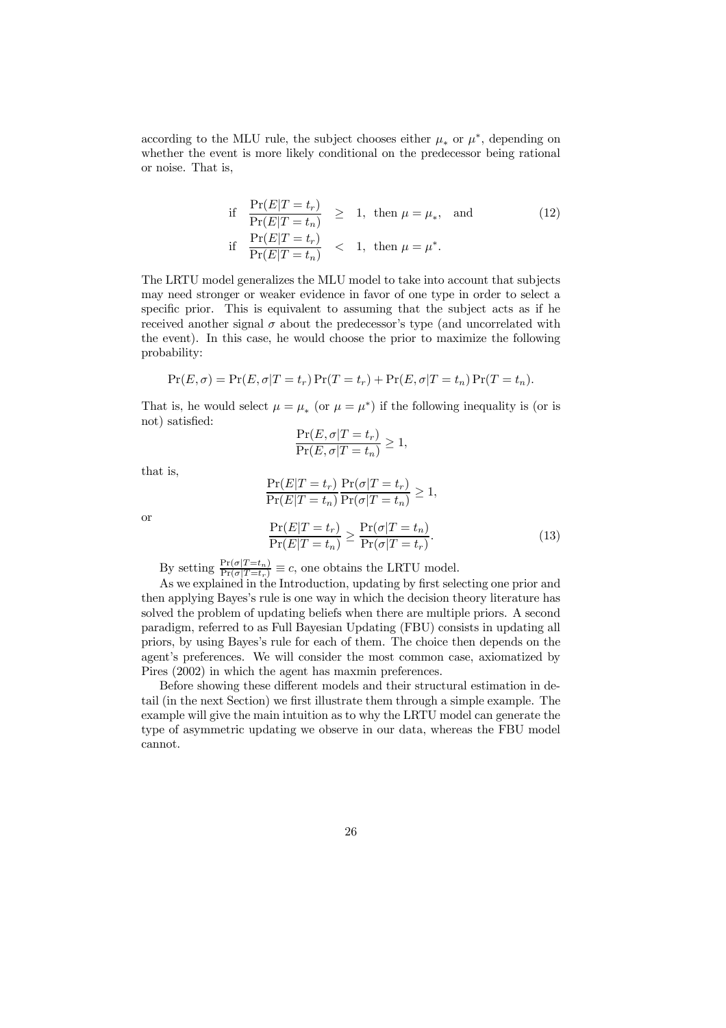according to the MLU rule, the subject chooses either $\mu_*$ or $\mu^*$, depending on whether the event is more likely conditional on the predecessor being rational or noise. That is,

$$
\begin{aligned}
\text{if} \quad \frac{\Pr(E|T=t_r)}{\Pr(E|T=t_n)} &\geq 1, \text{ then } \mu = \mu_*, \quad \text{and} \\
\text{if} \quad \frac{\Pr(E|T=t_r)}{\Pr(E|T=t_n)} &< 1, \text{ then } \mu = \mu^*.
\end{aligned} \tag{12}
$$

The LRTU model generalizes the MLU model to take into account that subjects may need stronger or weaker evidence in favor of one type in order to select a specific prior. This is equivalent to assuming that the subject acts as if he received another signal $\sigma$ about the predecessor's type (and uncorrelated with the event). In this case, he would choose the prior to maximize the following probability:

$$
\Pr(E, \sigma) = \Pr(E, \sigma|T=t_r)\Pr(T=t_r) + \Pr(E, \sigma|T=t_n)\Pr(T=t_n).
$$

That is, he would select $\mu = \mu_*$ (or $\mu = \mu^*$) if the following inequality is (or is not) satisfied:

$$
\frac{\Pr(E, \sigma|T=t_r)}{\Pr(E, \sigma|T=t_n)} \geq 1,
$$

that is,

$$
\frac{\Pr(E|T=t_r)}{\Pr(E|T=t_n)} \frac{\Pr(\sigma|T=t_r)}{\Pr(\sigma|T=t_n)} \geq 1,
$$

or

$$
\frac{\Pr(E|T=t_r)}{\Pr(E|T=t_n)} \geq \frac{\Pr(\sigma|T=t_n)}{\Pr(\sigma|T=t_r)}. \tag{13}
$$

By setting $\frac{\Pr(\sigma|T=t_n)}{\Pr(\sigma|T=t_r)} \equiv c$, one obtains the LRTU model.

As we explained in the Introduction, updating by first selecting one prior and then applying Bayes's rule is one way in which the decision theory literature has solved the problem of updating beliefs when there are multiple priors. A second paradigm, referred to as Full Bayesian Updating (FBU) consists in updating all priors, by using Bayes's rule for each of them. The choice then depends on the agent's preferences. We will consider the most common case, axiomatized by Pires (2002) in which the agent has maxmin preferences.

Before showing these different models and their structural estimation in detail (in the next Section) we first illustrate them through a simple example. The example will give the main intuition as to why the LRTU model can generate the type of asymmetric updating we observe in our data, whereas the FBU model cannot.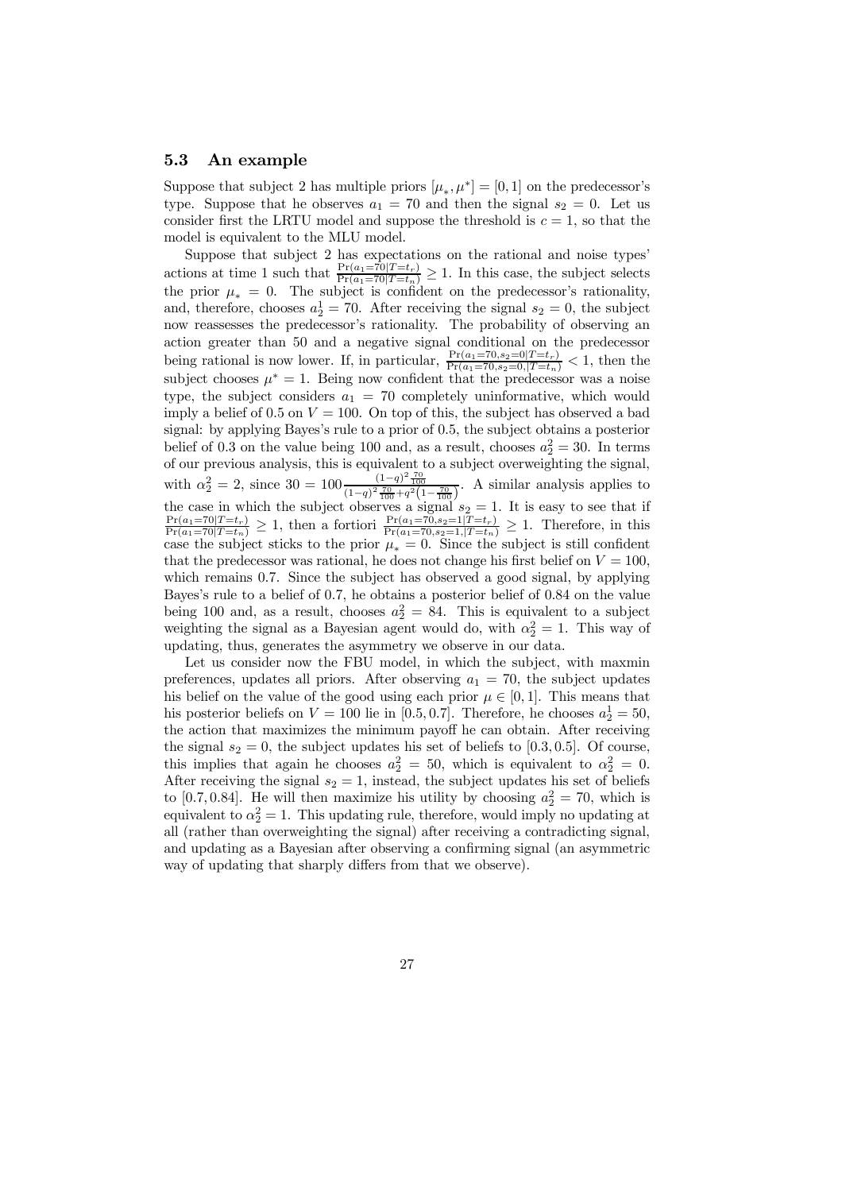### 5.3 An example

Suppose that subject 2 has multiple priors $[\mu_*, \mu^*] = [0, 1]$ on the predecessor's type. Suppose that he observes $a_1 = 70$ and then the signal $s_2 = 0$. Let us consider first the LRTU model and suppose the threshold is $c = 1$, so that the model is equivalent to the MLU model.

Suppose that subject 2 has expectations on the rational and noise types' actions at time 1 such that $\frac{\Pr(a_1=70|T=t_r)}{\Pr(a_1=70|T=t_n)} \geq 1$. In this case, the subject selects the prior $\mu_* = 0$. The subject is confident on the predecessor's rationality, and, therefore, chooses $a_2^1 = 70$. After receiving the signal $s_2 = 0$, the subject now reassesses the predecessor's rationality. The probability of observing an action greater than 50 and a negative signal conditional on the predecessor being rational is now lower. If, in particular, $\frac{\Pr(a_1=70,s_2=0|T=t_r)}{\Pr(a_1=70,s_2=0,|T=t_n)} < 1$, then the subject chooses $\mu^* = 1$. Being now confident that the predecessor was a noise type, the subject considers $a_1 = 70$ completely uninformative, which would imply a belief of 0.5 on $V = 100$. On top of this, the subject has observed a bad signal: by applying Bayes's rule to a prior of 0.5, the subject obtains a posterior belief of 0.3 on the value being 100 and, as a result, chooses $a_2^2 = 30$. In terms of our previous analysis, this is equivalent to a subject overweighting the signal, with $\alpha_2^2 = 2$, since $30 = 100\frac{(1-q)^2\frac{70}{100}}{(1-q)^2\frac{70}{100}+q^2\left(1-\frac{70}{100}\right)}$. A similar analysis applies to the case in which the subject observes a signal $s_2 = 1$. It is easy to see that if $\frac{\Pr(a_1=70|T=t_r)}{\Pr(a_1=70|T=t_n)} \geq 1$, then a fortiori $\frac{\Pr(a_1=70,s_2=1|T=t_r)}{\Pr(a_1=70,s_2=1,|T=t_n)} \geq 1$. Therefore, in this case the subject sticks to the prior $\mu_* = 0$. Since the subject is still confident that the predecessor was rational, he does not change his first belief on $V = 100$, which remains 0.7. Since the subject has observed a good signal, by applying Bayes's rule to a belief of 0.7, he obtains a posterior belief of 0.84 on the value being 100 and, as a result, chooses $a_2^2 = 84$. This is equivalent to a subject weighting the signal as a Bayesian agent would do, with $\alpha_2^2 = 1$. This way of updating, thus, generates the asymmetry we observe in our data.

Let us consider now the FBU model, in which the subject, with maxmin preferences, updates all priors. After observing $a_1 = 70$, the subject updates his belief on the value of the good using each prior $\mu \in [0, 1]$. This means that his posterior beliefs on $V = 100$ lie in $[0.5, 0.7]$. Therefore, he chooses $a_2^1 = 50$, the action that maximizes the minimum payoff he can obtain. After receiving the signal $s_2 = 0$, the subject updates his set of beliefs to $[0.3, 0.5]$. Of course, this implies that again he chooses $a_2^2 = 50$, which is equivalent to $\alpha_2^2 = 0$. After receiving the signal $s_2 = 1$, instead, the subject updates his set of beliefs to $[0.7, 0.84]$. He will then maximize his utility by choosing $a_2^2 = 70$, which is equivalent to $\alpha_2^2 = 1$. This updating rule, therefore, would imply no updating at all (rather than overweighting the signal) after receiving a contradicting signal, and updating as a Bayesian after observing a confirming signal (an asymmetric way of updating that sharply differs from that we observe).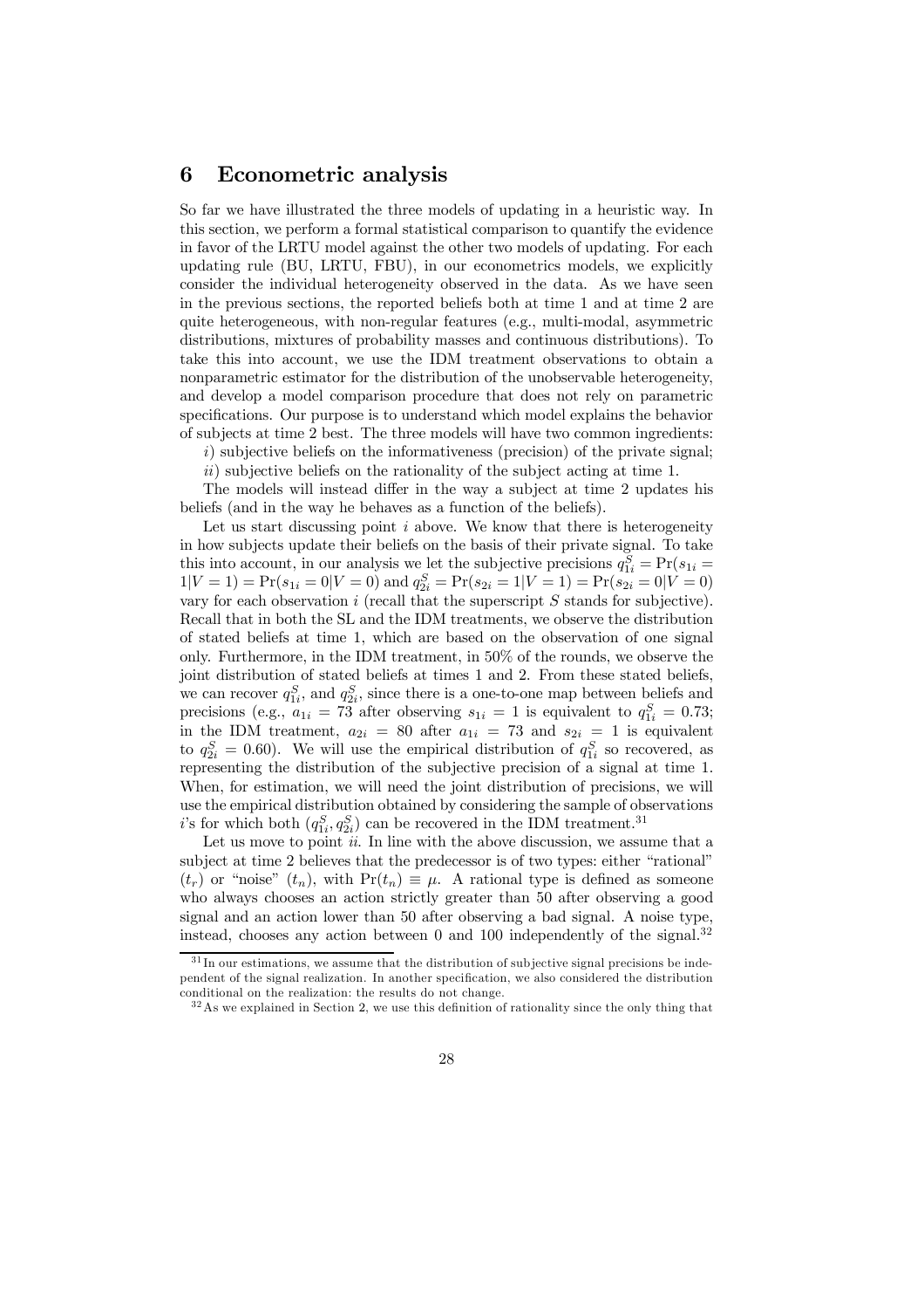## 6 Econometric analysis

So far we have illustrated the three models of updating in a heuristic way. In this section, we perform a formal statistical comparison to quantify the evidence in favor of the LRTU model against the other two models of updating. For each updating rule (BU, LRTU, FBU), in our econometrics models, we explicitly consider the individual heterogeneity observed in the data. As we have seen in the previous sections, the reported beliefs both at time 1 and at time 2 are quite heterogeneous, with non-regular features (e.g., multi-modal, asymmetric distributions, mixtures of probability masses and continuous distributions). To take this into account, we use the IDM treatment observations to obtain a nonparametric estimator for the distribution of the unobservable heterogeneity, and develop a model comparison procedure that does not rely on parametric specifications. Our purpose is to understand which model explains the behavior of subjects at time 2 best. The three models will have two common ingredients:

*i*) subjective beliefs on the informativeness (precision) of the private signal;

*ii*) subjective beliefs on the rationality of the subject acting at time 1.

The models will instead differ in the way a subject at time 2 updates his beliefs (and in the way he behaves as a function of the beliefs).

Let us start discussing point *i* above. We know that there is heterogeneity in how subjects update their beliefs on the basis of their private signal. To take this into account, in our analysis we let the subjective precisions $q_{1i}^S = \Pr(s_{1i} = 1|V = 1) = \Pr(s_{1i} = 0|V = 0)$ and $q_{2i}^S = \Pr(s_{2i} = 1|V = 1) = \Pr(s_{2i} = 0|V = 0)$ vary for each observation $i$ (recall that the superscript $S$ stands for subjective). Recall that in both the SL and the IDM treatments, we observe the distribution of stated beliefs at time 1, which are based on the observation of one signal only. Furthermore, in the IDM treatment, in 50% of the rounds, we observe the joint distribution of stated beliefs at times 1 and 2. From these stated beliefs, we can recover $q_{1i}^S$, and $q_{2i}^S$, since there is a one-to-one map between beliefs and precisions (e.g., $a_{1i} = 73$ after observing $s_{1i} = 1$ is equivalent to $q_{1i}^S = 0.73$; in the IDM treatment, $a_{2i} = 80$ after $a_{1i} = 73$ and $s_{2i} = 1$ is equivalent to $q_{2i}^S = 0.60$). We will use the empirical distribution of $q_{1i}^S$ so recovered, as representing the distribution of the subjective precision of a signal at time 1. When, for estimation, we will need the joint distribution of precisions, we will use the empirical distribution obtained by considering the sample of observations $i$'s for which both $(q_{1i}^S, q_{2i}^S)$ can be recovered in the IDM treatment.[31]

Let us move to point *ii*. In line with the above discussion, we assume that a subject at time 2 believes that the predecessor is of two types: either "rational" ($t_r$) or "noise" ($t_n$), with $\Pr(t_n) \equiv \mu$. A rational type is defined as someone who always chooses an action strictly greater than 50 after observing a good signal and an action lower than 50 after observing a bad signal. A noise type, instead, chooses any action between 0 and 100 independently of the signal.[32]

[31] In our estimations, we assume that the distribution of subjective signal precisions be independent of the signal realization. In another specification, we also considered the distribution conditional on the realization: the results do not change.

[32] As we explained in Section 2, we use this definition of rationality since the only thing that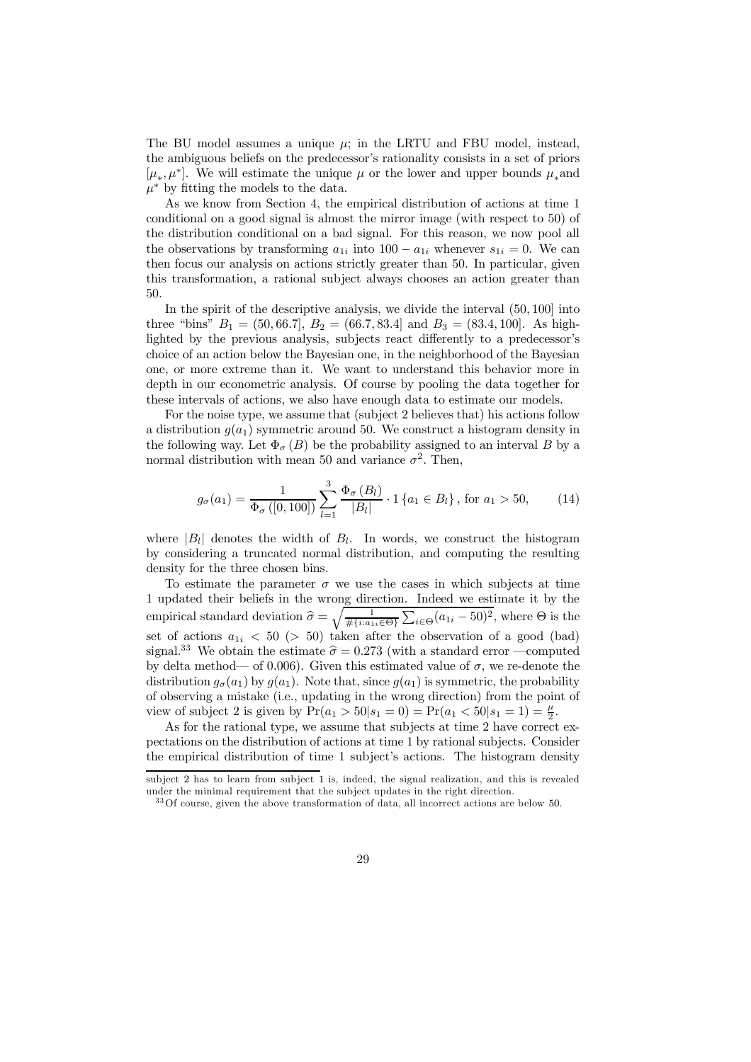The BU model assumes a unique $\mu$; in the LRTU and FBU model, instead, the ambiguous beliefs on the predecessor's rationality consists in a set of priors $[\mu_*, \mu^*]$. We will estimate the unique $\mu$ or the lower and upper bounds $\mu_*$ and $\mu^*$ by fitting the models to the data.

As we know from Section 4, the empirical distribution of actions at time 1 conditional on a good signal is almost the mirror image (with respect to 50) of the distribution conditional on a bad signal. For this reason, we now pool all the observations by transforming $a_{1i}$ into $100 - a_{1i}$ whenever $s_{1i} = 0$. We can then focus our analysis on actions strictly greater than 50. In particular, given this transformation, a rational subject always chooses an action greater than 50.

In the spirit of the descriptive analysis, we divide the interval $(50, 100]$ into three "bins" $B_1 = (50, 66.7]$, $B_2 = (66.7, 83.4]$ and $B_3 = (83.4, 100]$. As highlighted by the previous analysis, subjects react differently to a predecessor's choice of an action below the Bayesian one, in the neighborhood of the Bayesian one, or more extreme than it. We want to understand this behavior more in depth in our econometric analysis. Of course by pooling the data together for these intervals of actions, we also have enough data to estimate our models.

For the noise type, we assume that (subject 2 believes that) his actions follow a distribution $g(a_1)$ symmetric around 50. We construct a histogram density in the following way. Let $\Phi_\sigma(B)$ be the probability assigned to an interval $B$ by a normal distribution with mean 50 and variance $\sigma^2$. Then,

$$g_\sigma(a_1) = \frac{1}{\Phi_\sigma([0, 100])} \sum_{l=1}^{3} \frac{\Phi_\sigma(B_l)}{|B_l|} \cdot 1\{a_1 \in B_l\}, \text{ for } a_1 > 50, \tag{14}$$

where $|B_l|$ denotes the width of $B_l$. In words, we construct the histogram by considering a truncated normal distribution, and computing the resulting density for the three chosen bins.

To estimate the parameter $\sigma$ we use the cases in which subjects at time 1 updated their beliefs in the wrong direction. Indeed we estimate it by the empirical standard deviation $\widehat{\sigma} = \sqrt{\frac{1}{\#\{i:a_{1i} \in \Theta\}} \sum_{i \in \Theta} (a_{1i} - 50)^2}$, where $\Theta$ is the set of actions $a_{1i} < 50$ ($> 50$) taken after the observation of a good (bad) signal.[33] We obtain the estimate $\widehat{\sigma} = 0.273$ (with a standard error —computed by delta method— of 0.006). Given this estimated value of $\sigma$, we re-denote the distribution $g_\sigma(a_1)$ by $g(a_1)$. Note that, since $g(a_1)$ is symmetric, the probability of observing a mistake (i.e., updating in the wrong direction) from the point of view of subject 2 is given by $\Pr(a_1 > 50 | s_1 = 0) = \Pr(a_1 < 50 | s_1 = 1) = \frac{\mu}{2}$.

As for the rational type, we assume that subjects at time 2 have correct expectations on the distribution of actions at time 1 by rational subjects. Consider the empirical distribution of time 1 subject's actions. The histogram density

---

subject 2 has to learn from subject 1 is, indeed, the signal realization, and this is revealed under the minimal requirement that the subject updates in the right direction.

[33] Of course, given the above transformation of data, all incorrect actions are below 50.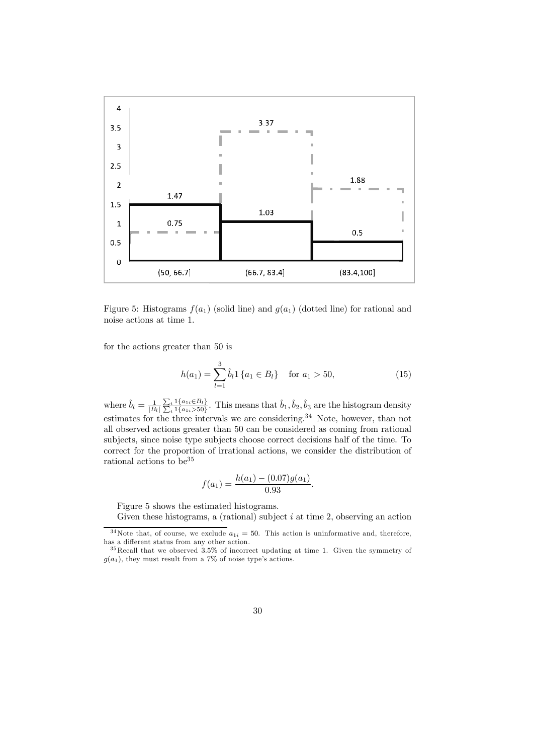Figure 5: Histograms $f(a_1)$ (solid line) and $g(a_1)$ (dotted line) for rational and noise actions at time 1.

for the actions greater than 50 is

$$h(a_1) = \sum_{l=1}^{3} \hat{b}_l 1\{a_1 \in B_l\} \quad \text{for } a_1 > 50, \tag{15}$$

where $\hat{b}_l = \frac{1}{|B_l|} \frac{\sum_i 1\{a_{1i} \in B_l\}}{\sum_i 1\{a_{1i} > 50\}}$. This means that $\hat{b}_1, \hat{b}_2, \hat{b}_3$ are the histogram density estimates for the three intervals we are considering.[34] Note, however, than not all observed actions greater than 50 can be considered as coming from rational subjects, since noise type subjects choose correct decisions half of the time. To correct for the proportion of irrational actions, we consider the distribution of rational actions to be[35]

$$f(a_1) = \frac{h(a_1) - (0.07)g(a_1)}{0.93}.$$

Figure 5 shows the estimated histograms.

Given these histograms, a (rational) subject $i$ at time 2, observing an action

[34] Note that, of course, we exclude $a_{1i} = 50$. This action is uninformative and, therefore, has a different status from any other action.

[35] Recall that we observed 3.5% of incorrect updating at time 1. Given the symmetry of $g(a_1)$, they must result from a 7% of noise type's actions.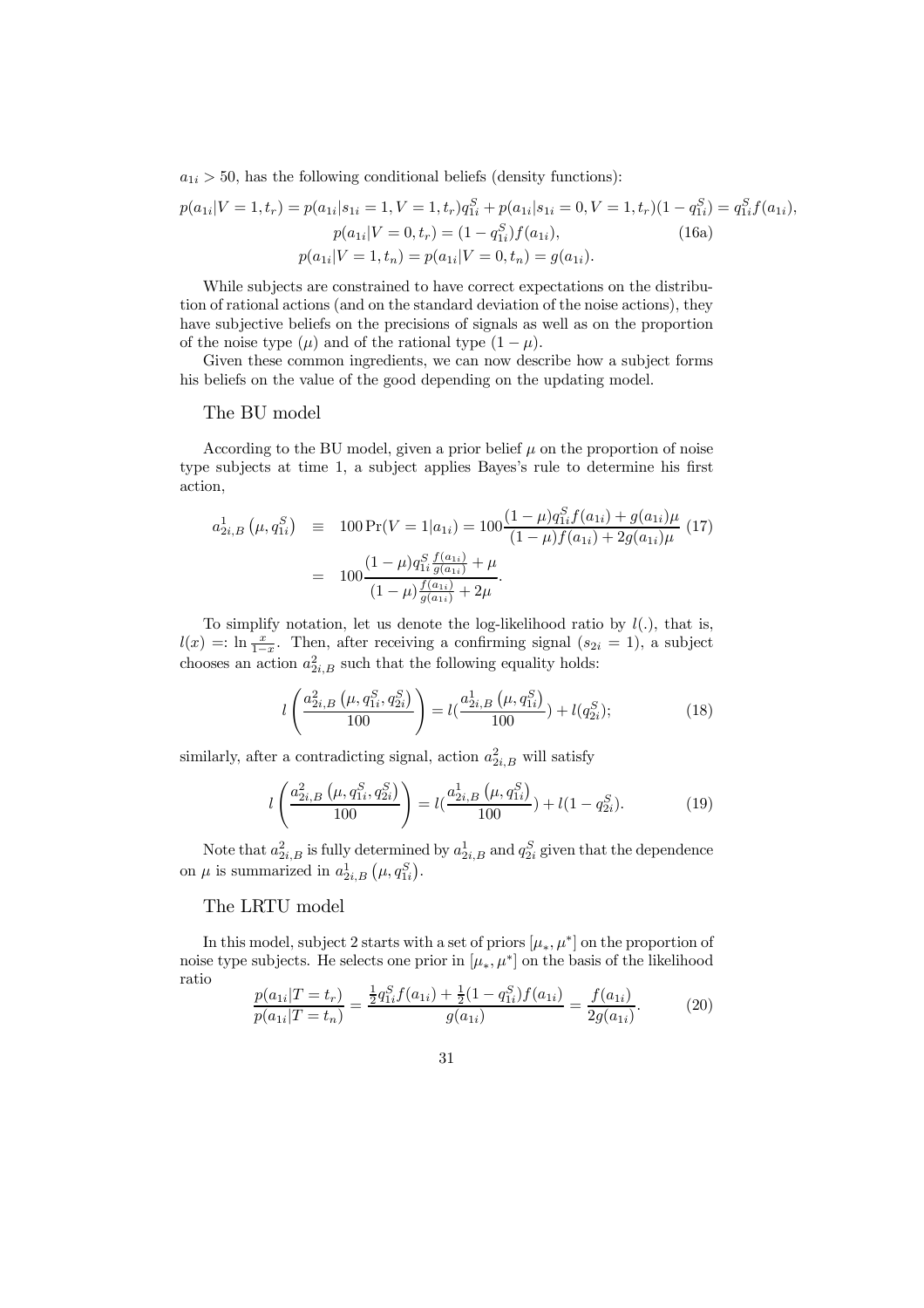$a_{1i} > 50$, has the following conditional beliefs (density functions):

$$p(a_{1i}|V=1,t_r) = p(a_{1i}|s_{1i}=1,V=1,t_r)q_{1i}^S + p(a_{1i}|s_{1i}=0,V=1,t_r)(1-q_{1i}^S) = q_{1i}^S f(a_{1i}),$$

$$p(a_{1i}|V=0,t_r) = (1-q_{1i}^S)f(a_{1i}), \tag{16a}$$

$$p(a_{1i}|V=1,t_n) = p(a_{1i}|V=0,t_n) = g(a_{1i}).$$

While subjects are constrained to have correct expectations on the distribution of rational actions (and on the standard deviation of the noise actions), they have subjective beliefs on the precisions of signals as well as on the proportion of the noise type ($\mu$) and of the rational type ($1-\mu$).

Given these common ingredients, we can now describe how a subject forms his beliefs on the value of the good depending on the updating model.

### The BU model

According to the BU model, given a prior belief $\mu$ on the proportion of noise type subjects at time 1, a subject applies Bayes's rule to determine his first action,

$$\begin{aligned} a_{2i,B}^1\left(\mu, q_{1i}^S\right) &\equiv 100\Pr(V=1|a_{1i}) = 100\frac{(1-\mu)q_{1i}^S f(a_{1i}) + g(a_{1i})\mu}{(1-\mu)f(a_{1i}) + 2g(a_{1i})\mu} \\ &= 100\frac{(1-\mu)q_{1i}^S \frac{f(a_{1i})}{g(a_{1i})} + \mu}{(1-\mu)\frac{f(a_{1i})}{g(a_{1i})} + 2\mu}. \end{aligned} \tag{17}$$

To simplify notation, let us denote the log-likelihood ratio by $l(.)$, that is, $l(x) =: \ln \frac{x}{1-x}$. Then, after receiving a confirming signal ($s_{2i}=1$), a subject chooses an action $a_{2i,B}^2$ such that the following equality holds:

$$l\left(\frac{a_{2i,B}^2\left(\mu, q_{1i}^S, q_{2i}^S\right)}{100}\right) = l\left(\frac{a_{2i,B}^1\left(\mu, q_{1i}^S\right)}{100}\right) + l(q_{2i}^S); \tag{18}$$

similarly, after a contradicting signal, action $a_{2i,B}^2$ will satisfy

$$l\left(\frac{a_{2i,B}^2\left(\mu, q_{1i}^S, q_{2i}^S\right)}{100}\right) = l\left(\frac{a_{2i,B}^1\left(\mu, q_{1i}^S\right)}{100}\right) + l(1-q_{2i}^S). \tag{19}$$

Note that $a_{2i,B}^2$ is fully determined by $a_{2i,B}^1$ and $q_{2i}^S$ given that the dependence on $\mu$ is summarized in $a_{2i,B}^1\left(\mu, q_{1i}^S\right)$.

### The LRTU model

In this model, subject 2 starts with a set of priors $[\mu_*, \mu^*]$ on the proportion of noise type subjects. He selects one prior in $[\mu_*, \mu^*]$ on the basis of the likelihood ratio

$$\frac{p(a_{1i}|T=t_r)}{p(a_{1i}|T=t_n)} = \frac{\frac{1}{2}q_{1i}^S f(a_{1i}) + \frac{1}{2}(1-q_{1i}^S)f(a_{1i})}{g(a_{1i})} = \frac{f(a_{1i})}{2g(a_{1i})}. \tag{20}$$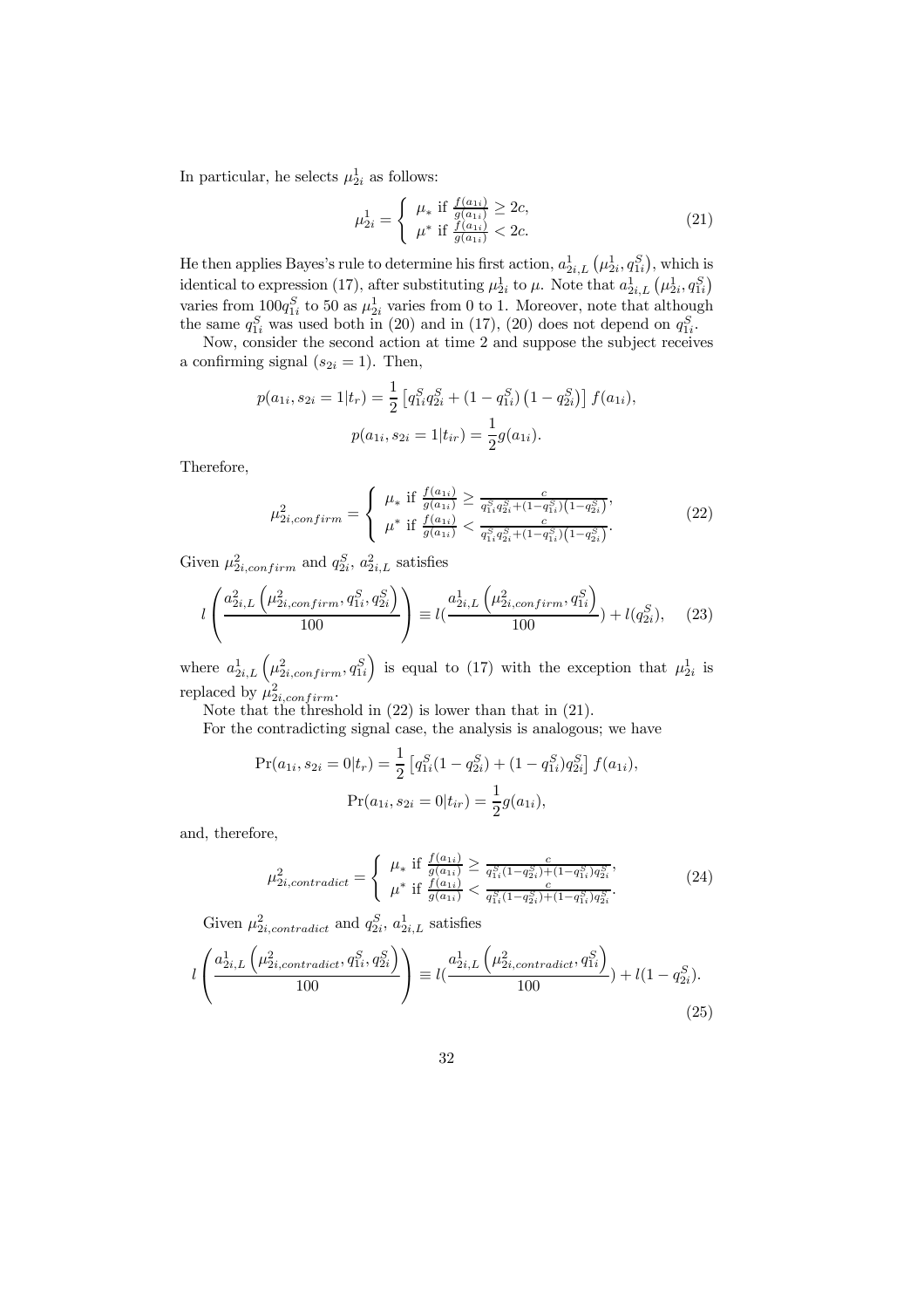In particular, he selects $\mu_{2i}^1$ as follows:

$$\mu_{2i}^1 = \begin{cases} \mu_* \text{ if } \frac{f(a_{1i})}{g(a_{1i})} \geq 2c, \\ \mu^* \text{ if } \frac{f(a_{1i})}{g(a_{1i})} < 2c. \end{cases} \tag{21}$$

He then applies Bayes's rule to determine his first action, $a_{2i,L}^1\left(\mu_{2i}^1, q_{1i}^S\right)$, which is identical to expression (17), after substituting $\mu_{2i}^1$ to $\mu$. Note that $a_{2i,L}^1\left(\mu_{2i}^1, q_{1i}^S\right)$ varies from $100q_{1i}^S$ to 50 as $\mu_{2i}^1$ varies from 0 to 1. Moreover, note that although the same $q_{1i}^S$ was used both in (20) and in (17), (20) does not depend on $q_{1i}^S$.

Now, consider the second action at time 2 and suppose the subject receives a confirming signal ($s_{2i} = 1$). Then,

$$p(a_{1i}, s_{2i} = 1|t_r) = \frac{1}{2}\left[q_{1i}^S q_{2i}^S + \left(1 - q_{1i}^S\right)\left(1 - q_{2i}^S\right)\right] f(a_{1i}),$$

$$p(a_{1i}, s_{2i} = 1|t_{ir}) = \frac{1}{2} g(a_{1i}).$$

Therefore,

$$\mu_{2i,confirm}^2 = \begin{cases} \mu_* \text{ if } \frac{f(a_{1i})}{g(a_{1i})} \geq \frac{c}{q_{1i}^S q_{2i}^S + (1-q_{1i}^S)\left(1-q_{2i}^S\right)}, \\ \mu^* \text{ if } \frac{f(a_{1i})}{g(a_{1i})} < \frac{c}{q_{1i}^S q_{2i}^S + (1-q_{1i}^S)\left(1-q_{2i}^S\right)}. \end{cases} \tag{22}$$

Given $\mu_{2i,confirm}^2$ and $q_{2i}^S$, $a_{2i,L}^2$ satisfies

$$l\left(\frac{a_{2i,L}^2\left(\mu_{2i,confirm}^2, q_{1i}^S, q_{2i}^S\right)}{100}\right) \equiv l\left(\frac{a_{2i,L}^1\left(\mu_{2i,confirm}^2, q_{1i}^S\right)}{100}\right) + l(q_{2i}^S), \tag{23}$$

where $a_{2i,L}^1\left(\mu_{2i,confirm}^2, q_{1i}^S\right)$ is equal to (17) with the exception that $\mu_{2i}^1$ is replaced by $\mu_{2i,confirm}^2$.

Note that the threshold in (22) is lower than that in (21).

For the contradicting signal case, the analysis is analogous; we have

$$\Pr(a_{1i}, s_{2i} = 0|t_r) = \frac{1}{2}\left[q_{1i}^S(1 - q_{2i}^S) + (1 - q_{1i}^S)q_{2i}^S\right] f(a_{1i}),$$

$$\Pr(a_{1i}, s_{2i} = 0|t_{ir}) = \frac{1}{2} g(a_{1i}),$$

and, therefore,

$$\mu_{2i,contradict}^2 = \begin{cases} \mu_* \text{ if } \frac{f(a_{1i})}{g(a_{1i})} \geq \frac{c}{q_{1i}^S(1-q_{2i}^S) + (1-q_{1i}^S)q_{2i}^S}, \\ \mu^* \text{ if } \frac{f(a_{1i})}{g(a_{1i})} < \frac{c}{q_{1i}^S(1-q_{2i}^S) + (1-q_{1i}^S)q_{2i}^S}. \end{cases} \tag{24}$$

Given $\mu_{2i,contradict}^2$ and $q_{2i}^S$, $a_{2i,L}^1$ satisfies

$$l\left(\frac{a_{2i,L}^1\left(\mu_{2i,contradict}^2, q_{1i}^S, q_{2i}^S\right)}{100}\right) \equiv l\left(\frac{a_{2i,L}^1\left(\mu_{2i,contradict}^2, q_{1i}^S\right)}{100}\right) + l(1 - q_{2i}^S). \tag{25}$$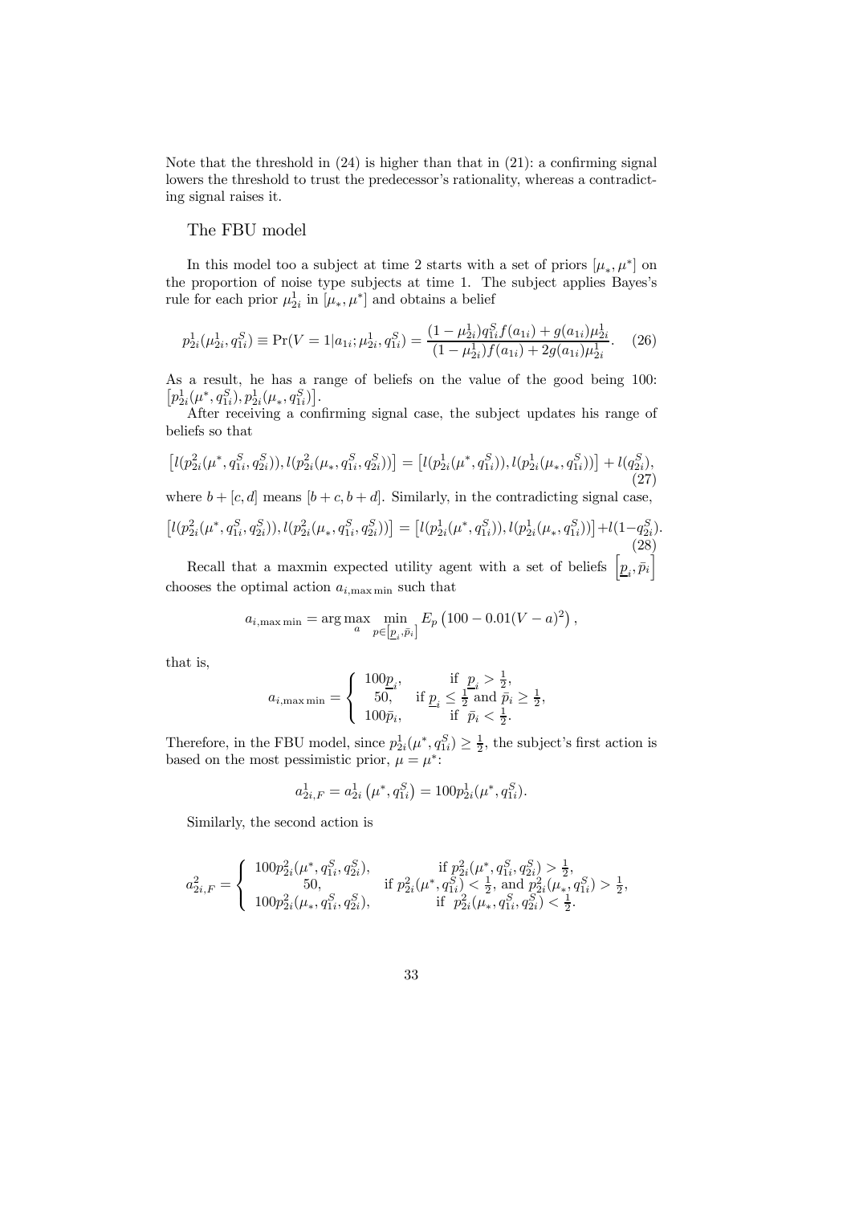Note that the threshold in (24) is higher than that in (21): a confirming signal lowers the threshold to trust the predecessor's rationality, whereas a contradicting signal raises it.

### The FBU model

In this model too a subject at time 2 starts with a set of priors $[\mu_*, \mu^*]$ on the proportion of noise type subjects at time 1. The subject applies Bayes's rule for each prior $\mu^1_{2i}$ in $[\mu_*, \mu^*]$ and obtains a belief

$$p^1_{2i}(\mu^1_{2i}, q^S_{1i}) \equiv \Pr(V = 1 | a_{1i}; \mu^1_{2i}, q^S_{1i}) = \frac{(1-\mu^1_{2i}) q^S_{1i} f(a_{1i}) + g(a_{1i}) \mu^1_{2i}}{(1-\mu^1_{2i}) f(a_{1i}) + 2g(a_{1i}) \mu^1_{2i}}. \quad (26)$$

As a result, he has a range of beliefs on the value of the good being 100: $\left[p^1_{2i}(\mu^*, q^S_{1i}), p^1_{2i}(\mu_*, q^S_{1i})\right]$.

After receiving a confirming signal case, the subject updates his range of beliefs so that

$$\left[l(p^2_{2i}(\mu^*, q^S_{1i}, q^S_{2i})), l(p^2_{2i}(\mu_*, q^S_{1i}, q^S_{2i}))\right] = \left[l(p^1_{2i}(\mu^*, q^S_{1i})), l(p^1_{2i}(\mu_*, q^S_{1i}))\right] + l(q^S_{2i}), \quad (27)$$

where $b + [c, d]$ means $[b + c, b + d]$. Similarly, in the contradicting signal case,

$$\left[l(p^2_{2i}(\mu^*, q^S_{1i}, q^S_{2i})), l(p^2_{2i}(\mu_*, q^S_{1i}, q^S_{2i}))\right] = \left[l(p^1_{2i}(\mu^*, q^S_{1i})), l(p^1_{2i}(\mu_*, q^S_{1i}))\right] + l(1-q^S_{2i}). \quad (28)$$

Recall that a maxmin expected utility agent with a set of beliefs $\left[\underline{p}_i, \bar{p}_i\right]$ chooses the optimal action $a_{i,\max\min}$ such that

$$a_{i,\max\min} = \arg\max_a \min_{p \in \left[\underline{p}_i, \bar{p}_i\right]} E_p \left(100 - 0.01(V - a)^2\right),$$

that is,

$$a_{i,\max\min} = \begin{cases} 100\underline{p}_i, & \text{if } \underline{p}_i > \frac{1}{2}, \\ 50, & \text{if } \underline{p}_i \leq \frac{1}{2} \text{ and } \bar{p}_i \geq \frac{1}{2}, \\ 100\bar{p}_i, & \text{if } \bar{p}_i < \frac{1}{2}. \end{cases}$$

Therefore, in the FBU model, since $p^1_{2i}(\mu^*, q^S_{1i}) \geq \frac{1}{2}$, the subject's first action is based on the most pessimistic prior, $\mu = \mu^*$:

$$a^1_{2i,F} = a^1_{2i}\left(\mu^*, q^S_{1i}\right) = 100 p^1_{2i}(\mu^*, q^S_{1i}).$$

Similarly, the second action is

$$a^2_{2i,F} = \begin{cases} 100 p^2_{2i}(\mu^*, q^S_{1i}, q^S_{2i}), & \text{if } p^2_{2i}(\mu^*, q^S_{1i}, q^S_{2i}) > \frac{1}{2}, \\ 50, & \text{if } p^2_{2i}(\mu^*, q^S_{1i}) < \frac{1}{2}, \text{ and } p^2_{2i}(\mu_*, q^S_{1i}) > \frac{1}{2}, \\ 100 p^2_{2i}(\mu_*, q^S_{1i}, q^S_{2i}), & \text{if } p^2_{2i}(\mu_*, q^S_{1i}, q^S_{2i}) < \frac{1}{2}. \end{cases}$$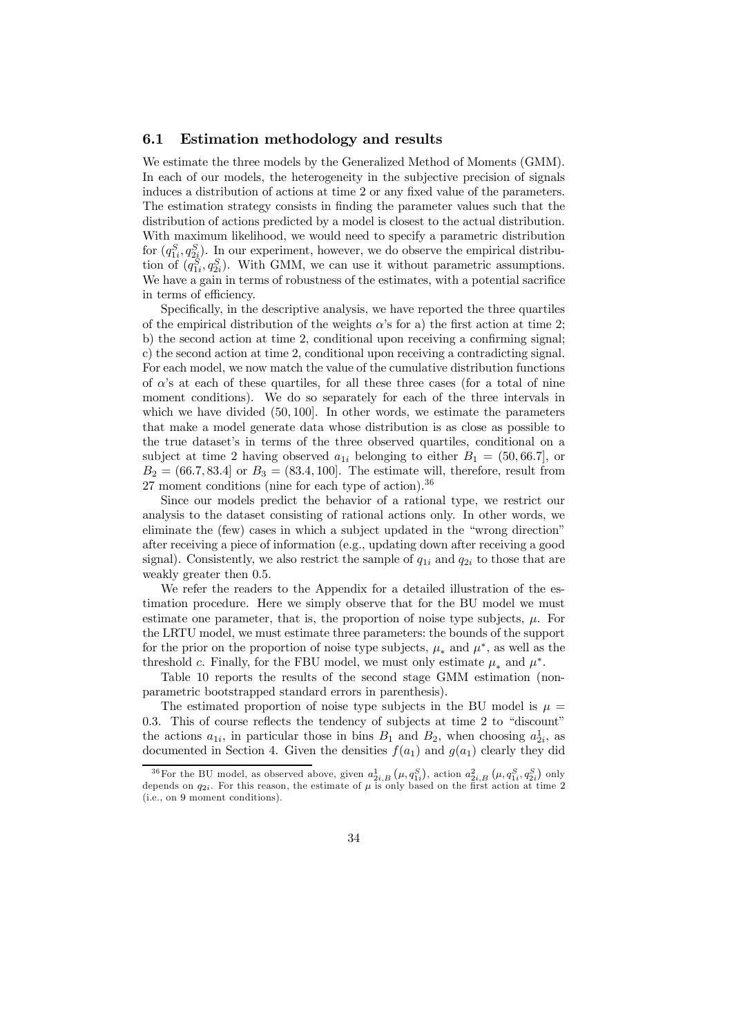### 6.1 Estimation methodology and results

We estimate the three models by the Generalized Method of Moments (GMM). In each of our models, the heterogeneity in the subjective precision of signals induces a distribution of actions at time 2 or any fixed value of the parameters. The estimation strategy consists in finding the parameter values such that the distribution of actions predicted by a model is closest to the actual distribution. With maximum likelihood, we would need to specify a parametric distribution for $(q_{1i}^S, q_{2i}^S)$. In our experiment, however, we do observe the empirical distribution of $(q_{1i}^S, q_{2i}^S)$. With GMM, we can use it without parametric assumptions. We have a gain in terms of robustness of the estimates, with a potential sacrifice in terms of efficiency.

Specifically, in the descriptive analysis, we have reported the three quartiles of the empirical distribution of the weights $\alpha$'s for a) the first action at time 2; b) the second action at time 2, conditional upon receiving a confirming signal; c) the second action at time 2, conditional upon receiving a contradicting signal. For each model, we now match the value of the cumulative distribution functions of $\alpha$'s at each of these quartiles, for all these three cases (for a total of nine moment conditions). We do so separately for each of the three intervals in which we have divided $(50, 100]$. In other words, we estimate the parameters that make a model generate data whose distribution is as close as possible to the true dataset's in terms of the three observed quartiles, conditional on a subject at time 2 having observed $a_{1i}$ belonging to either $B_1 = (50, 66.7]$, or $B_2 = (66.7, 83.4]$ or $B_3 = (83.4, 100]$. The estimate will, therefore, result from 27 moment conditions (nine for each type of action).[36]

Since our models predict the behavior of a rational type, we restrict our analysis to the dataset consisting of rational actions only. In other words, we eliminate the (few) cases in which a subject updated in the "wrong direction" after receiving a piece of information (e.g., updating down after receiving a good signal). Consistently, we also restrict the sample of $q_{1i}$ and $q_{2i}$ to those that are weakly greater then 0.5.

We refer the readers to the Appendix for a detailed illustration of the estimation procedure. Here we simply observe that for the BU model we must estimate one parameter, that is, the proportion of noise type subjects, $\mu$. For the LRTU model, we must estimate three parameters: the bounds of the support for the prior on the proportion of noise type subjects, $\mu_*$ and $\mu^*$, as well as the threshold $c$. Finally, for the FBU model, we must only estimate $\mu_*$ and $\mu^*$.

Table 10 reports the results of the second stage GMM estimation (nonparametric bootstrapped standard errors in parenthesis).

The estimated proportion of noise type subjects in the BU model is $\mu = 0.3$. This of course reflects the tendency of subjects at time 2 to "discount" the actions $a_{1i}$, in particular those in bins $B_1$ and $B_2$, when choosing $a_{2i}^1$, as documented in Section 4. Given the densities $f(a_1)$ and $g(a_1)$ clearly they did

[36] For the BU model, as observed above, given $a_{2i,B}^1(\mu, q_{1i}^S)$, action $a_{2i,B}^2(\mu, q_{1i}^S, q_{2i}^S)$ only depends on $q_{2i}$. For this reason, the estimate of $\mu$ is only based on the first action at time 2 (i.e., on 9 moment conditions).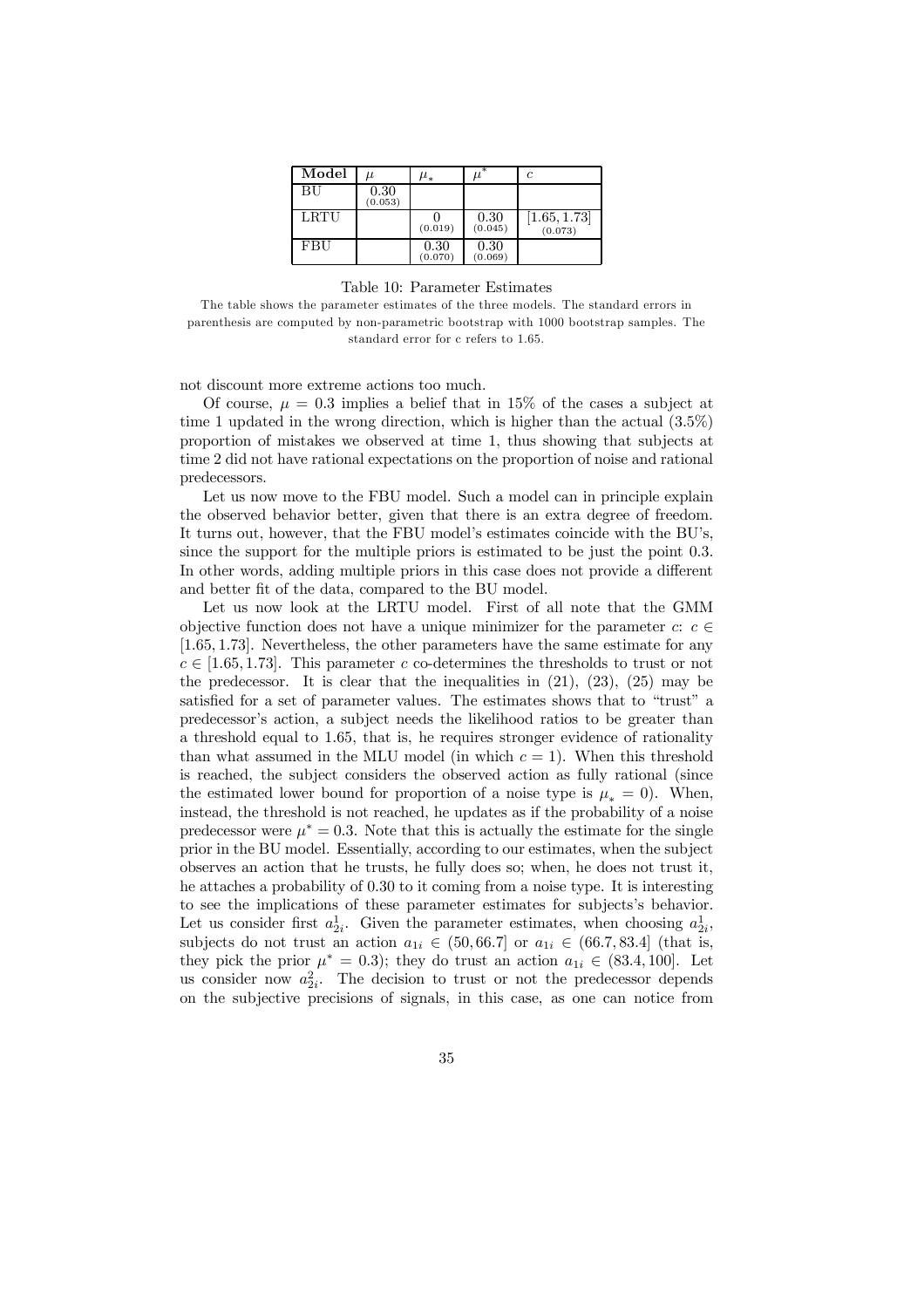| Model | $\mu$ | $\mu_*$ | $\mu^*$ | $c$ |
|---|---|---|---|---|
| BU | 0.30 (0.053) | | | |
| LRTU | | 0 (0.019) | 0.30 (0.045) | [1.65, 1.73] (0.073) |
| FBU | | 0.30 (0.070) | 0.30 (0.069) | |

Table 10: Parameter Estimates

The table shows the parameter estimates of the three models. The standard errors in parenthesis are computed by non-parametric bootstrap with 1000 bootstrap samples. The standard error for c refers to 1.65.

not discount more extreme actions too much.

Of course, $\mu = 0.3$ implies a belief that in 15% of the cases a subject at time 1 updated in the wrong direction, which is higher than the actual (3.5%) proportion of mistakes we observed at time 1, thus showing that subjects at time 2 did not have rational expectations on the proportion of noise and rational predecessors.

Let us now move to the FBU model. Such a model can in principle explain the observed behavior better, given that there is an extra degree of freedom. It turns out, however, that the FBU model's estimates coincide with the BU's, since the support for the multiple priors is estimated to be just the point 0.3. In other words, adding multiple priors in this case does not provide a different and better fit of the data, compared to the BU model.

Let us now look at the LRTU model. First of all note that the GMM objective function does not have a unique minimizer for the parameter $c$: $c \in [1.65, 1.73]$. Nevertheless, the other parameters have the same estimate for any $c \in [1.65, 1.73]$. This parameter $c$ co-determines the thresholds to trust or not the predecessor. It is clear that the inequalities in (21), (23), (25) may be satisfied for a set of parameter values. The estimates shows that to "trust" a predecessor's action, a subject needs the likelihood ratios to be greater than a threshold equal to 1.65, that is, he requires stronger evidence of rationality than what assumed in the MLU model (in which $c = 1$). When this threshold is reached, the subject considers the observed action as fully rational (since the estimated lower bound for proportion of a noise type is $\mu_* = 0$). When, instead, the threshold is not reached, he updates as if the probability of a noise predecessor were $\mu^* = 0.3$. Note that this is actually the estimate for the single prior in the BU model. Essentially, according to our estimates, when the subject observes an action that he trusts, he fully does so; when, he does not trust it, he attaches a probability of 0.30 to it coming from a noise type. It is interesting to see the implications of these parameter estimates for subjects's behavior. Let us consider first $a_{2i}^1$. Given the parameter estimates, when choosing $a_{2i}^1$, subjects do not trust an action $a_{1i} \in (50, 66.7]$ or $a_{1i} \in (66.7, 83.4]$ (that is, they pick the prior $\mu^* = 0.3$); they do trust an action $a_{1i} \in (83.4, 100]$. Let us consider now $a_{2i}^2$. The decision to trust or not the predecessor depends on the subjective precisions of signals, in this case, as one can notice from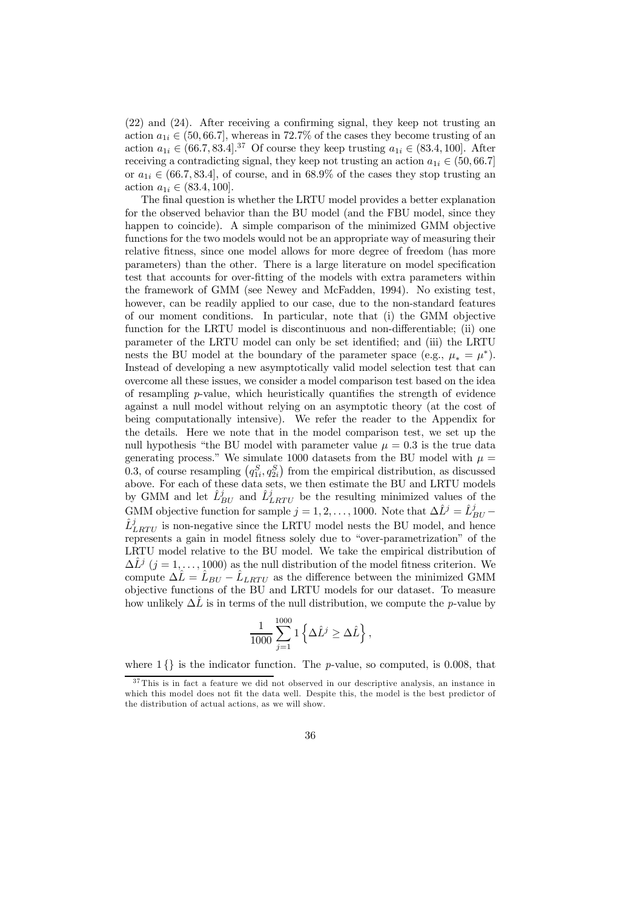(22) and (24). After receiving a confirming signal, they keep not trusting an action $a_{1i} \in (50, 66.7]$, whereas in 72.7% of the cases they become trusting of an action $a_{1i} \in (66.7, 83.4]$.[37] Of course they keep trusting $a_{1i} \in (83.4, 100]$. After receiving a contradicting signal, they keep not trusting an action $a_{1i} \in (50, 66.7]$ or $a_{1i} \in (66.7, 83.4]$, of course, and in 68.9% of the cases they stop trusting an action $a_{1i} \in (83.4, 100]$.

The final question is whether the LRTU model provides a better explanation for the observed behavior than the BU model (and the FBU model, since they happen to coincide). A simple comparison of the minimized GMM objective functions for the two models would not be an appropriate way of measuring their relative fitness, since one model allows for more degree of freedom (has more parameters) than the other. There is a large literature on model specification test that accounts for over-fitting of the models with extra parameters within the framework of GMM (see Newey and McFadden, 1994). No existing test, however, can be readily applied to our case, due to the non-standard features of our moment conditions. In particular, note that (i) the GMM objective function for the LRTU model is discontinuous and non-differentiable; (ii) one parameter of the LRTU model can only be set identified; and (iii) the LRTU nests the BU model at the boundary of the parameter space (e.g., $\mu_* = \mu^*$). Instead of developing a new asymptotically valid model selection test that can overcome all these issues, we consider a model comparison test based on the idea of resampling $p$-value, which heuristically quantifies the strength of evidence against a null model without relying on an asymptotic theory (at the cost of being computationally intensive). We refer the reader to the Appendix for the details. Here we note that in the model comparison test, we set up the null hypothesis "the BU model with parameter value $\mu = 0.3$ is the true data generating process." We simulate 1000 datasets from the BU model with $\mu = 0.3$, of course resampling $\left(q_{1i}^S, q_{2i}^S\right)$ from the empirical distribution, as discussed above. For each of these data sets, we then estimate the BU and LRTU models by GMM and let $\hat{L}_{BU}^j$ and $\hat{L}_{LRTU}^j$ be the resulting minimized values of the GMM objective function for sample $j = 1, 2, \ldots, 1000$. Note that $\Delta\hat{L}^j = \hat{L}_{BU}^j - \hat{L}_{LRTU}^j$ is non-negative since the LRTU model nests the BU model, and hence represents a gain in model fitness solely due to "over-parametrization" of the LRTU model relative to the BU model. We take the empirical distribution of $\Delta\hat{L}^j$ $(j = 1, \ldots, 1000)$ as the null distribution of the model fitness criterion. We compute $\Delta\hat{L} = \hat{L}_{BU} - \hat{L}_{LRTU}$ as the difference between the minimized GMM objective functions of the BU and LRTU models for our dataset. To measure how unlikely $\Delta\hat{L}$ is in terms of the null distribution, we compute the $p$-value by

$$\frac{1}{1000}\sum_{j=1}^{1000} 1\left\{\Delta\hat{L}^j \geq \Delta\hat{L}\right\},$$

where $1\{\}$ is the indicator function. The $p$-value, so computed, is 0.008, that

[37] This is in fact a feature we did not observed in our descriptive analysis, an instance in which this model does not fit the data well. Despite this, the model is the best predictor of the distribution of actual actions, as we will show.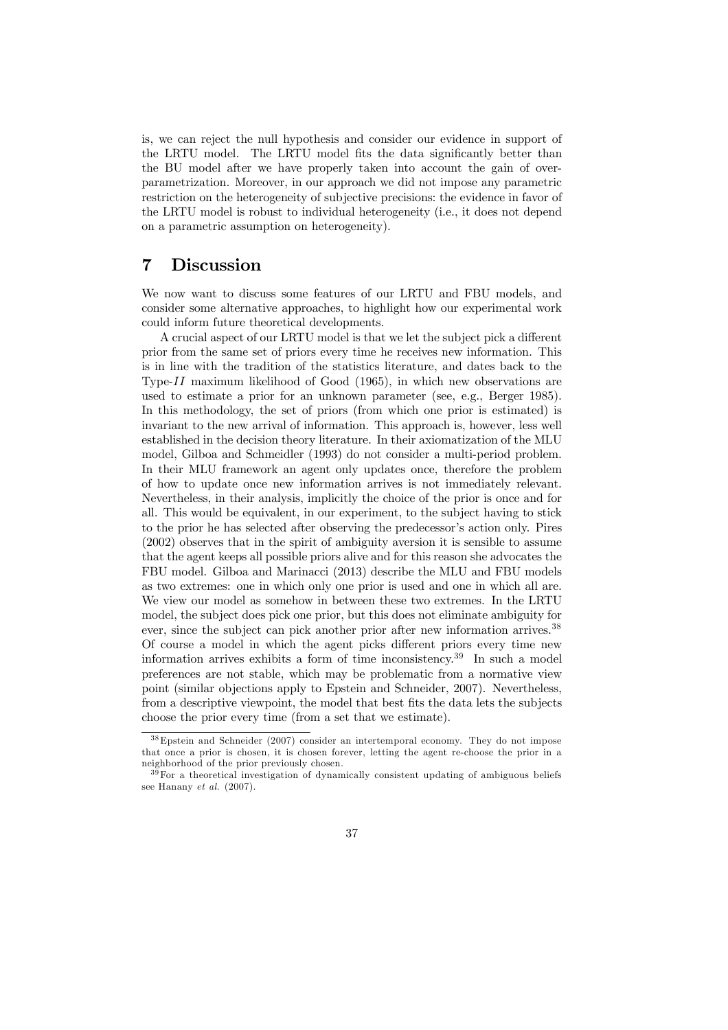is, we can reject the null hypothesis and consider our evidence in support of the LRTU model. The LRTU model fits the data significantly better than the BU model after we have properly taken into account the gain of over-parametrization. Moreover, in our approach we did not impose any parametric restriction on the heterogeneity of subjective precisions: the evidence in favor of the LRTU model is robust to individual heterogeneity (i.e., it does not depend on a parametric assumption on heterogeneity).

# 7 Discussion

We now want to discuss some features of our LRTU and FBU models, and consider some alternative approaches, to highlight how our experimental work could inform future theoretical developments.

A crucial aspect of our LRTU model is that we let the subject pick a different prior from the same set of priors every time he receives new information. This is in line with the tradition of the statistics literature, and dates back to the Type-*II* maximum likelihood of Good (1965), in which new observations are used to estimate a prior for an unknown parameter (see, e.g., Berger 1985). In this methodology, the set of priors (from which one prior is estimated) is invariant to the new arrival of information. This approach is, however, less well established in the decision theory literature. In their axiomatization of the MLU model, Gilboa and Schmeidler (1993) do not consider a multi-period problem. In their MLU framework an agent only updates once, therefore the problem of how to update once new information arrives is not immediately relevant. Nevertheless, in their analysis, implicitly the choice of the prior is once and for all. This would be equivalent, in our experiment, to the subject having to stick to the prior he has selected after observing the predecessor's action only. Pires (2002) observes that in the spirit of ambiguity aversion it is sensible to assume that the agent keeps all possible priors alive and for this reason she advocates the FBU model. Gilboa and Marinacci (2013) describe the MLU and FBU models as two extremes: one in which only one prior is used and one in which all are. We view our model as somehow in between these two extremes. In the LRTU model, the subject does pick one prior, but this does not eliminate ambiguity for ever, since the subject can pick another prior after new information arrives.[38] Of course a model in which the agent picks different priors every time new information arrives exhibits a form of time inconsistency.[39] In such a model preferences are not stable, which may be problematic from a normative view point (similar objections apply to Epstein and Schneider, 2007). Nevertheless, from a descriptive viewpoint, the model that best fits the data lets the subjects choose the prior every time (from a set that we estimate).

[38] Epstein and Schneider (2007) consider an intertemporal economy. They do not impose that once a prior is chosen, it is chosen forever, letting the agent re-choose the prior in a neighborhood of the prior previously chosen.

[39] For a theoretical investigation of dynamically consistent updating of ambiguous beliefs see Hanany *et al.* (2007).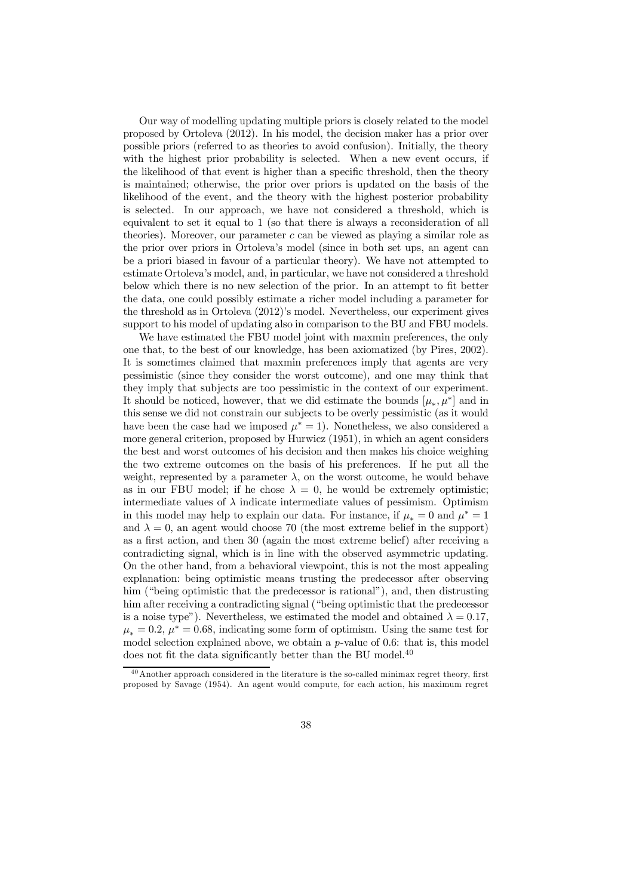Our way of modelling updating multiple priors is closely related to the model proposed by Ortoleva (2012). In his model, the decision maker has a prior over possible priors (referred to as theories to avoid confusion). Initially, the theory with the highest prior probability is selected. When a new event occurs, if the likelihood of that event is higher than a specific threshold, then the theory is maintained; otherwise, the prior over priors is updated on the basis of the likelihood of the event, and the theory with the highest posterior probability is selected. In our approach, we have not considered a threshold, which is equivalent to set it equal to 1 (so that there is always a reconsideration of all theories). Moreover, our parameter $c$ can be viewed as playing a similar role as the prior over priors in Ortoleva's model (since in both set ups, an agent can be a priori biased in favour of a particular theory). We have not attempted to estimate Ortoleva's model, and, in particular, we have not considered a threshold below which there is no new selection of the prior. In an attempt to fit better the data, one could possibly estimate a richer model including a parameter for the threshold as in Ortoleva (2012)'s model. Nevertheless, our experiment gives support to his model of updating also in comparison to the BU and FBU models.

We have estimated the FBU model joint with maxmin preferences, the only one that, to the best of our knowledge, has been axiomatized (by Pires, 2002). It is sometimes claimed that maxmin preferences imply that agents are very pessimistic (since they consider the worst outcome), and one may think that they imply that subjects are too pessimistic in the context of our experiment. It should be noticed, however, that we did estimate the bounds $[\mu_*, \mu^*]$ and in this sense we did not constrain our subjects to be overly pessimistic (as it would have been the case had we imposed $\mu^* = 1$). Nonetheless, we also considered a more general criterion, proposed by Hurwicz (1951), in which an agent considers the best and worst outcomes of his decision and then makes his choice weighing the two extreme outcomes on the basis of his preferences. If he put all the weight, represented by a parameter $\lambda$, on the worst outcome, he would behave as in our FBU model; if he chose $\lambda = 0$, he would be extremely optimistic; intermediate values of $\lambda$ indicate intermediate values of pessimism. Optimism in this model may help to explain our data. For instance, if $\mu_* = 0$ and $\mu^* = 1$ and $\lambda = 0$, an agent would choose 70 (the most extreme belief in the support) as a first action, and then 30 (again the most extreme belief) after receiving a contradicting signal, which is in line with the observed asymmetric updating. On the other hand, from a behavioral viewpoint, this is not the most appealing explanation: being optimistic means trusting the predecessor after observing him ("being optimistic that the predecessor is rational"), and, then distrusting him after receiving a contradicting signal ("being optimistic that the predecessor is a noise type"). Nevertheless, we estimated the model and obtained $\lambda = 0.17$, $\mu_* = 0.2$, $\mu^* = 0.68$, indicating some form of optimism. Using the same test for model selection explained above, we obtain a $p$-value of 0.6: that is, this model does not fit the data significantly better than the BU model.[40]

[40] Another approach considered in the literature is the so-called minimax regret theory, first proposed by Savage (1954). An agent would compute, for each action, his maximum regret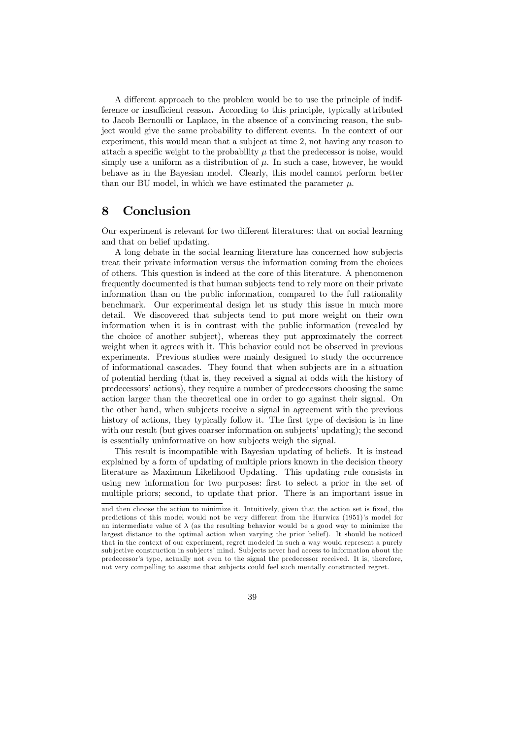A different approach to the problem would be to use the principle of indifference or insufficient reason**.** According to this principle, typically attributed to Jacob Bernoulli or Laplace, in the absence of a convincing reason, the subject would give the same probability to different events. In the context of our experiment, this would mean that a subject at time 2, not having any reason to attach a specific weight to the probability $\mu$ that the predecessor is noise, would simply use a uniform as a distribution of $\mu$. In such a case, however, he would behave as in the Bayesian model. Clearly, this model cannot perform better than our BU model, in which we have estimated the parameter $\mu$.

# 8 Conclusion

Our experiment is relevant for two different literatures: that on social learning and that on belief updating.

A long debate in the social learning literature has concerned how subjects treat their private information versus the information coming from the choices of others. This question is indeed at the core of this literature. A phenomenon frequently documented is that human subjects tend to rely more on their private information than on the public information, compared to the full rationality benchmark. Our experimental design let us study this issue in much more detail. We discovered that subjects tend to put more weight on their own information when it is in contrast with the public information (revealed by the choice of another subject), whereas they put approximately the correct weight when it agrees with it. This behavior could not be observed in previous experiments. Previous studies were mainly designed to study the occurrence of informational cascades. They found that when subjects are in a situation of potential herding (that is, they received a signal at odds with the history of predecessors' actions), they require a number of predecessors choosing the same action larger than the theoretical one in order to go against their signal. On the other hand, when subjects receive a signal in agreement with the previous history of actions, they typically follow it. The first type of decision is in line with our result (but gives coarser information on subjects' updating); the second is essentially uninformative on how subjects weigh the signal.

This result is incompatible with Bayesian updating of beliefs. It is instead explained by a form of updating of multiple priors known in the decision theory literature as Maximum Likelihood Updating. This updating rule consists in using new information for two purposes: first to select a prior in the set of multiple priors; second, to update that prior. There is an important issue in

and then choose the action to minimize it. Intuitively, given that the action set is fixed, the predictions of this model would not be very different from the Hurwicz (1951)'s model for an intermediate value of $\lambda$ (as the resulting behavior would be a good way to minimize the largest distance to the optimal action when varying the prior belief). It should be noticed that in the context of our experiment, regret modeled in such a way would represent a purely subjective construction in subjects' mind. Subjects never had access to information about the predecessor's type, actually not even to the signal the predecessor received. It is, therefore, not very compelling to assume that subjects could feel such mentally constructed regret.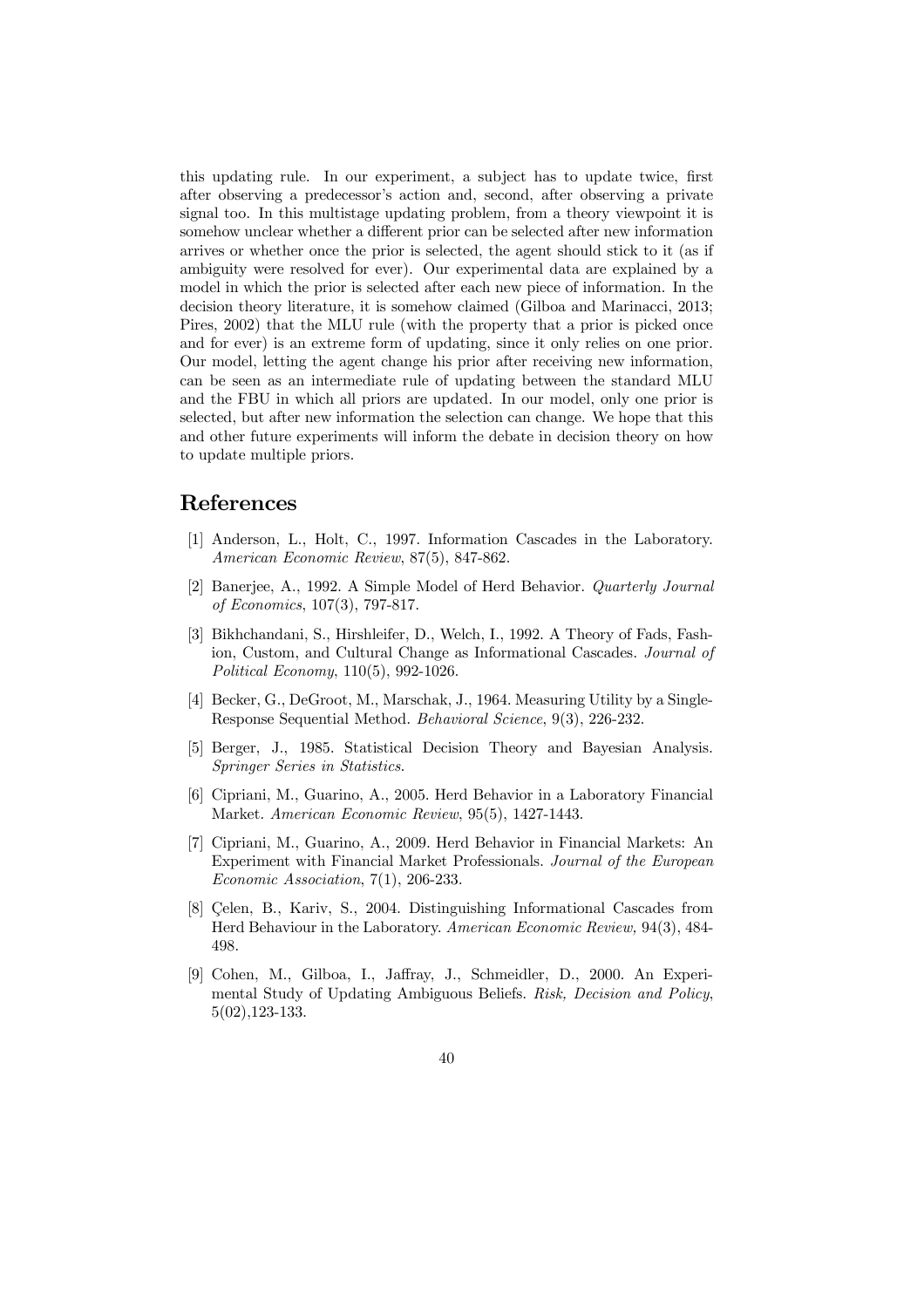this updating rule. In our experiment, a subject has to update twice, first after observing a predecessor's action and, second, after observing a private signal too. In this multistage updating problem, from a theory viewpoint it is somehow unclear whether a different prior can be selected after new information arrives or whether once the prior is selected, the agent should stick to it (as if ambiguity were resolved for ever). Our experimental data are explained by a model in which the prior is selected after each new piece of information. In the decision theory literature, it is somehow claimed (Gilboa and Marinacci, 2013; Pires, 2002) that the MLU rule (with the property that a prior is picked once and for ever) is an extreme form of updating, since it only relies on one prior. Our model, letting the agent change his prior after receiving new information, can be seen as an intermediate rule of updating between the standard MLU and the FBU in which all priors are updated. In our model, only one prior is selected, but after new information the selection can change. We hope that this and other future experiments will inform the debate in decision theory on how to update multiple priors.

## References

[1] Anderson, L., Holt, C., 1997. Information Cascades in the Laboratory. *American Economic Review*, 87(5), 847-862.

[2] Banerjee, A., 1992. A Simple Model of Herd Behavior. *Quarterly Journal of Economics*, 107(3), 797-817.

[3] Bikhchandani, S., Hirshleifer, D., Welch, I., 1992. A Theory of Fads, Fashion, Custom, and Cultural Change as Informational Cascades. *Journal of Political Economy*, 110(5), 992-1026.

[4] Becker, G., DeGroot, M., Marschak, J., 1964. Measuring Utility by a Single-Response Sequential Method. *Behavioral Science*, 9(3), 226-232.

[5] Berger, J., 1985. Statistical Decision Theory and Bayesian Analysis. *Springer Series in Statistics*.

[6] Cipriani, M., Guarino, A., 2005. Herd Behavior in a Laboratory Financial Market. *American Economic Review*, 95(5), 1427-1443.

[7] Cipriani, M., Guarino, A., 2009. Herd Behavior in Financial Markets: An Experiment with Financial Market Professionals. *Journal of the European Economic Association*, 7(1), 206-233.

[8] Çelen, B., Kariv, S., 2004. Distinguishing Informational Cascades from Herd Behaviour in the Laboratory. *American Economic Review,* 94(3), 484-498.

[9] Cohen, M., Gilboa, I., Jaffray, J., Schmeidler, D., 2000. An Experimental Study of Updating Ambiguous Beliefs. *Risk, Decision and Policy*, 5(02),123-133.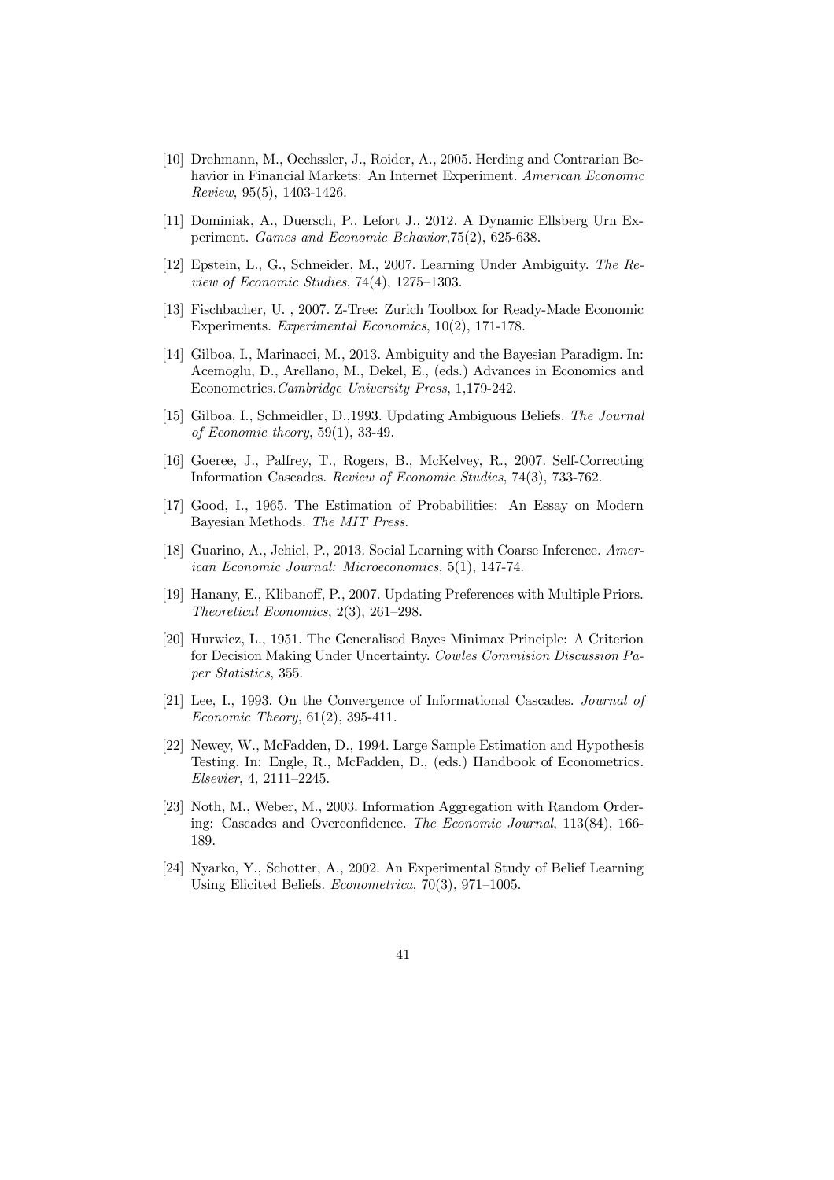[10] Drehmann, M., Oechssler, J., Roider, A., 2005. Herding and Contrarian Behavior in Financial Markets: An Internet Experiment. *American Economic Review*, 95(5), 1403-1426.

[11] Dominiak, A., Duersch, P., Lefort J., 2012. A Dynamic Ellsberg Urn Experiment. *Games and Economic Behavior*,75(2), 625-638.

[12] Epstein, L., G., Schneider, M., 2007. Learning Under Ambiguity. *The Review of Economic Studies*, 74(4), 1275–1303.

[13] Fischbacher, U. , 2007. Z-Tree: Zurich Toolbox for Ready-Made Economic Experiments. *Experimental Economics*, 10(2), 171-178.

[14] Gilboa, I., Marinacci, M., 2013. Ambiguity and the Bayesian Paradigm. In: Acemoglu, D., Arellano, M., Dekel, E., (eds.) Advances in Economics and Econometrics.*Cambridge University Press*, 1,179-242.

[15] Gilboa, I., Schmeidler, D.,1993. Updating Ambiguous Beliefs. *The Journal of Economic theory*, 59(1), 33-49.

[16] Goeree, J., Palfrey, T., Rogers, B., McKelvey, R., 2007. Self-Correcting Information Cascades. *Review of Economic Studies*, 74(3), 733-762.

[17] Good, I., 1965. The Estimation of Probabilities: An Essay on Modern Bayesian Methods. *The MIT Press.*

[18] Guarino, A., Jehiel, P., 2013. Social Learning with Coarse Inference. *American Economic Journal: Microeconomics*, 5(1), 147-74.

[19] Hanany, E., Klibanoff, P., 2007. Updating Preferences with Multiple Priors. *Theoretical Economics*, 2(3), 261–298.

[20] Hurwicz, L., 1951. The Generalised Bayes Minimax Principle: A Criterion for Decision Making Under Uncertainty. *Cowles Commision Discussion Paper Statistics*, 355.

[21] Lee, I., 1993. On the Convergence of Informational Cascades. *Journal of Economic Theory*, 61(2), 395-411.

[22] Newey, W., McFadden, D., 1994. Large Sample Estimation and Hypothesis Testing. In: Engle, R., McFadden, D., (eds.) Handbook of Econometrics. *Elsevier*, 4, 2111–2245.

[23] Noth, M., Weber, M., 2003. Information Aggregation with Random Ordering: Cascades and Overconfidence. *The Economic Journal*, 113(84), 166-189.

[24] Nyarko, Y., Schotter, A., 2002. An Experimental Study of Belief Learning Using Elicited Beliefs. *Econometrica*, 70(3), 971–1005.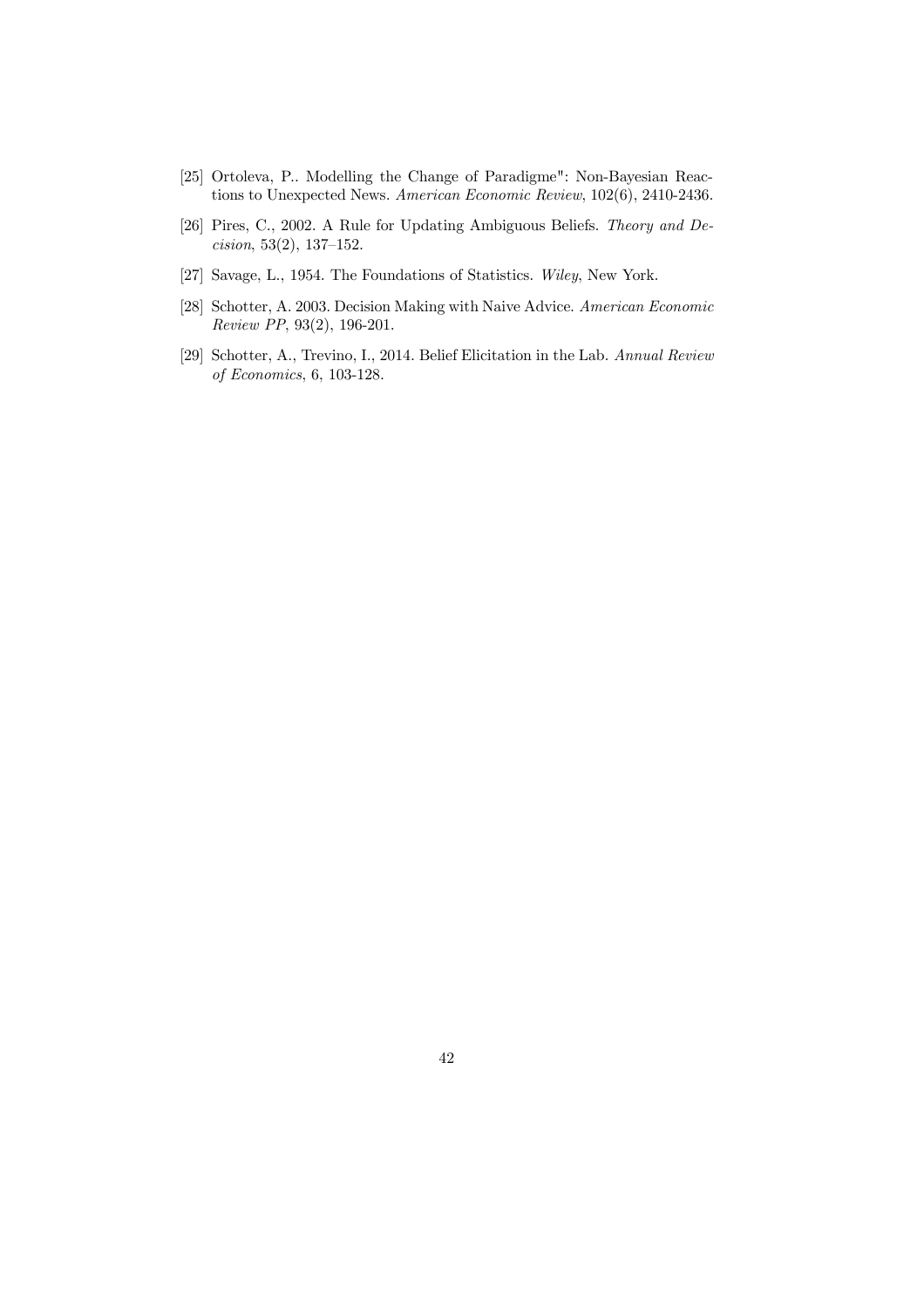[25] Ortoleva, P.. Modelling the Change of Paradigme": Non-Bayesian Reactions to Unexpected News. *American Economic Review*, 102(6), 2410-2436.

[26] Pires, C., 2002. A Rule for Updating Ambiguous Beliefs. *Theory and Decision*, 53(2), 137–152.

[27] Savage, L., 1954. The Foundations of Statistics. *Wiley*, New York.

[28] Schotter, A. 2003. Decision Making with Naive Advice. *American Economic Review PP*, 93(2), 196-201.

[29] Schotter, A., Trevino, I., 2014. Belief Elicitation in the Lab. *Annual Review of Economics*, 6, 103-128.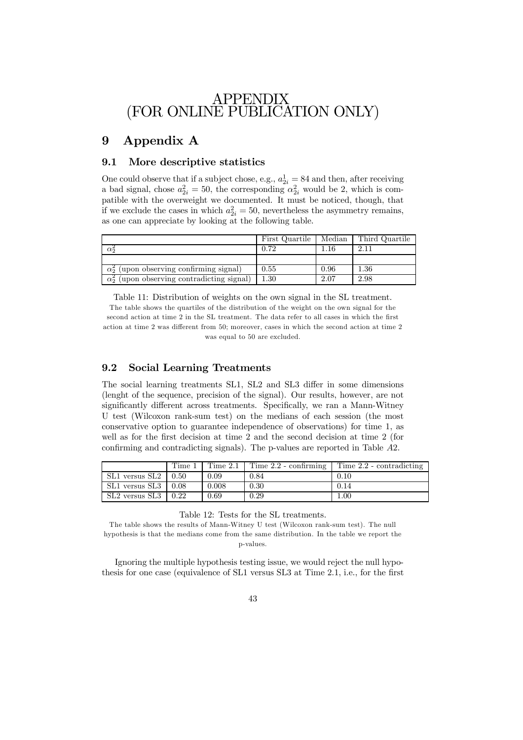# APPENDIX (FOR ONLINE PUBLICATION ONLY)

## 9 Appendix A

### 9.1 More descriptive statistics

One could observe that if a subject chose, e.g., $a^1_{2i} = 84$ and then, after receiving a bad signal, chose $a^2_{2i} = 50$, the corresponding $\alpha^2_{2i}$ would be 2, which is compatible with the overweight we documented. It must be noticed, though, that if we exclude the cases in which $a^2_{2i} = 50$, nevertheless the asymmetry remains, as one can appreciate by looking at the following table.

| | First Quartile | Median | Third Quartile |
|---|---|---|---|
| $\alpha^2_2$ | 0.72 | 1.16 | 2.11 |
| | | | |
| $\alpha^2_2$ (upon observing confirming signal) | 0.55 | 0.96 | 1.36 |
| $\alpha^2_2$ (upon observing contradicting signal) | 1.30 | 2.07 | 2.98 |

Table 11: Distribution of weights on the own signal in the SL treatment.
The table shows the quartiles of the distribution of the weight on the own signal for the second action at time 2 in the SL treatment. The data refer to all cases in which the first action at time 2 was different from 50; moreover, cases in which the second action at time 2 was equal to 50 are excluded.

### 9.2 Social Learning Treatments

The social learning treatments SL1, SL2 and SL3 differ in some dimensions (lenght of the sequence, precision of the signal). Our results, however, are not significantly different across treatments. Specifically, we ran a Mann-Witney U test (Wilcoxon rank-sum test) on the medians of each session (the most conservative option to guarantee independence of observations) for time 1, as well as for the first decision at time 2 and the second decision at time 2 (for confirming and contradicting signals). The p-values are reported in Table *A*2.

| | Time 1 | Time 2.1 | Time 2.2 - confirming | Time 2.2 - contradicting |
|---|---|---|---|---|
| SL1 versus SL2 | 0.50 | 0.09 | 0.84 | 0.10 |
| SL1 versus SL3 | 0.08 | 0.008 | 0.30 | 0.14 |
| SL2 versus SL3 | 0.22 | 0.69 | 0.29 | 1.00 |

Table 12: Tests for the SL treatments.
The table shows the results of Mann-Witney U test (Wilcoxon rank-sum test). The null hypothesis is that the medians come from the same distribution. In the table we report the p-values.

Ignoring the multiple hypothesis testing issue, we would reject the null hypothesis for one case (equivalence of SL1 versus SL3 at Time 2.1, i.e., for the first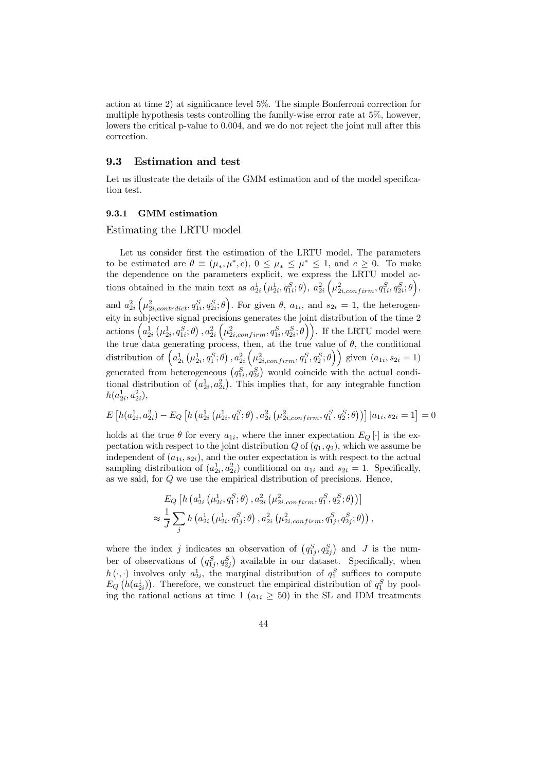action at time 2) at significance level 5%. The simple Bonferroni correction for multiple hypothesis tests controlling the family-wise error rate at 5%, however, lowers the critical p-value to 0.004, and we do not reject the joint null after this correction.

## 9.3 Estimation and test

Let us illustrate the details of the GMM estimation and of the model specification test.

### 9.3.1 GMM estimation

Estimating the LRTU model

Let us consider first the estimation of the LRTU model. The parameters to be estimated are $\theta \equiv (\mu_*, \mu^*, c)$, $0 \leq \mu_* \leq \mu^* \leq 1$, and $c \geq 0$. To make the dependence on the parameters explicit, we express the LRTU model actions obtained in the main text as $a_{2i}^1 \left(\mu_{2i}^1, q_{1i}^S; \theta\right)$, $a_{2i}^2 \left(\mu_{2i,confirm}^2, q_{1i}^S, q_{2i}^S; \theta\right)$, and $a_{2i}^2 \left(\mu_{2i,contrdict}^2, q_{1i}^S, q_{2i}^S; \theta\right)$. For given $\theta$, $a_{1i}$, and $s_{2i} = 1$, the heterogeneity in subjective signal precisions generates the joint distribution of the time 2 actions $\left(a_{2i}^1 \left(\mu_{2i}^1, q_{1i}^S; \theta\right), a_{2i}^2 \left(\mu_{2i,confirm}^2, q_{1i}^S, q_{2i}^S; \theta\right)\right)$. If the LRTU model were the true data generating process, then, at the true value of $\theta$, the conditional distribution of $\left(a_{2i}^1 \left(\mu_{2i}^1, q_1^S; \theta\right), a_{2i}^2 \left(\mu_{2i,confirm}^2, q_1^S, q_2^S; \theta\right)\right)$ given $(a_{1i}, s_{2i} = 1)$ generated from heterogeneous $\left(q_{1i}^S, q_{2i}^S\right)$ would coincide with the actual conditional distribution of $\left(a_{2i}^1, a_{2i}^2\right)$. This implies that, for any integrable function $h(a_{2i}^1, a_{2i}^2)$,

$$E\left[h(a_{2i}^1, a_{2i}^2) - E_Q\left[h\left(a_{2i}^1\left(\mu_{2i}^1, q_1^S; \theta\right), a_{2i}^2\left(\mu_{2i,confirm}^2, q_1^S, q_2^S; \theta\right)\right)\right] | a_{1i}, s_{2i} = 1\right] = 0$$

holds at the true $\theta$ for every $a_{1i}$, where the inner expectation $E_Q[\cdot]$ is the expectation with respect to the joint distribution $Q$ of $(q_1, q_2)$, which we assume be independent of $(a_{1i}, s_{2i})$, and the outer expectation is with respect to the actual sampling distribution of $(a_{2i}^1, a_{2i}^2)$ conditional on $a_{1i}$ and $s_{2i} = 1$. Specifically, as we said, for $Q$ we use the empirical distribution of precisions. Hence,

$$\begin{aligned}
&E_Q\left[h\left(a_{2i}^1\left(\mu_{2i}^1, q_1^S; \theta\right), a_{2i}^2\left(\mu_{2i,confirm}^2, q_1^S, q_2^S; \theta\right)\right)\right] \\
\approx &\frac{1}{J}\sum_j h\left(a_{2i}^1\left(\mu_{2i}^1, q_{1j}^S; \theta\right), a_{2i}^2\left(\mu_{2i,confirm}^2, q_{1j}^S, q_{2j}^S; \theta\right)\right),
\end{aligned}$$

where the index $j$ indicates an observation of $\left(q_{1j}^S, q_{2j}^S\right)$ and $J$ is the number of observations of $\left(q_{1j}^S, q_{2j}^S\right)$ available in our dataset. Specifically, when $h(\cdot, \cdot)$ involves only $a_{2i}^1$, the marginal distribution of $q_1^S$ suffices to compute $E_Q\left(h(a_{2i}^1)\right)$. Therefore, we construct the empirical distribution of $q_1^S$ by pooling the rational actions at time 1 ($a_{1i} \geq 50$) in the SL and IDM treatments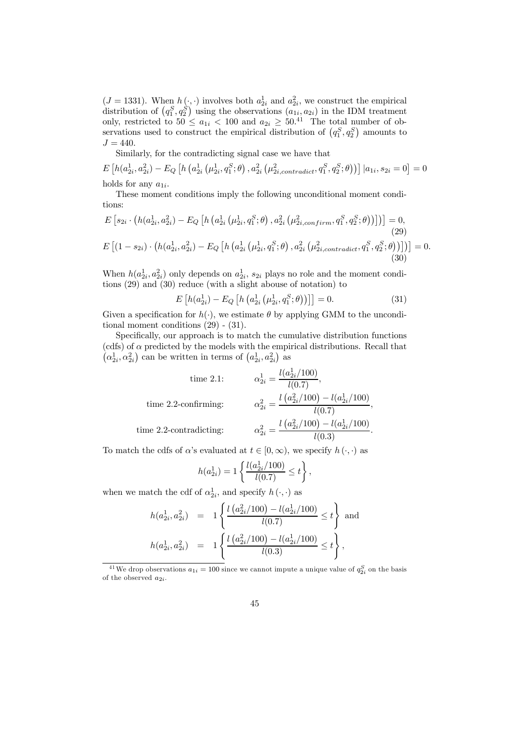($J = 1331$). When $h(\cdot,\cdot)$ involves both $a^1_{2i}$ and $a^2_{2i}$, we construct the empirical distribution of $(q^S_1, q^S_2)$ using the observations $(a_{1i}, a_{2i})$ in the IDM treatment only, restricted to $50 \leq a_{1i} < 100$ and $a_{2i} \geq 50$.[41] The total number of observations used to construct the empirical distribution of $(q^S_1, q^S_2)$ amounts to $J = 440$.

Similarly, for the contradicting signal case we have that

$$E\left[h(a^1_{2i}, a^2_{2i}) - E_Q\left[h\left(a^1_{2i}\left(\mu^1_{2i}, q^S_1; \theta\right), a^2_{2i}\left(\mu^2_{2i,contradict}, q^S_1, q^S_2; \theta\right)\right)\right] | a_{1i}, s_{2i} = 0\right] = 0$$

holds for any $a_{1i}$.

These moment conditions imply the following unconditional moment conditions:

$$E\left[s_{2i} \cdot \left(h(a^1_{2i}, a^2_{2i}) - E_Q\left[h\left(a^1_{2i}\left(\mu^1_{2i}, q^S_1; \theta\right), a^2_{2i}\left(\mu^2_{2i,confirm}, q^S_1, q^S_2; \theta\right)\right)\right]\right)\right] = 0, \tag{29}$$

$$E\left[(1 - s_{2i}) \cdot \left(h(a^1_{2i}, a^2_{2i}) - E_Q\left[h\left(a^1_{2i}\left(\mu^1_{2i}, q^S_1; \theta\right), a^2_{2i}\left(\mu^2_{2i,contradict}, q^S_1, q^S_2; \theta\right)\right)\right]\right)\right] = 0. \tag{30}$$

When $h(a^1_{2i}, a^2_{2i})$ only depends on $a^1_{2i}$, $s_{2i}$ plays no role and the moment conditions (29) and (30) reduce (with a slight abouse of notation) to

$$E\left[h(a^1_{2i}) - E_Q\left[h\left(a^1_{2i}\left(\mu^1_{2i}, q^S_1; \theta\right)\right)\right]\right] = 0. \tag{31}$$

Given a specification for $h(\cdot)$, we estimate $\theta$ by applying GMM to the unconditional moment conditions (29) - (31).

Specifically, our approach is to match the cumulative distribution functions (cdfs) of $\alpha$ predicted by the models with the empirical distributions. Recall that $(\alpha^1_{2i}, \alpha^2_{2i})$ can be written in terms of $(a^1_{2i}, a^2_{2i})$ as

$$\begin{aligned}
&\text{time 2.1:} && \alpha^1_{2i} = \frac{l(a^1_{2i}/100)}{l(0.7)}, \\
&\text{time 2.2-confirming:} && \alpha^2_{2i} = \frac{l\left(a^2_{2i}/100\right) - l(a^1_{2i}/100)}{l(0.7)}, \\
&\text{time 2.2-contradicting:} && \alpha^2_{2i} = \frac{l\left(a^2_{2i}/100\right) - l(a^1_{2i}/100)}{l(0.3)}.
\end{aligned}$$

To match the cdfs of $\alpha$'s evaluated at $t \in [0, \infty)$, we specify $h(\cdot,\cdot)$ as

$$h(a^1_{2i}) = 1\left\{\frac{l(a^1_{2i}/100)}{l(0.7)} \leq t\right\},$$

when we match the cdf of $\alpha^1_{2i}$, and specify $h(\cdot,\cdot)$ as

$$\begin{aligned}
h(a^1_{2i}, a^2_{2i}) &= 1\left\{\frac{l\left(a^2_{2i}/100\right) - l(a^1_{2i}/100)}{l(0.7)} \leq t\right\} \text{ and} \\
h(a^1_{2i}, a^2_{2i}) &= 1\left\{\frac{l\left(a^2_{2i}/100\right) - l(a^1_{2i}/100)}{l(0.3)} \leq t\right\},
\end{aligned}$$

[41] We drop observations $a_{1i} = 100$ since we cannot impute a unique value of $q^S_{2i}$ on the basis of the observed $a_{2i}$.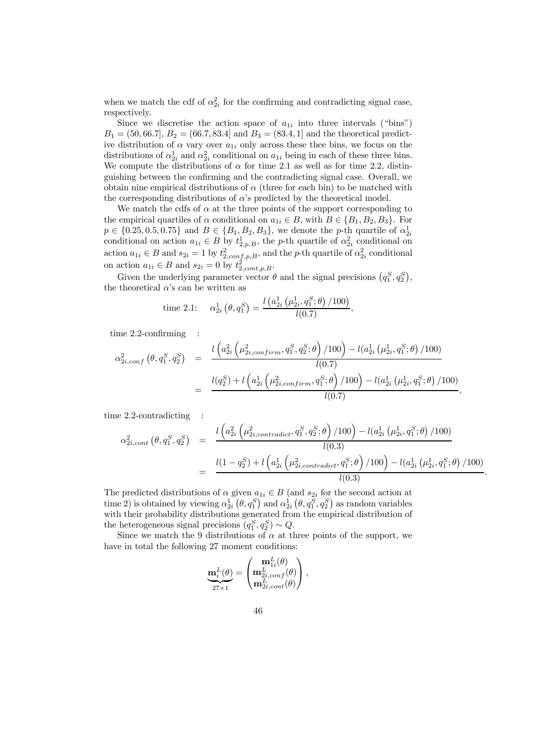when we match the cdf of $\alpha_{2i}^2$ for the confirming and contradicting signal case, respectively.

Since we discretise the action space of $a_{1i}$ into three intervals ("bins") $B_1 = (50, 66.7]$, $B_2 = (66.7, 83.4]$ and $B_3 = (83.4, 1]$ and the theoretical predictive distribution of $\alpha$ vary over $a_{1i}$ only across these thee bins, we focus on the distributions of $\alpha_{2i}^1$ and $\alpha_{2i}^2$ conditional on $a_{1i}$ being in each of these three bins. We compute the distributions of $\alpha$ for time 2.1 as well as for time 2.2, distinguishing between the confirming and the contradicting signal case. Overall, we obtain nine empirical distributions of $\alpha$ (three for each bin) to be matched with the corresponding distributions of $\alpha$'s predicted by the theoretical model.

We match the cdfs of $\alpha$ at the three points of the support corresponding to the empirical quartiles of $\alpha$ conditional on $a_{1i} \in B$, with $B \in \{B_1, B_2, B_3\}$. For $p \in \{0.25, 0.5, 0.75\}$ and $B \in \{B_1, B_2, B_3\}$, we denote the $p$-th quartile of $\alpha_{2i}^1$ conditional on action $a_{1i} \in B$ by $t_{2,p,B}^1$, the $p$-th quartile of $\alpha_{2i}^2$ conditional on action $a_{1i} \in B$ and $s_{2i} = 1$ by $t_{2,conf,p,B}^2$, and the $p$-th quartile of $\alpha_{2i}^2$ conditional on action $a_{1i} \in B$ and $s_{2i} = 0$ by $t_{2,cont,p,B}^2$.

Given the underlying parameter vector $\theta$ and the signal precisions $(q_1^S, q_2^S)$, the theoretical $\alpha$'s can be written as

$$\text{time 2.1:} \quad \alpha_{2i}^1\left(\theta, q_1^S\right) = \frac{l\left(a_{2i}^1\left(\mu_{2i}^1, q_1^S; \theta\right)/100\right)}{l(0.7)},$$

time 2.2-confirming :

$$\begin{aligned}
\alpha_{2i,conf}^2\left(\theta, q_1^S, q_2^S\right) &= \frac{l\left(a_{2i}^2\left(\mu_{2i,confirm}^2, q_1^S, q_2^S; \theta\right)/100\right) - l(a_{2i}^1\left(\mu_{2i}^1, q_1^S; \theta\right)/100)}{l(0.7)} \\
&= \frac{l(q_2^S) + l\left(a_{2i}^1\left(\mu_{2i,confirm}^2, q_1^S; \theta\right)/100\right) - l(a_{2i}^1\left(\mu_{2i}^1, q_1^S; \theta\right)/100)}{l(0.7)},
\end{aligned}$$

time 2.2-contradicting :

$$\begin{aligned}
\alpha_{2i,cont}^2\left(\theta, q_1^S, q_2^S\right) &= \frac{l\left(a_{2i}^2\left(\mu_{2i,contradict}^2, q_1^S, q_2^S; \theta\right)/100\right) - l(a_{2i}^1\left(\mu_{2i}^1, q_1^S; \theta\right)/100)}{l(0.3)} \\
&= \frac{l(1 - q_2^S) + l\left(a_{2i}^1\left(\mu_{2i,contradict}^2, q_1^S; \theta\right)/100\right) - l(a_{2i}^1\left(\mu_{2i}^1, q_1^S; \theta\right)/100)}{l(0.3)}.
\end{aligned}$$

The predicted distributions of $\alpha$ given $a_{1i} \in B$ (and $s_{2i}$ for the second action at time 2) is obtained by viewing $\alpha_{2i}^1\left(\theta, q_1^S\right)$ and $\alpha_{2i}^1\left(\theta, q_1^S, q_2^S\right)$ as random variables with their probability distributions generated from the empirical distribution of the heterogeneous signal precisions $(q_1^S, q_2^S) \sim Q$.

Since we match the 9 distributions of $\alpha$ at three points of the support, we have in total the following 27 moment conditions:

$$\underbrace{\mathbf{m}_i^L(\theta)}_{27\times 1} = \begin{pmatrix} \mathbf{m}_{1i}^L(\theta) \\ \mathbf{m}_{2i,conf}^L(\theta) \\ \mathbf{m}_{2i,cont}^L(\theta) \end{pmatrix},$$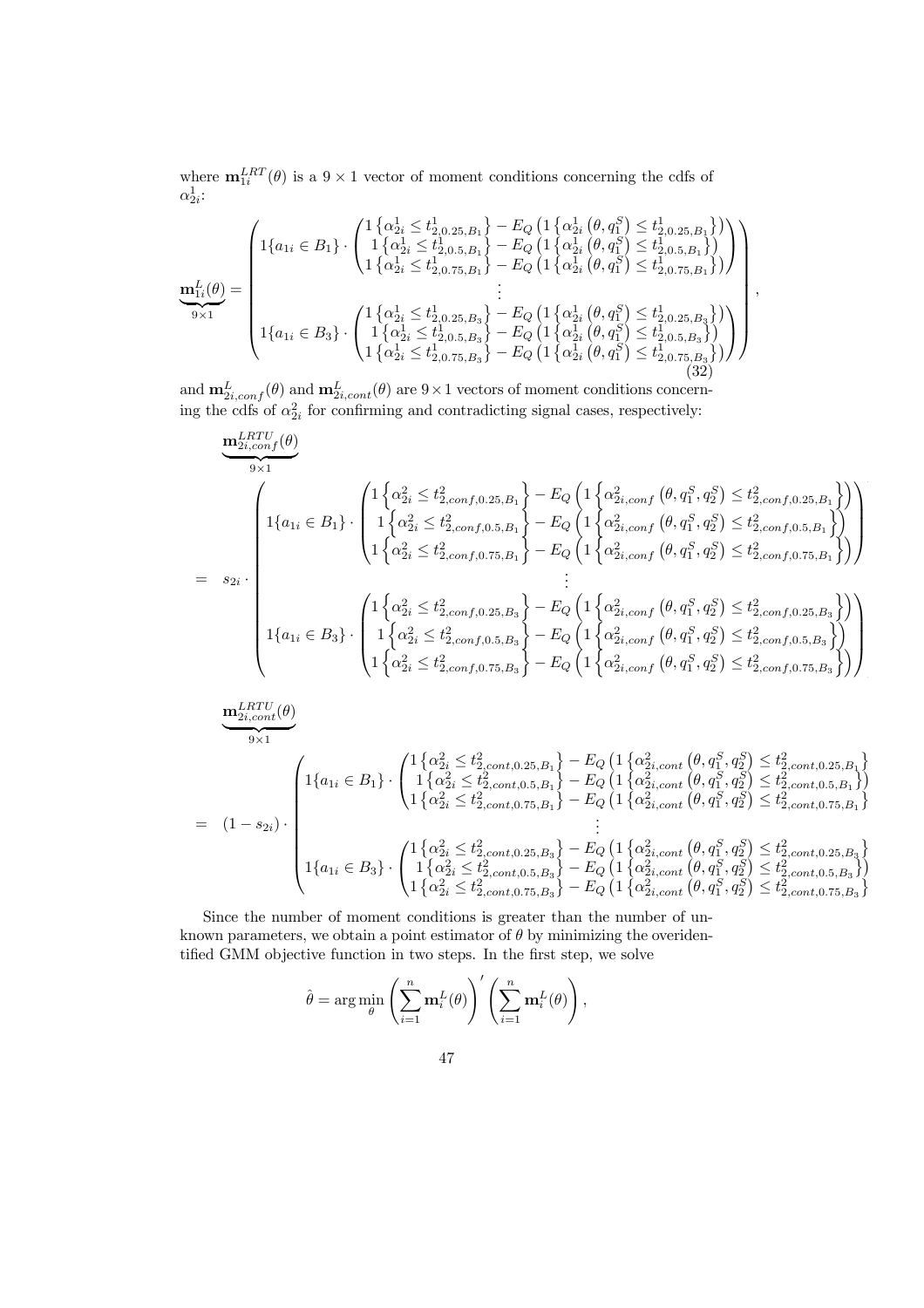where $\mathbf{m}_{1i}^{LRT}(\theta)$ is a $9 \times 1$ vector of moment conditions concerning the cdfs of $\alpha_{2i}^1$:

$$
\underbrace{\mathbf{m}_{1i}^{L}(\theta)}_{9\times 1} = \begin{pmatrix} 1\{a_{1i} \in B_1\} \cdot \begin{pmatrix} 1\left\{\alpha_{2i}^1 \leq t_{2,0.25,B_1}^1\right\} - E_Q\left(1\left\{\alpha_{2i}^1\left(\theta, q_1^S\right) \leq t_{2,0.25,B_1}^1\right\}\right) \\ 1\left\{\alpha_{2i}^1 \leq t_{2,0.5,B_1}^1\right\} - E_Q\left(1\left\{\alpha_{2i}^1\left(\theta, q_1^S\right) \leq t_{2,0.5,B_1}^1\right\}\right) \\ 1\left\{\alpha_{2i}^1 \leq t_{2,0.75,B_1}^1\right\} - E_Q\left(1\left\{\alpha_{2i}^1\left(\theta, q_1^S\right) \leq t_{2,0.75,B_1}^1\right\}\right) \end{pmatrix} \\ \vdots \\ 1\{a_{1i} \in B_3\} \cdot \begin{pmatrix} 1\left\{\alpha_{2i}^1 \leq t_{2,0.25,B_3}^1\right\} - E_Q\left(1\left\{\alpha_{2i}^1\left(\theta, q_1^S\right) \leq t_{2,0.25,B_3}^1\right\}\right) \\ 1\left\{\alpha_{2i}^1 \leq t_{2,0.5,B_3}^1\right\} - E_Q\left(1\left\{\alpha_{2i}^1\left(\theta, q_1^S\right) \leq t_{2,0.5,B_3}^1\right\}\right) \\ 1\left\{\alpha_{2i}^1 \leq t_{2,0.75,B_3}^1\right\} - E_Q\left(1\left\{\alpha_{2i}^1\left(\theta, q_1^S\right) \leq t_{2,0.75,B_3}^1\right\}\right) \end{pmatrix} \end{pmatrix}, \tag{32}
$$

and $\mathbf{m}_{2i,conf}^{L}(\theta)$ and $\mathbf{m}_{2i,cont}^{L}(\theta)$ are $9 \times 1$ vectors of moment conditions concerning the cdfs of $\alpha_{2i}^2$ for confirming and contradicting signal cases, respectively:

$$
\begin{aligned}
&\underbrace{\mathbf{m}_{2i,conf}^{LRTU}(\theta)}_{9\times 1} \\
&= s_{2i} \cdot \begin{pmatrix} 1\{a_{1i} \in B_1\} \cdot \begin{pmatrix} 1\left\{\alpha_{2i}^2 \leq t_{2,conf,0.25,B_1}^2\right\} - E_Q\left(1\left\{\alpha_{2i,conf}^2\left(\theta, q_1^S, q_2^S\right) \leq t_{2,conf,0.25,B_1}^2\right\}\right) \\ 1\left\{\alpha_{2i}^2 \leq t_{2,conf,0.5,B_1}^2\right\} - E_Q\left(1\left\{\alpha_{2i,conf}^2\left(\theta, q_1^S, q_2^S\right) \leq t_{2,conf,0.5,B_1}^2\right\}\right) \\ 1\left\{\alpha_{2i}^2 \leq t_{2,conf,0.75,B_1}^2\right\} - E_Q\left(1\left\{\alpha_{2i,conf}^2\left(\theta, q_1^S, q_2^S\right) \leq t_{2,conf,0.75,B_1}^2\right\}\right) \end{pmatrix} \\ \vdots \\ 1\{a_{1i} \in B_3\} \cdot \begin{pmatrix} 1\left\{\alpha_{2i}^2 \leq t_{2,conf,0.25,B_3}^2\right\} - E_Q\left(1\left\{\alpha_{2i,conf}^2\left(\theta, q_1^S, q_2^S\right) \leq t_{2,conf,0.25,B_3}^2\right\}\right) \\ 1\left\{\alpha_{2i}^2 \leq t_{2,conf,0.5,B_3}^2\right\} - E_Q\left(1\left\{\alpha_{2i,conf}^2\left(\theta, q_1^S, q_2^S\right) \leq t_{2,conf,0.5,B_3}^2\right\}\right) \\ 1\left\{\alpha_{2i}^2 \leq t_{2,conf,0.75,B_3}^2\right\} - E_Q\left(1\left\{\alpha_{2i,conf}^2\left(\theta, q_1^S, q_2^S\right) \leq t_{2,conf,0.75,B_3}^2\right\}\right) \end{pmatrix} \end{pmatrix}
\end{aligned}
$$

$$
\begin{aligned}
&\underbrace{\mathbf{m}_{2i,cont}^{LRTU}(\theta)}_{9\times 1} \\
&= (1 - s_{2i}) \cdot \begin{pmatrix} 1\{a_{1i} \in B_1\} \cdot \begin{pmatrix} 1\left\{\alpha_{2i}^2 \leq t_{2,cont,0.25,B_1}^2\right\} - E_Q\left(1\left\{\alpha_{2i,cont}^2\left(\theta, q_1^S, q_2^S\right) \leq t_{2,cont,0.25,B_1}^2\right\}\right) \\ 1\left\{\alpha_{2i}^2 \leq t_{2,cont,0.5,B_1}^2\right\} - E_Q\left(1\left\{\alpha_{2i,cont}^2\left(\theta, q_1^S, q_2^S\right) \leq t_{2,cont,0.5,B_1}^2\right\}\right) \\ 1\left\{\alpha_{2i}^2 \leq t_{2,cont,0.75,B_1}^2\right\} - E_Q\left(1\left\{\alpha_{2i,cont}^2\left(\theta, q_1^S, q_2^S\right) \leq t_{2,cont,0.75,B_1}^2\right\}\right) \end{pmatrix} \\ \vdots \\ 1\{a_{1i} \in B_3\} \cdot \begin{pmatrix} 1\left\{\alpha_{2i}^2 \leq t_{2,cont,0.25,B_3}^2\right\} - E_Q\left(1\left\{\alpha_{2i,cont}^2\left(\theta, q_1^S, q_2^S\right) \leq t_{2,cont,0.25,B_3}^2\right\}\right) \\ 1\left\{\alpha_{2i}^2 \leq t_{2,cont,0.5,B_3}^2\right\} - E_Q\left(1\left\{\alpha_{2i,cont}^2\left(\theta, q_1^S, q_2^S\right) \leq t_{2,cont,0.5,B_3}^2\right\}\right) \\ 1\left\{\alpha_{2i}^2 \leq t_{2,cont,0.75,B_3}^2\right\} - E_Q\left(1\left\{\alpha_{2i,cont}^2\left(\theta, q_1^S, q_2^S\right) \leq t_{2,cont,0.75,B_3}^2\right\}\right) \end{pmatrix} \end{pmatrix}
\end{aligned}
$$

Since the number of moment conditions is greater than the number of unknown parameters, we obtain a point estimator of $\theta$ by minimizing the overidentified GMM objective function in two steps. In the first step, we solve

$$
\hat{\theta} = \arg\min_{\theta} \left(\sum_{i=1}^{n} \mathbf{m}_i^L(\theta)\right)' \left(\sum_{i=1}^{n} \mathbf{m}_i^L(\theta)\right),
$$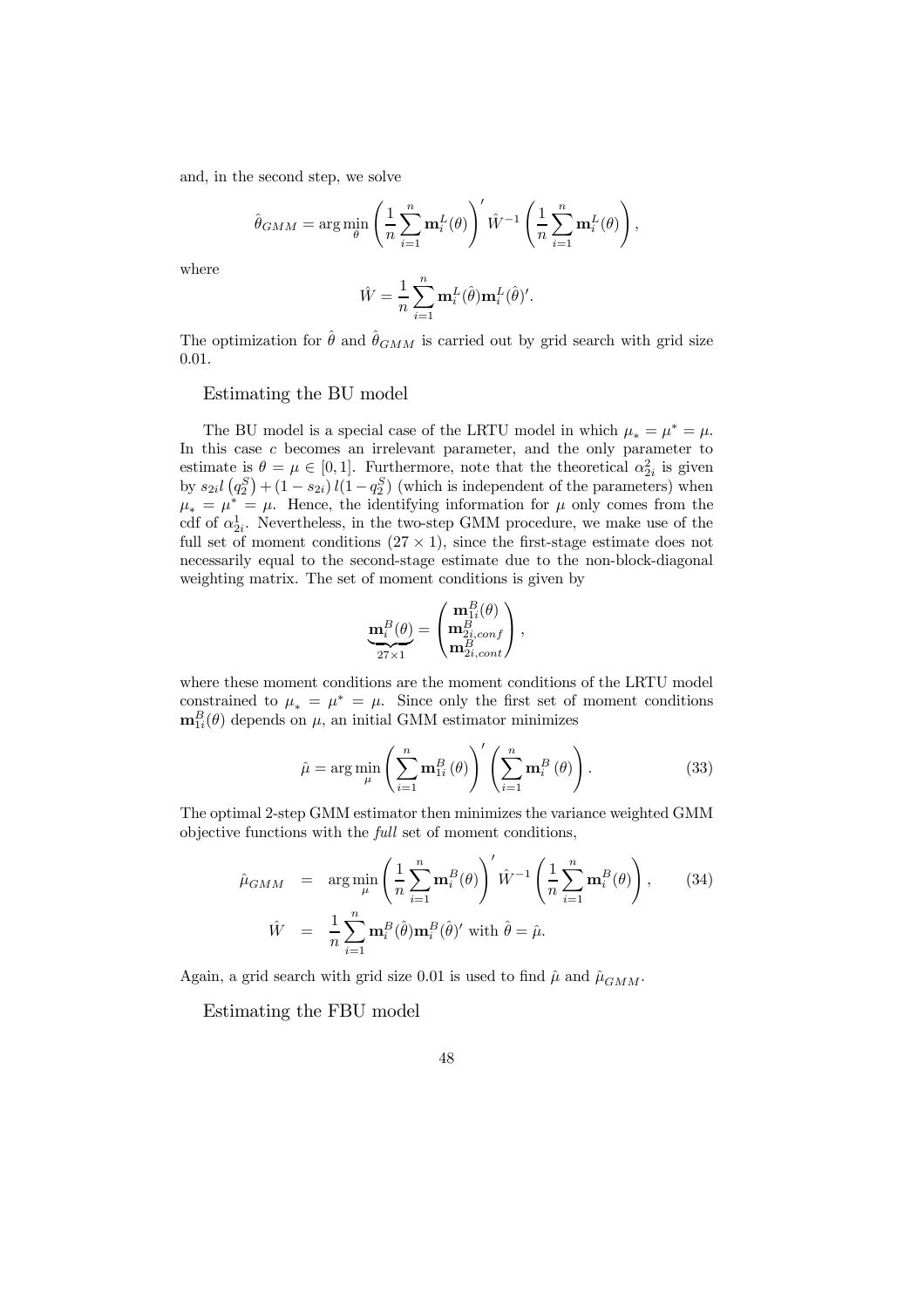and, in the second step, we solve

$$\hat{\theta}_{GMM} = \arg\min_{\theta} \left( \frac{1}{n} \sum_{i=1}^{n} \mathbf{m}_i^L(\theta) \right)' \hat{W}^{-1} \left( \frac{1}{n} \sum_{i=1}^{n} \mathbf{m}_i^L(\theta) \right),$$

where

$$\hat{W} = \frac{1}{n} \sum_{i=1}^{n} \mathbf{m}_i^L(\hat{\theta}) \mathbf{m}_i^L(\hat{\theta})'.$$

The optimization for $\hat{\theta}$ and $\hat{\theta}_{GMM}$ is carried out by grid search with grid size 0.01.

### Estimating the BU model

The BU model is a special case of the LRTU model in which $\mu_* = \mu^* = \mu$. In this case $c$ becomes an irrelevant parameter, and the only parameter to estimate is $\theta = \mu \in [0,1]$. Furthermore, note that the theoretical $\alpha_{2i}^2$ is given by $s_{2i} l\left(q_2^S\right) + (1 - s_{2i})\, l(1 - q_2^S)$ (which is independent of the parameters) when $\mu_* = \mu^* = \mu$. Hence, the identifying information for $\mu$ only comes from the cdf of $\alpha_{2i}^1$. Nevertheless, in the two-step GMM procedure, we make use of the full set of moment conditions $(27 \times 1)$, since the first-stage estimate does not necessarily equal to the second-stage estimate due to the non-block-diagonal weighting matrix. The set of moment conditions is given by

$$\underbrace{\mathbf{m}_i^B(\theta)}_{27 \times 1} = \begin{pmatrix} \mathbf{m}_{1i}^B(\theta) \\ \mathbf{m}_{2i,conf}^B \\ \mathbf{m}_{2i,cont}^B \end{pmatrix},$$

where these moment conditions are the moment conditions of the LRTU model constrained to $\mu_* = \mu^* = \mu$. Since only the first set of moment conditions $\mathbf{m}_{1i}^B(\theta)$ depends on $\mu$, an initial GMM estimator minimizes

$$\hat{\mu} = \arg\min_{\mu} \left( \sum_{i=1}^{n} \mathbf{m}_{1i}^B(\theta) \right)' \left( \sum_{i=1}^{n} \mathbf{m}_i^B(\theta) \right). \tag{33}$$

The optimal 2-step GMM estimator then minimizes the variance weighted GMM objective functions with the *full* set of moment conditions,

$$\begin{aligned} \hat{\mu}_{GMM} &= \arg\min_{\mu} \left( \frac{1}{n} \sum_{i=1}^{n} \mathbf{m}_i^B(\theta) \right)' \hat{W}^{-1} \left( \frac{1}{n} \sum_{i=1}^{n} \mathbf{m}_i^B(\theta) \right), \qquad (34) \\ \hat{W} &= \frac{1}{n} \sum_{i=1}^{n} \mathbf{m}_i^B(\hat{\theta}) \mathbf{m}_i^B(\hat{\theta})' \text{ with } \hat{\theta} = \hat{\mu}. \end{aligned}$$

Again, a grid search with grid size 0.01 is used to find $\hat{\mu}$ and $\hat{\mu}_{GMM}$.

### Estimating the FBU model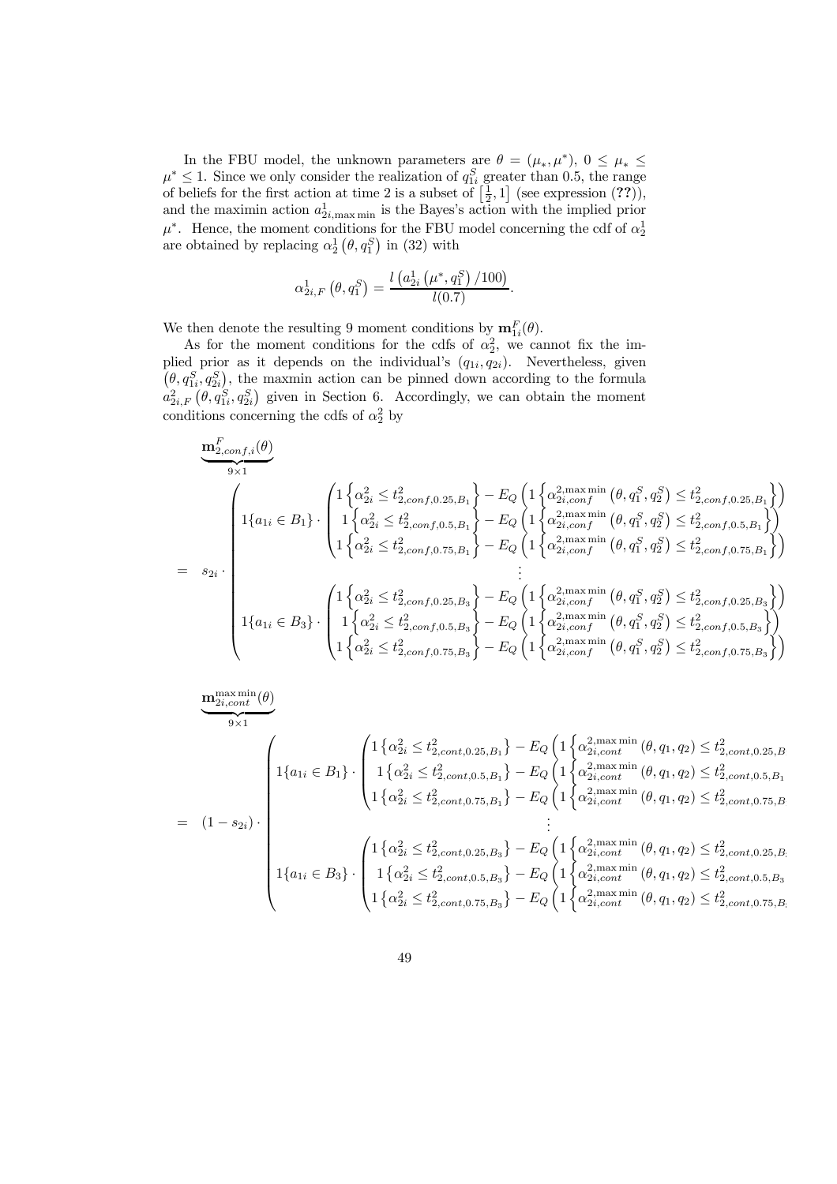In the FBU model, the unknown parameters are $\theta = (\mu_*, \mu^*)$, $0 \leq \mu_* \leq \mu^* \leq 1$. Since we only consider the realization of $q_{1i}^S$ greater than 0.5, the range of beliefs for the first action at time 2 is a subset of $\left[\frac{1}{2}, 1\right]$ (see expression (**??**)), and the maximin action $a_{2i,\max\min}^1$ is the Bayes's action with the implied prior $\mu^*$. Hence, the moment conditions for the FBU model concerning the cdf of $\alpha_2^1$ are obtained by replacing $\alpha_2^1\left(\theta, q_1^S\right)$ in (32) with

$$\alpha_{2i,F}^1\left(\theta, q_1^S\right) = \frac{l\left(a_{2i}^1\left(\mu^*, q_1^S\right)/100\right)}{l(0.7)}.$$

We then denote the resulting 9 moment conditions by $\mathbf{m}_{1i}^F(\theta)$.

As for the moment conditions for the cdfs of $\alpha_2^2$, we cannot fix the implied prior as it depends on the individual's $(q_{1i}, q_{2i})$. Nevertheless, given $\left(\theta, q_{1i}^S, q_{2i}^S\right)$, the maxmin action can be pinned down according to the formula $a_{2i,F}^2\left(\theta, q_{1i}^S, q_{2i}^S\right)$ given in Section 6. Accordingly, we can obtain the moment conditions concerning the cdfs of $\alpha_2^2$ by

$$\underbrace{\mathbf{m}_{2,conf,i}^F(\theta)}_{9\times 1} = s_{2i} \cdot \begin{pmatrix} 1\{a_{1i} \in B_1\} \cdot \begin{pmatrix} 1\left\{\alpha_{2i}^2 \leq t_{2,conf,0.25,B_1}^2\right\} - E_Q\left(1\left\{\alpha_{2i,conf}^{2,\max\min}\left(\theta, q_1^S, q_2^S\right) \leq t_{2,conf,0.25,B_1}^2\right\}\right) \\ 1\left\{\alpha_{2i}^2 \leq t_{2,conf,0.5,B_1}^2\right\} - E_Q\left(1\left\{\alpha_{2i,conf}^{2,\max\min}\left(\theta, q_1^S, q_2^S\right) \leq t_{2,conf,0.5,B_1}^2\right\}\right) \\ 1\left\{\alpha_{2i}^2 \leq t_{2,conf,0.75,B_1}^2\right\} - E_Q\left(1\left\{\alpha_{2i,conf}^{2,\max\min}\left(\theta, q_1^S, q_2^S\right) \leq t_{2,conf,0.75,B_1}^2\right\}\right) \end{pmatrix} \\ \vdots \\ 1\{a_{1i} \in B_3\} \cdot \begin{pmatrix} 1\left\{\alpha_{2i}^2 \leq t_{2,conf,0.25,B_3}^2\right\} - E_Q\left(1\left\{\alpha_{2i,conf}^{2,\max\min}\left(\theta, q_1^S, q_2^S\right) \leq t_{2,conf,0.25,B_3}^2\right\}\right) \\ 1\left\{\alpha_{2i}^2 \leq t_{2,conf,0.5,B_3}^2\right\} - E_Q\left(1\left\{\alpha_{2i,conf}^{2,\max\min}\left(\theta, q_1^S, q_2^S\right) \leq t_{2,conf,0.5,B_3}^2\right\}\right) \\ 1\left\{\alpha_{2i}^2 \leq t_{2,conf,0.75,B_3}^2\right\} - E_Q\left(1\left\{\alpha_{2i,conf}^{2,\max\min}\left(\theta, q_1^S, q_2^S\right) \leq t_{2,conf,0.75,B_3}^2\right\}\right) \end{pmatrix} \end{pmatrix}$$

$$\underbrace{\mathbf{m}_{2i,cont}^{\max\min}(\theta)}_{9\times 1} = (1 - s_{2i}) \cdot \begin{pmatrix} 1\{a_{1i} \in B_1\} \cdot \begin{pmatrix} 1\left\{\alpha_{2i}^2 \leq t_{2,cont,0.25,B_1}^2\right\} - E_Q\left(1\left\{\alpha_{2i,cont}^{2,\max\min}\left(\theta, q_1, q_2\right) \leq t_{2,cont,0.25,B_1}^2\right\}\right) \\ 1\left\{\alpha_{2i}^2 \leq t_{2,cont,0.5,B_1}^2\right\} - E_Q\left(1\left\{\alpha_{2i,cont}^{2,\max\min}\left(\theta, q_1, q_2\right) \leq t_{2,cont,0.5,B_1}^2\right\}\right) \\ 1\left\{\alpha_{2i}^2 \leq t_{2,cont,0.75,B_1}^2\right\} - E_Q\left(1\left\{\alpha_{2i,cont}^{2,\max\min}\left(\theta, q_1, q_2\right) \leq t_{2,cont,0.75,B_1}^2\right\}\right) \end{pmatrix} \\ \vdots \\ 1\{a_{1i} \in B_3\} \cdot \begin{pmatrix} 1\left\{\alpha_{2i}^2 \leq t_{2,cont,0.25,B_3}^2\right\} - E_Q\left(1\left\{\alpha_{2i,cont}^{2,\max\min}\left(\theta, q_1, q_2\right) \leq t_{2,cont,0.25,B_3}^2\right\}\right) \\ 1\left\{\alpha_{2i}^2 \leq t_{2,cont,0.5,B_3}^2\right\} - E_Q\left(1\left\{\alpha_{2i,cont}^{2,\max\min}\left(\theta, q_1, q_2\right) \leq t_{2,cont,0.5,B_3}^2\right\}\right) \\ 1\left\{\alpha_{2i}^2 \leq t_{2,cont,0.75,B_3}^2\right\} - E_Q\left(1\left\{\alpha_{2i,cont}^{2,\max\min}\left(\theta, q_1, q_2\right) \leq t_{2,cont,0.75,B_3}^2\right\}\right) \end{pmatrix} \end{pmatrix}$$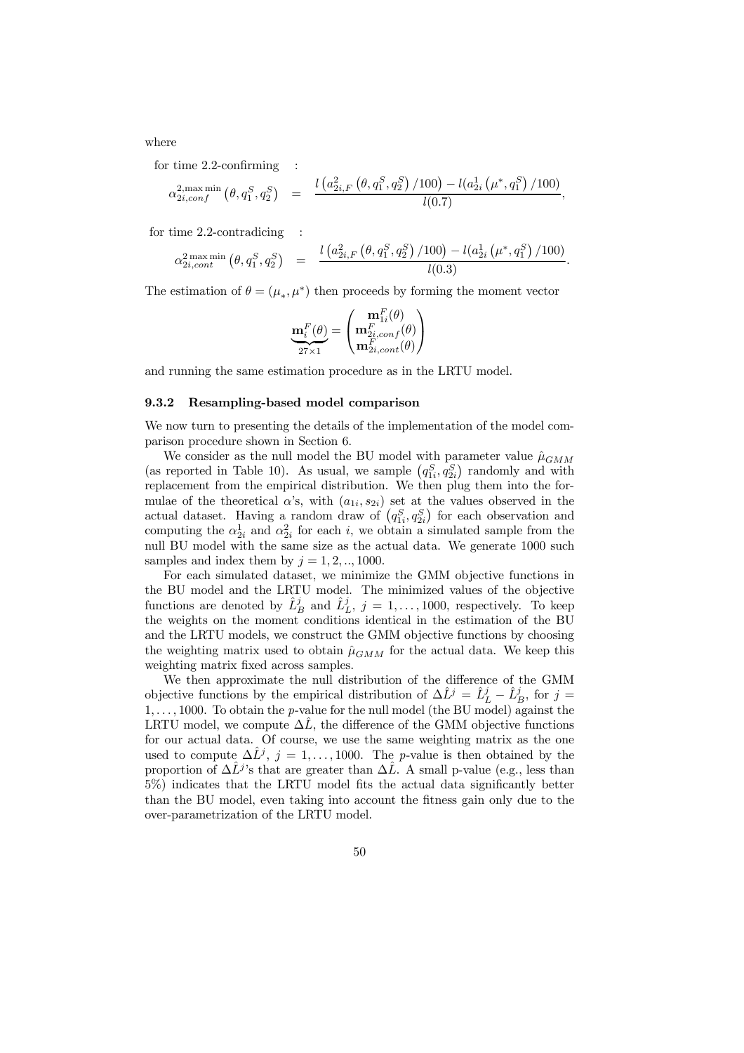where

for time 2.2-confirming :

$$\alpha_{2i,conf}^{2,\max\min}\left(\theta, q_1^S, q_2^S\right) = \frac{l\left(a_{2i,F}^2\left(\theta, q_1^S, q_2^S\right)/100\right) - l(a_{2i}^1\left(\mu^*, q_1^S\right)/100)}{l(0.7)},$$

for time 2.2-contradicing :

$$\alpha_{2i,cont}^{2\max\min}\left(\theta, q_1^S, q_2^S\right) = \frac{l\left(a_{2i,F}^2\left(\theta, q_1^S, q_2^S\right)/100\right) - l(a_{2i}^1\left(\mu^*, q_1^S\right)/100)}{l(0.3)}.$$

The estimation of $\theta = (\mu_*, \mu^*)$ then proceeds by forming the moment vector

$$\underbrace{\mathbf{m}_i^F(\theta)}_{27\times 1} = \begin{pmatrix} \mathbf{m}_{1i}^F(\theta) \\ \mathbf{m}_{2i,conf}^F(\theta) \\ \mathbf{m}_{2i,cont}^F(\theta) \end{pmatrix}$$

and running the same estimation procedure as in the LRTU model.

### 9.3.2 Resampling-based model comparison

We now turn to presenting the details of the implementation of the model comparison procedure shown in Section 6.

We consider as the null model the BU model with parameter value $\hat{\mu}_{GMM}$ (as reported in Table 10). As usual, we sample $\left(q_{1i}^S, q_{2i}^S\right)$ randomly and with replacement from the empirical distribution. We then plug them into the formulae of the theoretical $\alpha$'s, with $(a_{1i}, s_{2i})$ set at the values observed in the actual dataset. Having a random draw of $\left(q_{1i}^S, q_{2i}^S\right)$ for each observation and computing the $\alpha_{2i}^1$ and $\alpha_{2i}^2$ for each $i$, we obtain a simulated sample from the null BU model with the same size as the actual data. We generate 1000 such samples and index them by $j = 1, 2, .., 1000$.

For each simulated dataset, we minimize the GMM objective functions in the BU model and the LRTU model. The minimized values of the objective functions are denoted by $\hat{L}_B^j$ and $\hat{L}_L^j$, $j = 1, \ldots, 1000$, respectively. To keep the weights on the moment conditions identical in the estimation of the BU and the LRTU models, we construct the GMM objective functions by choosing the weighting matrix used to obtain $\hat{\mu}_{GMM}$ for the actual data. We keep this weighting matrix fixed across samples.

We then approximate the null distribution of the difference of the GMM objective functions by the empirical distribution of $\Delta\hat{L}^j = \hat{L}_L^j - \hat{L}_B^j$, for $j = 1, \ldots, 1000$. To obtain the $p$-value for the null model (the BU model) against the LRTU model, we compute $\Delta\hat{L}$, the difference of the GMM objective functions for our actual data. Of course, we use the same weighting matrix as the one used to compute $\Delta\hat{L}^j$, $j = 1, \ldots, 1000$. The $p$-value is then obtained by the proportion of $\Delta\hat{L}^j$'s that are greater than $\Delta\hat{L}$. A small p-value (e.g., less than 5%) indicates that the LRTU model fits the actual data significantly better than the BU model, even taking into account the fitness gain only due to the over-parametrization of the LRTU model.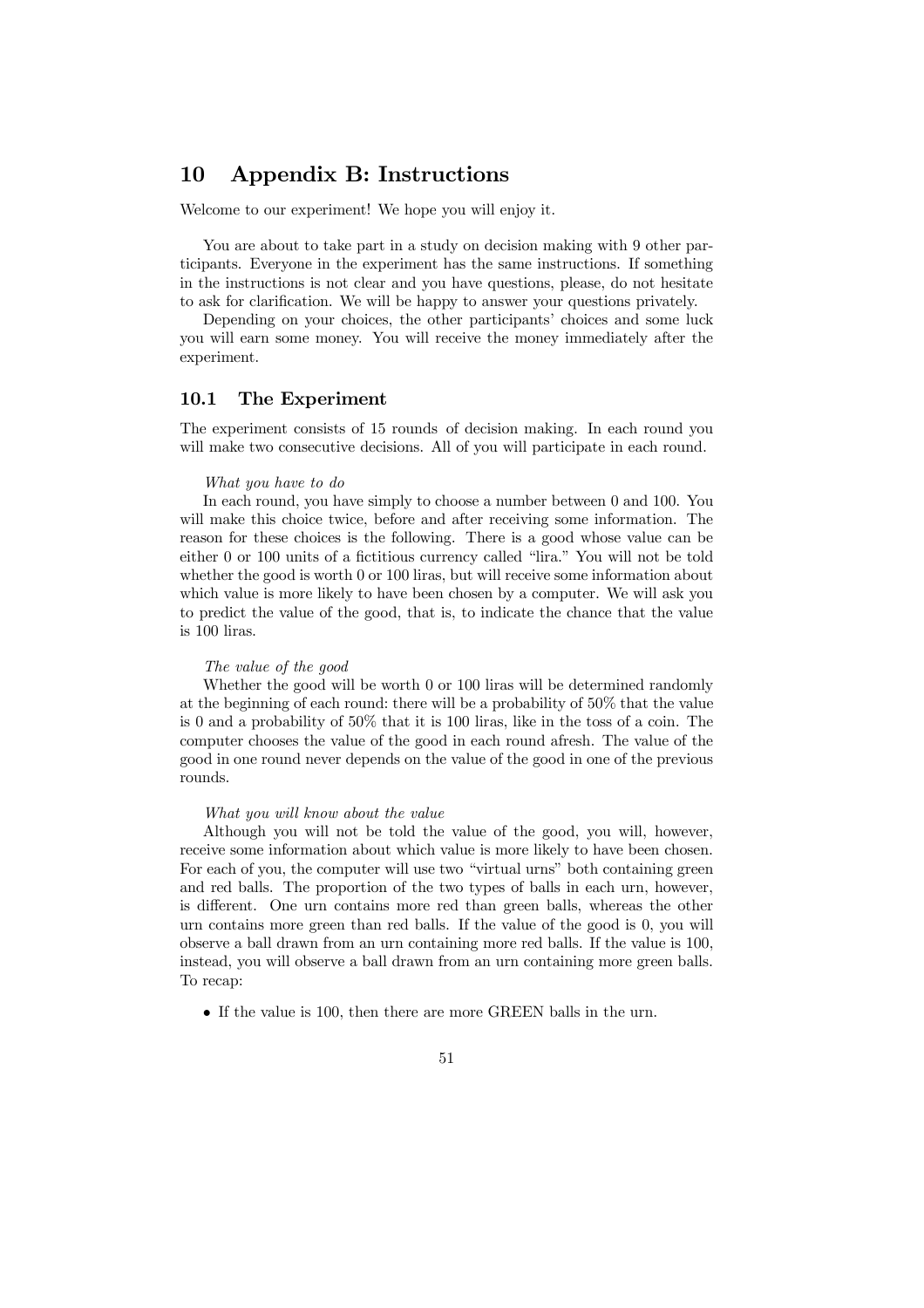# 10 Appendix B: Instructions

Welcome to our experiment! We hope you will enjoy it.

You are about to take part in a study on decision making with 9 other participants. Everyone in the experiment has the same instructions. If something in the instructions is not clear and you have questions, please, do not hesitate to ask for clarification. We will be happy to answer your questions privately.

Depending on your choices, the other participants' choices and some luck you will earn some money. You will receive the money immediately after the experiment.

## 10.1 The Experiment

The experiment consists of 15 rounds of decision making. In each round you will make two consecutive decisions. All of you will participate in each round.

*What you have to do*

In each round, you have simply to choose a number between 0 and 100. You will make this choice twice, before and after receiving some information. The reason for these choices is the following. There is a good whose value can be either 0 or 100 units of a fictitious currency called "lira." You will not be told whether the good is worth 0 or 100 liras, but will receive some information about which value is more likely to have been chosen by a computer. We will ask you to predict the value of the good, that is, to indicate the chance that the value is 100 liras.

*The value of the good*

Whether the good will be worth 0 or 100 liras will be determined randomly at the beginning of each round: there will be a probability of 50% that the value is 0 and a probability of 50% that it is 100 liras, like in the toss of a coin. The computer chooses the value of the good in each round afresh. The value of the good in one round never depends on the value of the good in one of the previous rounds.

*What you will know about the value*

Although you will not be told the value of the good, you will, however, receive some information about which value is more likely to have been chosen. For each of you, the computer will use two "virtual urns" both containing green and red balls. The proportion of the two types of balls in each urn, however, is different. One urn contains more red than green balls, whereas the other urn contains more green than red balls. If the value of the good is 0, you will observe a ball drawn from an urn containing more red balls. If the value is 100, instead, you will observe a ball drawn from an urn containing more green balls. To recap:

- If the value is 100, then there are more GREEN balls in the urn.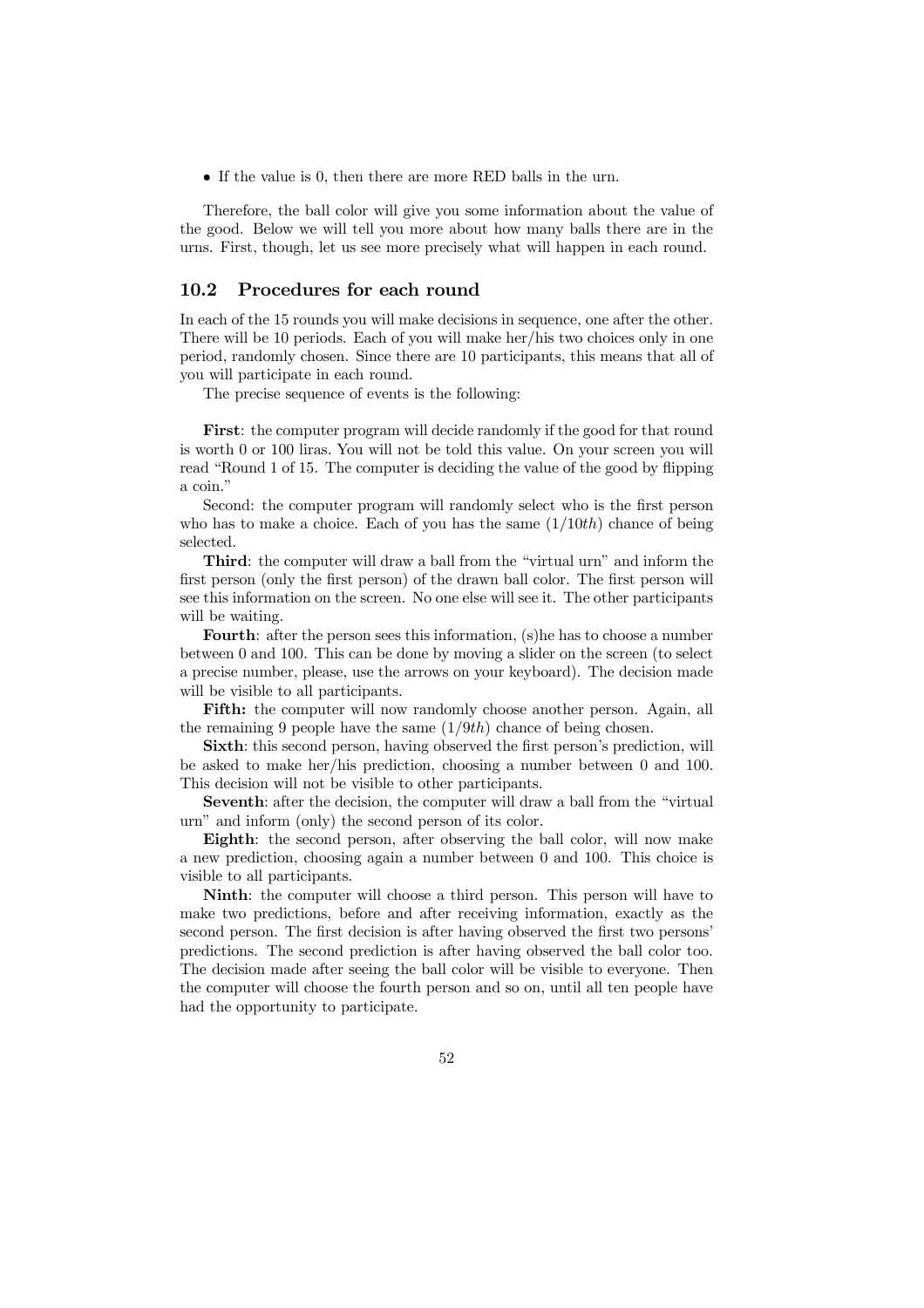- If the value is 0, then there are more RED balls in the urn.

Therefore, the ball color will give you some information about the value of the good. Below we will tell you more about how many balls there are in the urns. First, though, let us see more precisely what will happen in each round.

## 10.2 Procedures for each round

In each of the 15 rounds you will make decisions in sequence, one after the other. There will be 10 periods. Each of you will make her/his two choices only in one period, randomly chosen. Since there are 10 participants, this means that all of you will participate in each round.

The precise sequence of events is the following:

**First**: the computer program will decide randomly if the good for that round is worth 0 or 100 liras. You will not be told this value. On your screen you will read "Round 1 of 15. The computer is deciding the value of the good by flipping a coin."

Second: the computer program will randomly select who is the first person who has to make a choice. Each of you has the same ($1/10th$) chance of being selected.

**Third**: the computer will draw a ball from the "virtual urn" and inform the first person (only the first person) of the drawn ball color. The first person will see this information on the screen. No one else will see it. The other participants will be waiting.

**Fourth**: after the person sees this information, (s)he has to choose a number between 0 and 100. This can be done by moving a slider on the screen (to select a precise number, please, use the arrows on your keyboard). The decision made will be visible to all participants.

**Fifth:** the computer will now randomly choose another person. Again, all the remaining 9 people have the same ($1/9th$) chance of being chosen.

**Sixth**: this second person, having observed the first person's prediction, will be asked to make her/his prediction, choosing a number between 0 and 100. This decision will not be visible to other participants.

**Seventh**: after the decision, the computer will draw a ball from the "virtual urn" and inform (only) the second person of its color.

**Eighth**: the second person, after observing the ball color, will now make a new prediction, choosing again a number between 0 and 100. This choice is visible to all participants.

**Ninth**: the computer will choose a third person. This person will have to make two predictions, before and after receiving information, exactly as the second person. The first decision is after having observed the first two persons' predictions. The second prediction is after having observed the ball color too. The decision made after seeing the ball color will be visible to everyone. Then the computer will choose the fourth person and so on, until all ten people have had the opportunity to participate.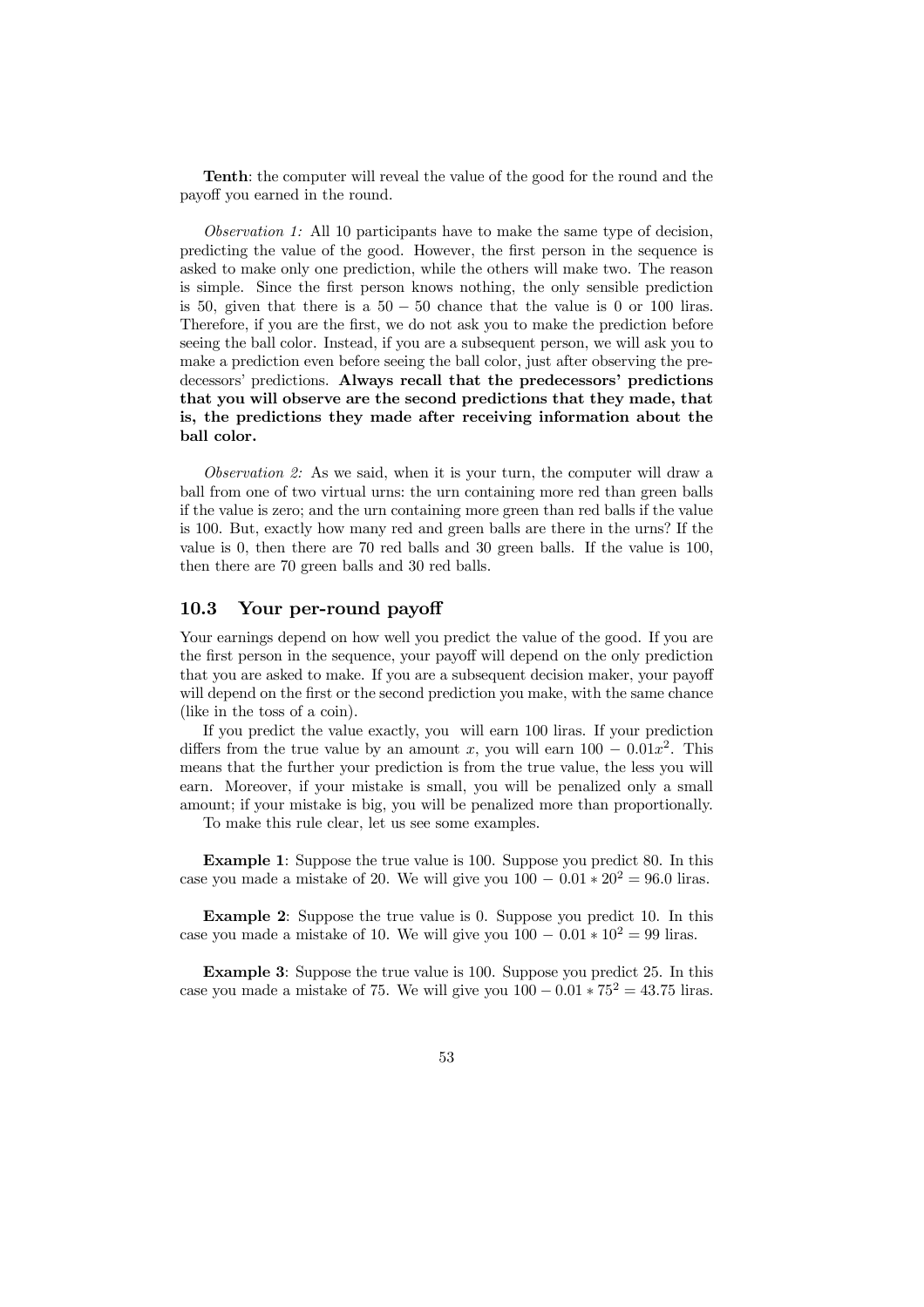**Tenth**: the computer will reveal the value of the good for the round and the payoff you earned in the round.

*Observation 1:* All 10 participants have to make the same type of decision, predicting the value of the good. However, the first person in the sequence is asked to make only one prediction, while the others will make two. The reason is simple. Since the first person knows nothing, the only sensible prediction is 50, given that there is a $50 - 50$ chance that the value is 0 or 100 liras. Therefore, if you are the first, we do not ask you to make the prediction before seeing the ball color. Instead, if you are a subsequent person, we will ask you to make a prediction even before seeing the ball color, just after observing the predecessors' predictions. **Always recall that the predecessors' predictions that you will observe are the second predictions that they made, that is, the predictions they made after receiving information about the ball color.**

*Observation 2:* As we said, when it is your turn, the computer will draw a ball from one of two virtual urns: the urn containing more red than green balls if the value is zero; and the urn containing more green than red balls if the value is 100. But, exactly how many red and green balls are there in the urns? If the value is 0, then there are 70 red balls and 30 green balls. If the value is 100, then there are 70 green balls and 30 red balls.

### 10.3 Your per-round payoff

Your earnings depend on how well you predict the value of the good. If you are the first person in the sequence, your payoff will depend on the only prediction that you are asked to make. If you are a subsequent decision maker, your payoff will depend on the first or the second prediction you make, with the same chance (like in the toss of a coin).

If you predict the value exactly, you will earn 100 liras. If your prediction differs from the true value by an amount $x$, you will earn $100 - 0.01x^2$. This means that the further your prediction is from the true value, the less you will earn. Moreover, if your mistake is small, you will be penalized only a small amount; if your mistake is big, you will be penalized more than proportionally.

To make this rule clear, let us see some examples.

**Example 1**: Suppose the true value is 100. Suppose you predict 80. In this case you made a mistake of 20. We will give you $100 - 0.01 * 20^2 = 96.0$ liras.

**Example 2**: Suppose the true value is 0. Suppose you predict 10. In this case you made a mistake of 10. We will give you $100 - 0.01 * 10^2 = 99$ liras.

**Example 3**: Suppose the true value is 100. Suppose you predict 25. In this case you made a mistake of 75. We will give you $100 - 0.01 * 75^2 = 43.75$ liras.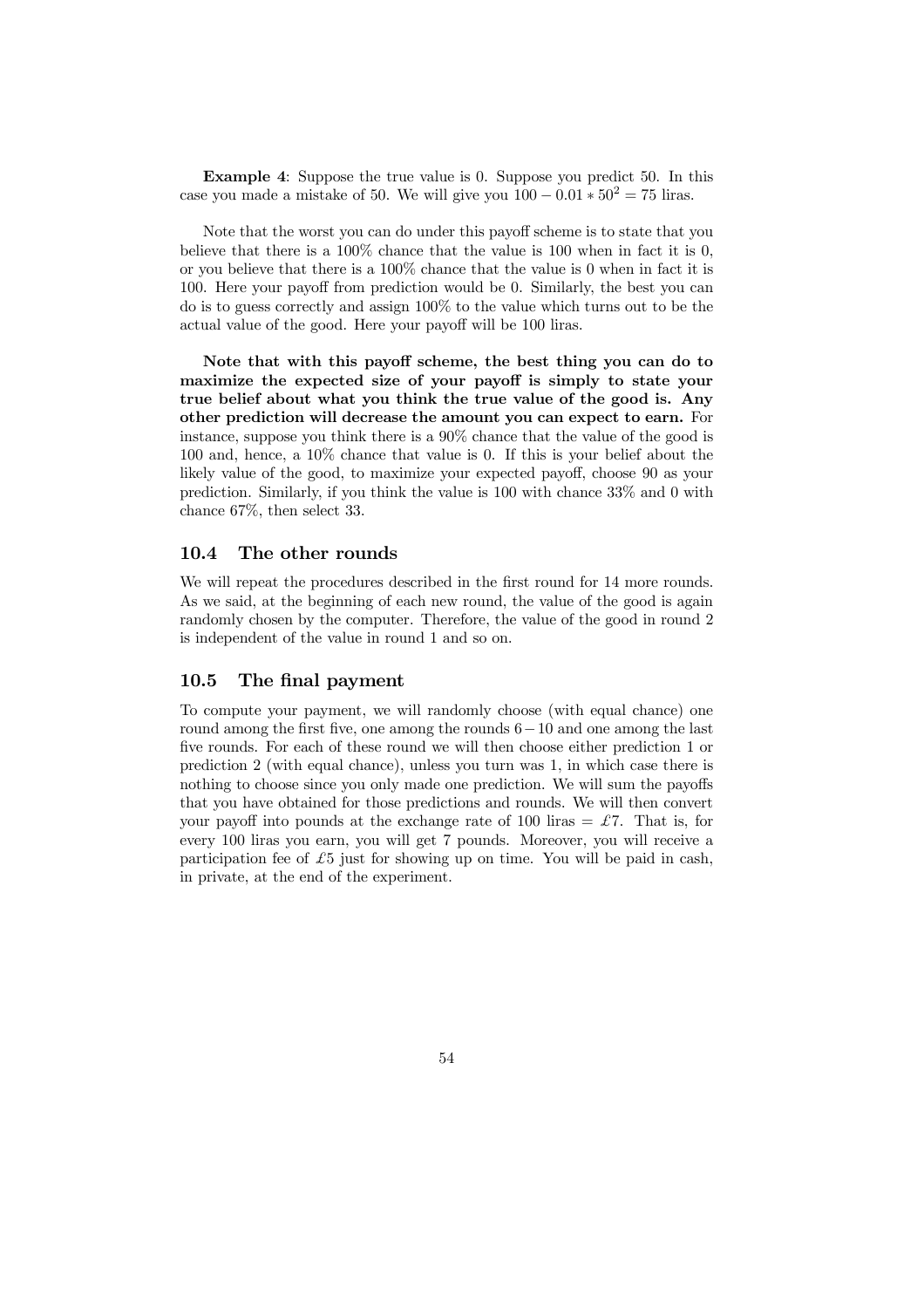**Example 4**: Suppose the true value is 0. Suppose you predict 50. In this case you made a mistake of 50. We will give you $100 - 0.01 * 50^2 = 75$ liras.

Note that the worst you can do under this payoff scheme is to state that you believe that there is a 100% chance that the value is 100 when in fact it is 0, or you believe that there is a 100% chance that the value is 0 when in fact it is 100. Here your payoff from prediction would be 0. Similarly, the best you can do is to guess correctly and assign 100% to the value which turns out to be the actual value of the good. Here your payoff will be 100 liras.

**Note that with this payoff scheme, the best thing you can do to maximize the expected size of your payoff is simply to state your true belief about what you think the true value of the good is. Any other prediction will decrease the amount you can expect to earn.** For instance, suppose you think there is a 90% chance that the value of the good is 100 and, hence, a 10% chance that value is 0. If this is your belief about the likely value of the good, to maximize your expected payoff, choose 90 as your prediction. Similarly, if you think the value is 100 with chance 33% and 0 with chance 67%, then select 33.

## 10.4 The other rounds

We will repeat the procedures described in the first round for 14 more rounds. As we said, at the beginning of each new round, the value of the good is again randomly chosen by the computer. Therefore, the value of the good in round 2 is independent of the value in round 1 and so on.

## 10.5 The final payment

To compute your payment, we will randomly choose (with equal chance) one round among the first five, one among the rounds $6 - 10$ and one among the last five rounds. For each of these round we will then choose either prediction 1 or prediction 2 (with equal chance), unless you turn was 1, in which case there is nothing to choose since you only made one prediction. We will sum the payoffs that you have obtained for those predictions and rounds. We will then convert your payoff into pounds at the exchange rate of 100 liras = £7. That is, for every 100 liras you earn, you will get 7 pounds. Moreover, you will receive a participation fee of £5 just for showing up on time. You will be paid in cash, in private, at the end of the experiment.